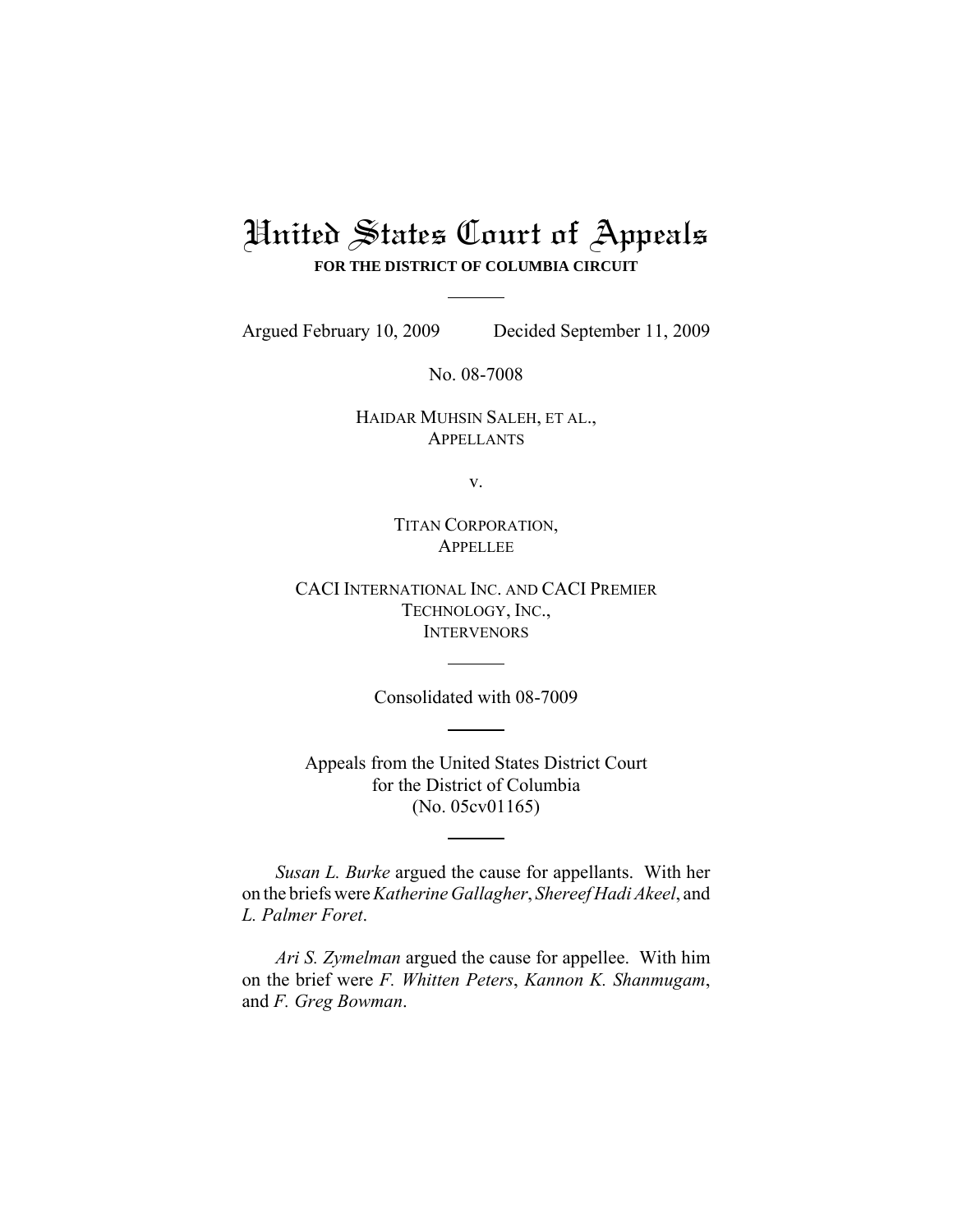# United States Court of Appeals

**FOR THE DISTRICT OF COLUMBIA CIRCUIT**

Argued February 10, 2009 Decided September 11, 2009

No. 08-7008

HAIDAR MUHSIN SALEH, ET AL.,
APPELLANTS

v.

TITAN CORPORATION,
APPELLEE

CACI INTERNATIONAL INC. AND CACI PREMIER TECHNOLOGY, INC.,
INTERVENORS

Consolidated with 08-7009

Appeals from the United States District Court
for the District of Columbia
(No. 05cv01165)

*Susan L. Burke* argued the cause for appellants. With her on the briefs were *Katherine Gallagher*, *Shereef Hadi Akeel*, and *L. Palmer Foret*.

*Ari S. Zymelman* argued the cause for appellee. With him on the brief were *F. Whitten Peters*, *Kannon K. Shanmugam*, and *F. Greg Bowman*.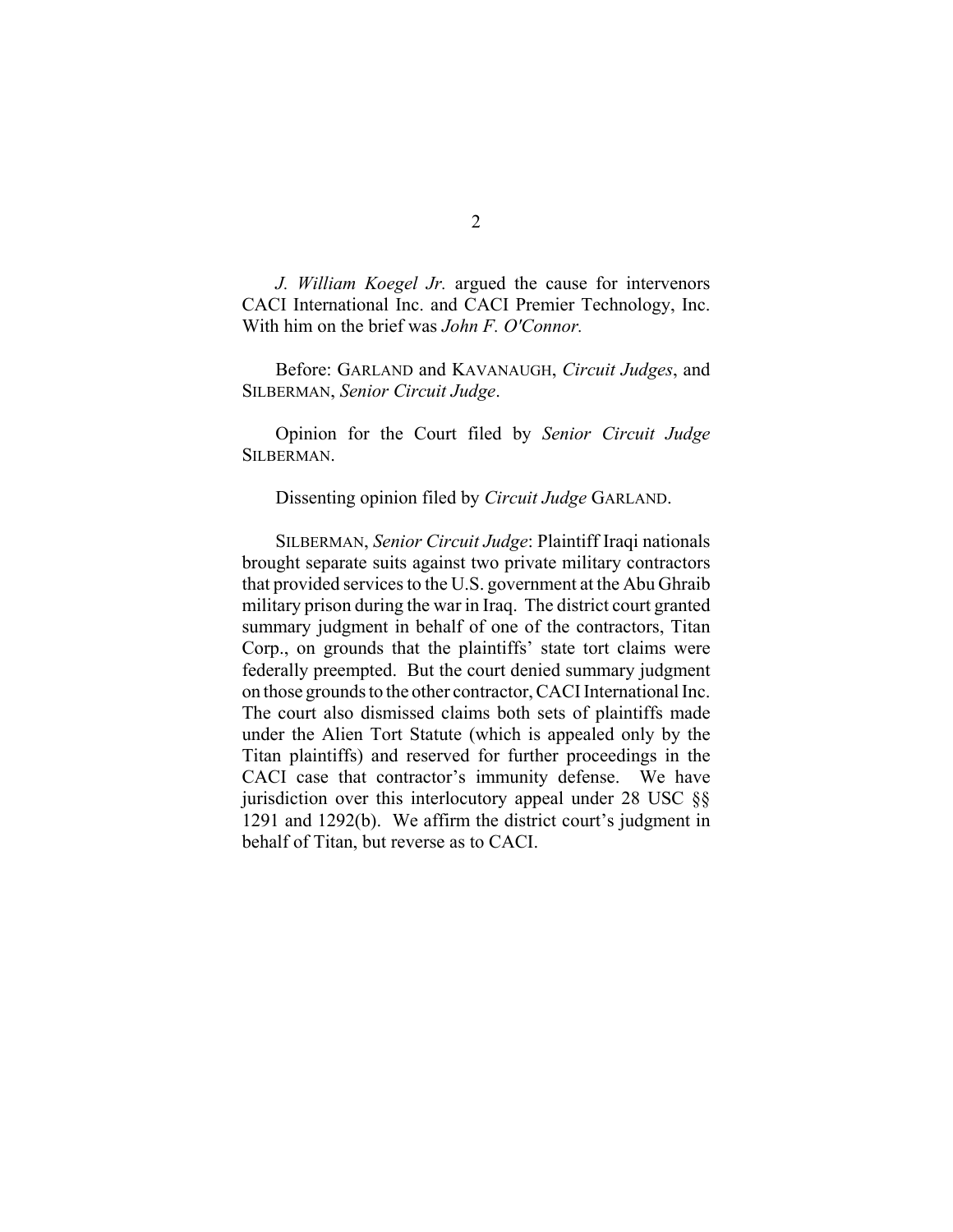*J. William Koegel Jr.* argued the cause for intervenors CACI International Inc. and CACI Premier Technology, Inc. With him on the brief was *John F. O'Connor.*

Before: GARLAND and KAVANAUGH, *Circuit Judges*, and SILBERMAN, *Senior Circuit Judge*.

Opinion for the Court filed by *Senior Circuit Judge* SILBERMAN.

Dissenting opinion filed by *Circuit Judge* GARLAND.

SILBERMAN, *Senior Circuit Judge*: Plaintiff Iraqi nationals brought separate suits against two private military contractors that provided services to the U.S. government at the Abu Ghraib military prison during the war in Iraq. The district court granted summary judgment in behalf of one of the contractors, Titan Corp., on grounds that the plaintiffs' state tort claims were federally preempted. But the court denied summary judgment on those grounds to the other contractor, CACI International Inc. The court also dismissed claims both sets of plaintiffs made under the Alien Tort Statute (which is appealed only by the Titan plaintiffs) and reserved for further proceedings in the CACI case that contractor's immunity defense. We have jurisdiction over this interlocutory appeal under 28 USC §§ 1291 and 1292(b). We affirm the district court's judgment in behalf of Titan, but reverse as to CACI.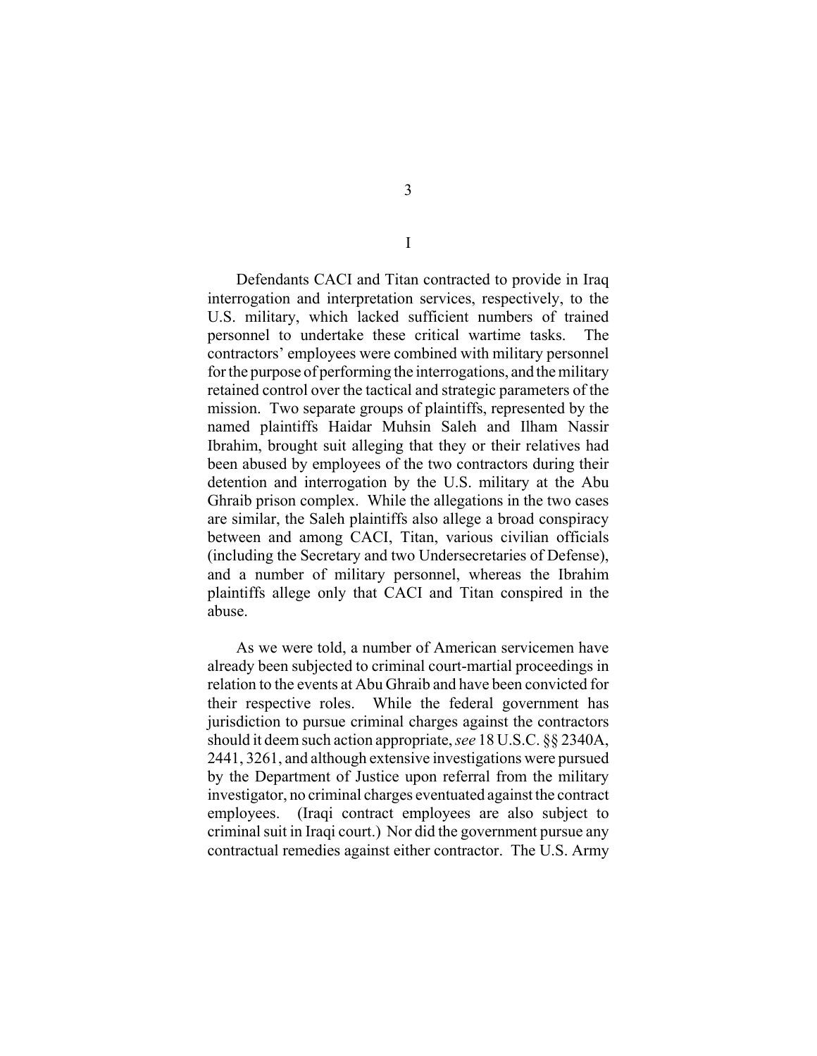# I

Defendants CACI and Titan contracted to provide in Iraq interrogation and interpretation services, respectively, to the U.S. military, which lacked sufficient numbers of trained personnel to undertake these critical wartime tasks. The contractors' employees were combined with military personnel for the purpose of performing the interrogations, and the military retained control over the tactical and strategic parameters of the mission. Two separate groups of plaintiffs, represented by the named plaintiffs Haidar Muhsin Saleh and Ilham Nassir Ibrahim, brought suit alleging that they or their relatives had been abused by employees of the two contractors during their detention and interrogation by the U.S. military at the Abu Ghraib prison complex. While the allegations in the two cases are similar, the Saleh plaintiffs also allege a broad conspiracy between and among CACI, Titan, various civilian officials (including the Secretary and two Undersecretaries of Defense), and a number of military personnel, whereas the Ibrahim plaintiffs allege only that CACI and Titan conspired in the abuse.

As we were told, a number of American servicemen have already been subjected to criminal court-martial proceedings in relation to the events at Abu Ghraib and have been convicted for their respective roles. While the federal government has jurisdiction to pursue criminal charges against the contractors should it deem such action appropriate, *see* 18 U.S.C. §§ 2340A, 2441, 3261, and although extensive investigations were pursued by the Department of Justice upon referral from the military investigator, no criminal charges eventuated against the contract employees. (Iraqi contract employees are also subject to criminal suit in Iraqi court.) Nor did the government pursue any contractual remedies against either contractor. The U.S. Army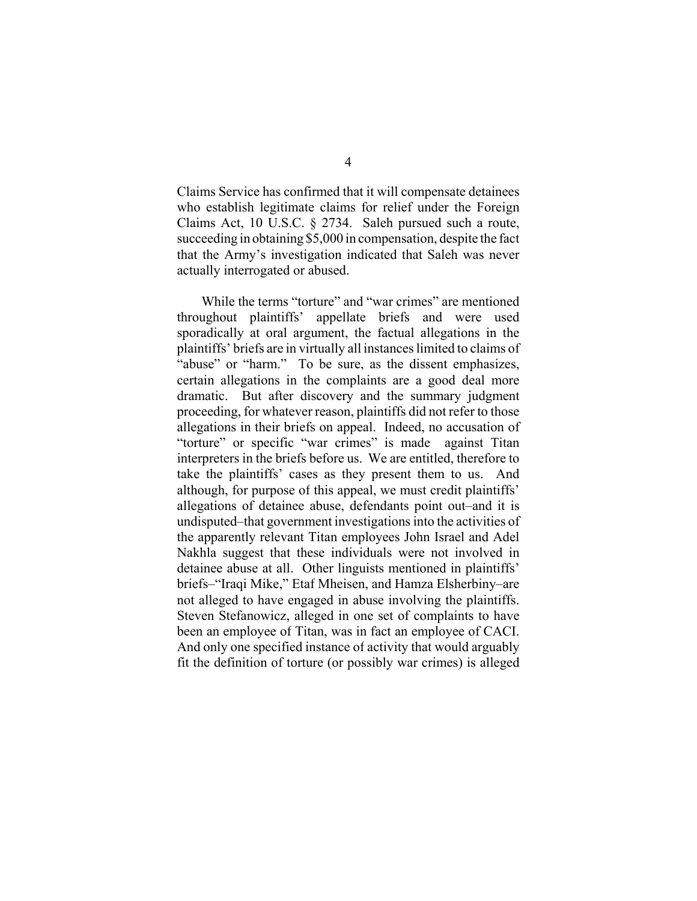Claims Service has confirmed that it will compensate detainees who establish legitimate claims for relief under the Foreign Claims Act, 10 U.S.C. § 2734. Saleh pursued such a route, succeeding in obtaining $5,000 in compensation, despite the fact that the Army's investigation indicated that Saleh was never actually interrogated or abused.

While the terms "torture" and "war crimes" are mentioned throughout plaintiffs' appellate briefs and were used sporadically at oral argument, the factual allegations in the plaintiffs' briefs are in virtually all instances limited to claims of "abuse" or "harm." To be sure, as the dissent emphasizes, certain allegations in the complaints are a good deal more dramatic. But after discovery and the summary judgment proceeding, for whatever reason, plaintiffs did not refer to those allegations in their briefs on appeal. Indeed, no accusation of "torture" or specific "war crimes" is made against Titan interpreters in the briefs before us. We are entitled, therefore to take the plaintiffs' cases as they present them to us. And although, for purpose of this appeal, we must credit plaintiffs' allegations of detainee abuse, defendants point out–and it is undisputed–that government investigations into the activities of the apparently relevant Titan employees John Israel and Adel Nakhla suggest that these individuals were not involved in detainee abuse at all. Other linguists mentioned in plaintiffs' briefs–"Iraqi Mike," Etaf Mheisen, and Hamza Elsherbiny–are not alleged to have engaged in abuse involving the plaintiffs. Steven Stefanowicz, alleged in one set of complaints to have been an employee of Titan, was in fact an employee of CACI. And only one specified instance of activity that would arguably fit the definition of torture (or possibly war crimes) is alleged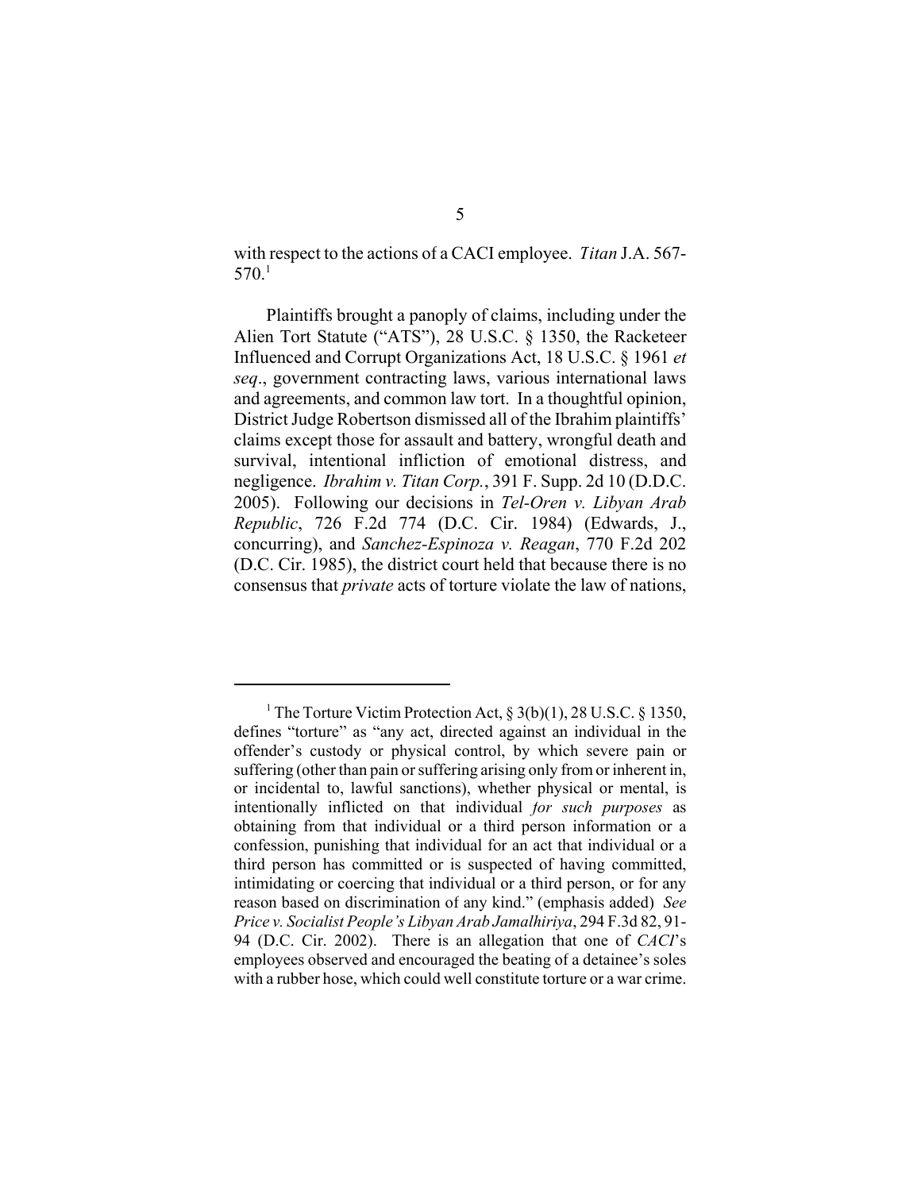with respect to the actions of a CACI employee. *Titan* J.A. 567-570.[1]

Plaintiffs brought a panoply of claims, including under the Alien Tort Statute ("ATS"), 28 U.S.C. § 1350, the Racketeer Influenced and Corrupt Organizations Act, 18 U.S.C. § 1961 *et seq*., government contracting laws, various international laws and agreements, and common law tort. In a thoughtful opinion, District Judge Robertson dismissed all of the Ibrahim plaintiffs' claims except those for assault and battery, wrongful death and survival, intentional infliction of emotional distress, and negligence. *Ibrahim v. Titan Corp.*, 391 F. Supp. 2d 10 (D.D.C. 2005). Following our decisions in *Tel-Oren v. Libyan Arab Republic*, 726 F.2d 774 (D.C. Cir. 1984) (Edwards, J., concurring), and *Sanchez-Espinoza v. Reagan*, 770 F.2d 202 (D.C. Cir. 1985), the district court held that because there is no consensus that *private* acts of torture violate the law of nations,

---

[1] The Torture Victim Protection Act, § 3(b)(1), 28 U.S.C. § 1350, defines "torture" as "any act, directed against an individual in the offender's custody or physical control, by which severe pain or suffering (other than pain or suffering arising only from or inherent in, or incidental to, lawful sanctions), whether physical or mental, is intentionally inflicted on that individual *for such purposes* as obtaining from that individual or a third person information or a confession, punishing that individual for an act that individual or a third person has committed or is suspected of having committed, intimidating or coercing that individual or a third person, or for any reason based on discrimination of any kind." (emphasis added) *See Price v. Socialist People's Libyan Arab Jamalhiriya*, 294 F.3d 82, 91-94 (D.C. Cir. 2002). There is an allegation that one of *CACI*'s employees observed and encouraged the beating of a detainee's soles with a rubber hose, which could well constitute torture or a war crime.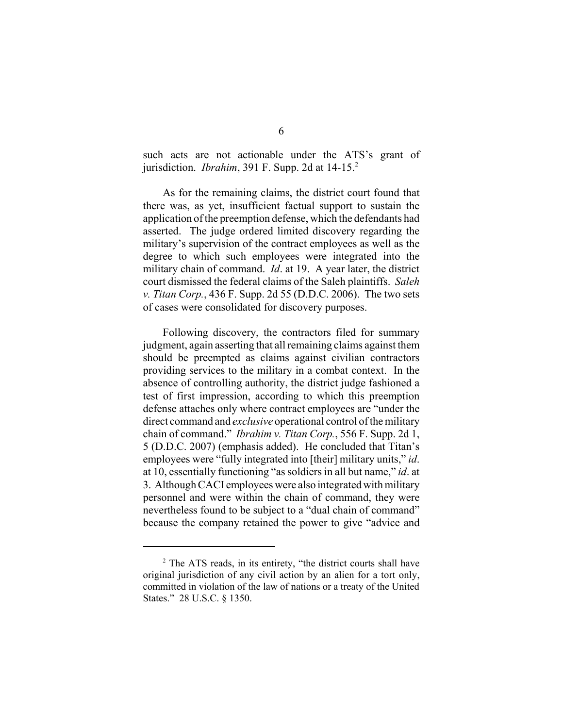such acts are not actionable under the ATS's grant of jurisdiction. *Ibrahim*, 391 F. Supp. 2d at 14-15.[2]

As for the remaining claims, the district court found that there was, as yet, insufficient factual support to sustain the application of the preemption defense, which the defendants had asserted. The judge ordered limited discovery regarding the military's supervision of the contract employees as well as the degree to which such employees were integrated into the military chain of command. *Id*. at 19. A year later, the district court dismissed the federal claims of the Saleh plaintiffs. *Saleh v. Titan Corp.*, 436 F. Supp. 2d 55 (D.D.C. 2006). The two sets of cases were consolidated for discovery purposes.

Following discovery, the contractors filed for summary judgment, again asserting that all remaining claims against them should be preempted as claims against civilian contractors providing services to the military in a combat context. In the absence of controlling authority, the district judge fashioned a test of first impression, according to which this preemption defense attaches only where contract employees are "under the direct command and *exclusive* operational control of the military chain of command." *Ibrahim v. Titan Corp.*, 556 F. Supp. 2d 1, 5 (D.D.C. 2007) (emphasis added). He concluded that Titan's employees were "fully integrated into [their] military units," *id*. at 10, essentially functioning "as soldiers in all but name," *id*. at 3. Although CACI employees were also integrated with military personnel and were within the chain of command, they were nevertheless found to be subject to a "dual chain of command" because the company retained the power to give "advice and

---

[2] The ATS reads, in its entirety, "the district courts shall have original jurisdiction of any civil action by an alien for a tort only, committed in violation of the law of nations or a treaty of the United States." 28 U.S.C. § 1350.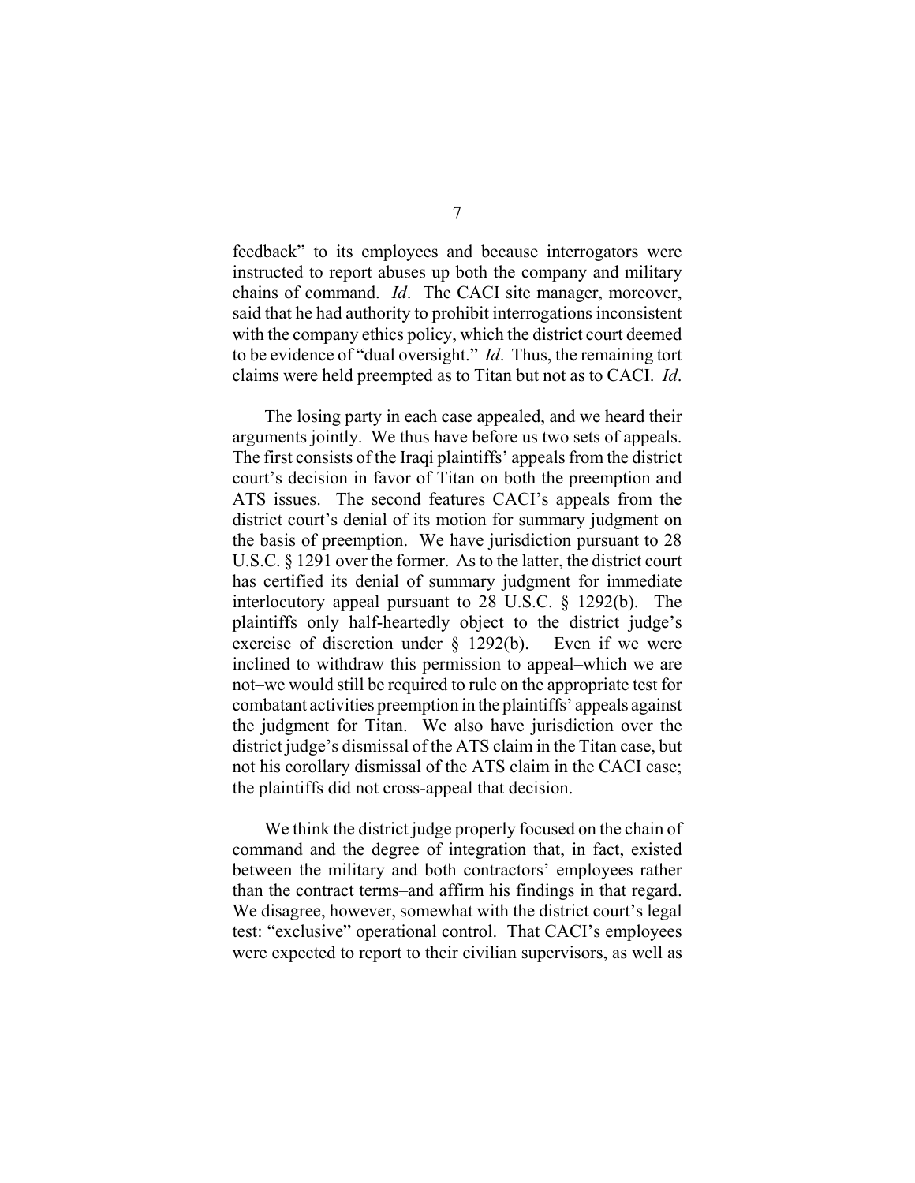feedback" to its employees and because interrogators were instructed to report abuses up both the company and military chains of command. *Id*. The CACI site manager, moreover, said that he had authority to prohibit interrogations inconsistent with the company ethics policy, which the district court deemed to be evidence of "dual oversight." *Id*. Thus, the remaining tort claims were held preempted as to Titan but not as to CACI. *Id*.

The losing party in each case appealed, and we heard their arguments jointly. We thus have before us two sets of appeals. The first consists of the Iraqi plaintiffs' appeals from the district court's decision in favor of Titan on both the preemption and ATS issues. The second features CACI's appeals from the district court's denial of its motion for summary judgment on the basis of preemption. We have jurisdiction pursuant to 28 U.S.C. § 1291 over the former. As to the latter, the district court has certified its denial of summary judgment for immediate interlocutory appeal pursuant to 28 U.S.C. § 1292(b). The plaintiffs only half-heartedly object to the district judge's exercise of discretion under § 1292(b). Even if we were inclined to withdraw this permission to appeal–which we are not–we would still be required to rule on the appropriate test for combatant activities preemption in the plaintiffs' appeals against the judgment for Titan. We also have jurisdiction over the district judge's dismissal of the ATS claim in the Titan case, but not his corollary dismissal of the ATS claim in the CACI case; the plaintiffs did not cross-appeal that decision.

We think the district judge properly focused on the chain of command and the degree of integration that, in fact, existed between the military and both contractors' employees rather than the contract terms–and affirm his findings in that regard. We disagree, however, somewhat with the district court's legal test: "exclusive" operational control. That CACI's employees were expected to report to their civilian supervisors, as well as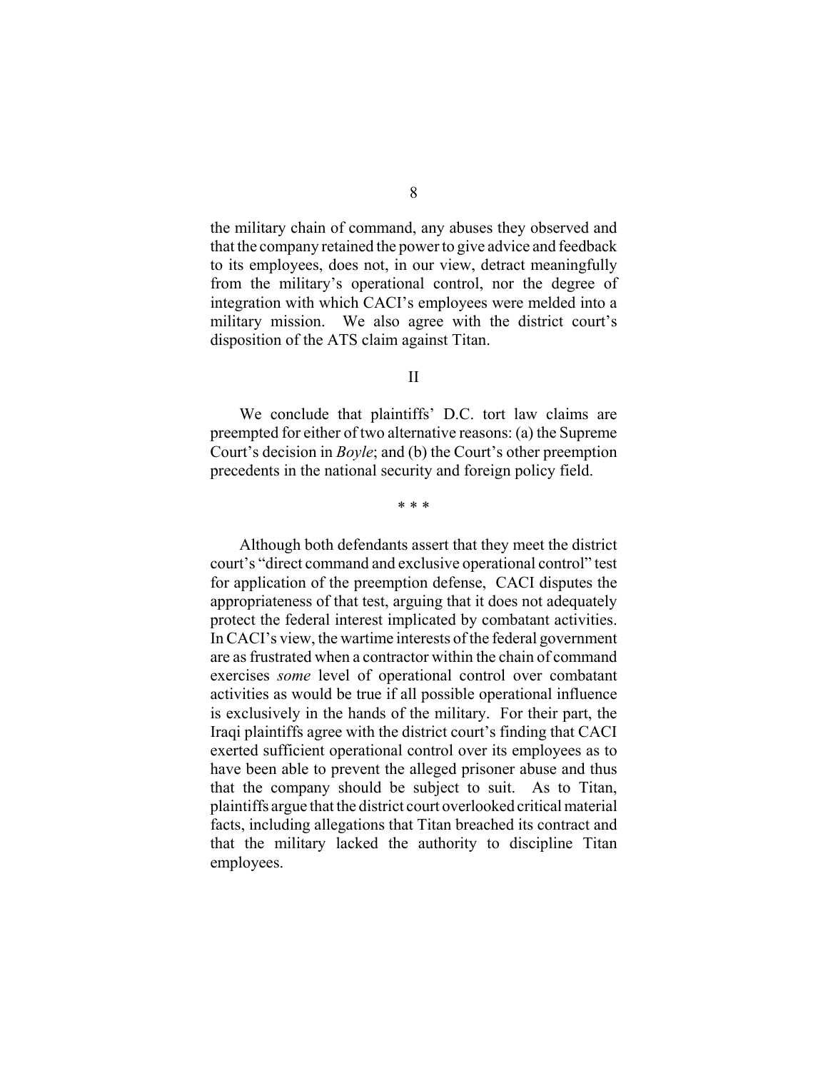the military chain of command, any abuses they observed and that the company retained the power to give advice and feedback to its employees, does not, in our view, detract meaningfully from the military's operational control, nor the degree of integration with which CACI's employees were melded into a military mission. We also agree with the district court's disposition of the ATS claim against Titan.

## II

We conclude that plaintiffs' D.C. tort law claims are preempted for either of two alternative reasons: (a) the Supreme Court's decision in *Boyle*; and (b) the Court's other preemption precedents in the national security and foreign policy field.

\* \* \*

Although both defendants assert that they meet the district court's "direct command and exclusive operational control" test for application of the preemption defense, CACI disputes the appropriateness of that test, arguing that it does not adequately protect the federal interest implicated by combatant activities. In CACI's view, the wartime interests of the federal government are as frustrated when a contractor within the chain of command exercises *some* level of operational control over combatant activities as would be true if all possible operational influence is exclusively in the hands of the military. For their part, the Iraqi plaintiffs agree with the district court's finding that CACI exerted sufficient operational control over its employees as to have been able to prevent the alleged prisoner abuse and thus that the company should be subject to suit. As to Titan, plaintiffs argue that the district court overlooked critical material facts, including allegations that Titan breached its contract and that the military lacked the authority to discipline Titan employees.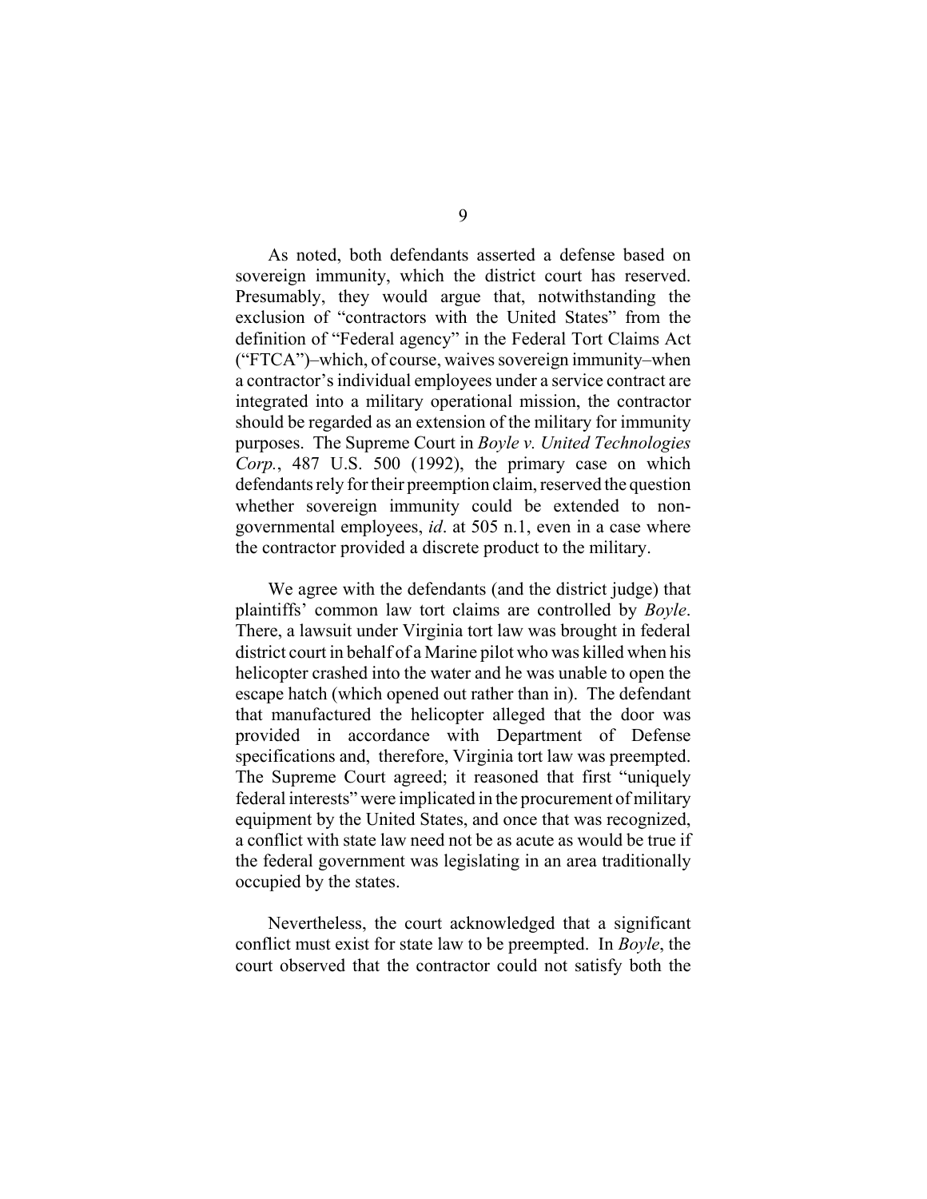As noted, both defendants asserted a defense based on sovereign immunity, which the district court has reserved. Presumably, they would argue that, notwithstanding the exclusion of "contractors with the United States" from the definition of "Federal agency" in the Federal Tort Claims Act ("FTCA")–which, of course, waives sovereign immunity–when a contractor's individual employees under a service contract are integrated into a military operational mission, the contractor should be regarded as an extension of the military for immunity purposes. The Supreme Court in *Boyle v. United Technologies Corp.*, 487 U.S. 500 (1992), the primary case on which defendants rely for their preemption claim, reserved the question whether sovereign immunity could be extended to non-governmental employees, *id*. at 505 n.1, even in a case where the contractor provided a discrete product to the military.

We agree with the defendants (and the district judge) that plaintiffs' common law tort claims are controlled by *Boyle*. There, a lawsuit under Virginia tort law was brought in federal district court in behalf of a Marine pilot who was killed when his helicopter crashed into the water and he was unable to open the escape hatch (which opened out rather than in). The defendant that manufactured the helicopter alleged that the door was provided in accordance with Department of Defense specifications and, therefore, Virginia tort law was preempted. The Supreme Court agreed; it reasoned that first "uniquely federal interests" were implicated in the procurement of military equipment by the United States, and once that was recognized, a conflict with state law need not be as acute as would be true if the federal government was legislating in an area traditionally occupied by the states.

Nevertheless, the court acknowledged that a significant conflict must exist for state law to be preempted. In *Boyle*, the court observed that the contractor could not satisfy both the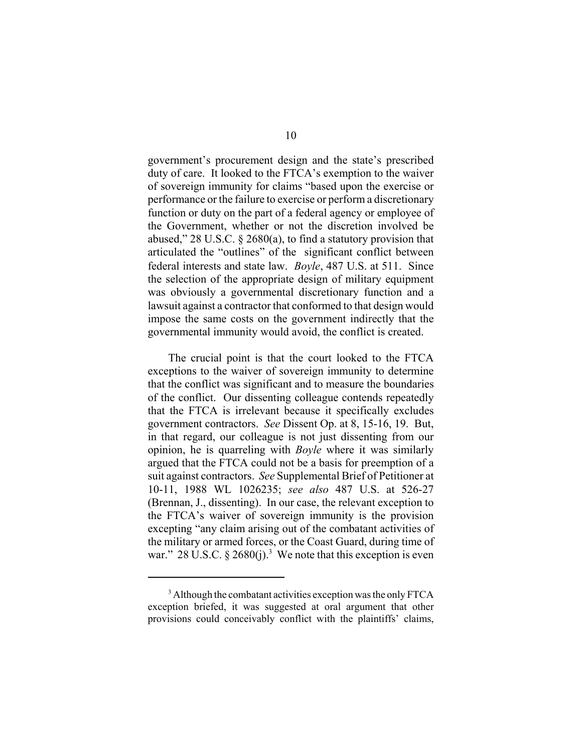government's procurement design and the state's prescribed duty of care. It looked to the FTCA's exemption to the waiver of sovereign immunity for claims "based upon the exercise or performance or the failure to exercise or perform a discretionary function or duty on the part of a federal agency or employee of the Government, whether or not the discretion involved be abused," 28 U.S.C. § 2680(a), to find a statutory provision that articulated the "outlines" of the significant conflict between federal interests and state law. *Boyle*, 487 U.S. at 511. Since the selection of the appropriate design of military equipment was obviously a governmental discretionary function and a lawsuit against a contractor that conformed to that design would impose the same costs on the government indirectly that the governmental immunity would avoid, the conflict is created.

The crucial point is that the court looked to the FTCA exceptions to the waiver of sovereign immunity to determine that the conflict was significant and to measure the boundaries of the conflict. Our dissenting colleague contends repeatedly that the FTCA is irrelevant because it specifically excludes government contractors. *See* Dissent Op. at 8, 15-16, 19. But, in that regard, our colleague is not just dissenting from our opinion, he is quarreling with *Boyle* where it was similarly argued that the FTCA could not be a basis for preemption of a suit against contractors. *See* Supplemental Brief of Petitioner at 10-11, 1988 WL 1026235; *see also* 487 U.S. at 526-27 (Brennan, J., dissenting). In our case, the relevant exception to the FTCA's waiver of sovereign immunity is the provision excepting "any claim arising out of the combatant activities of the military or armed forces, or the Coast Guard, during time of war." 28 U.S.C. § 2680(j).[3] We note that this exception is even

[3] Although the combatant activities exception was the only FTCA exception briefed, it was suggested at oral argument that other provisions could conceivably conflict with the plaintiffs' claims,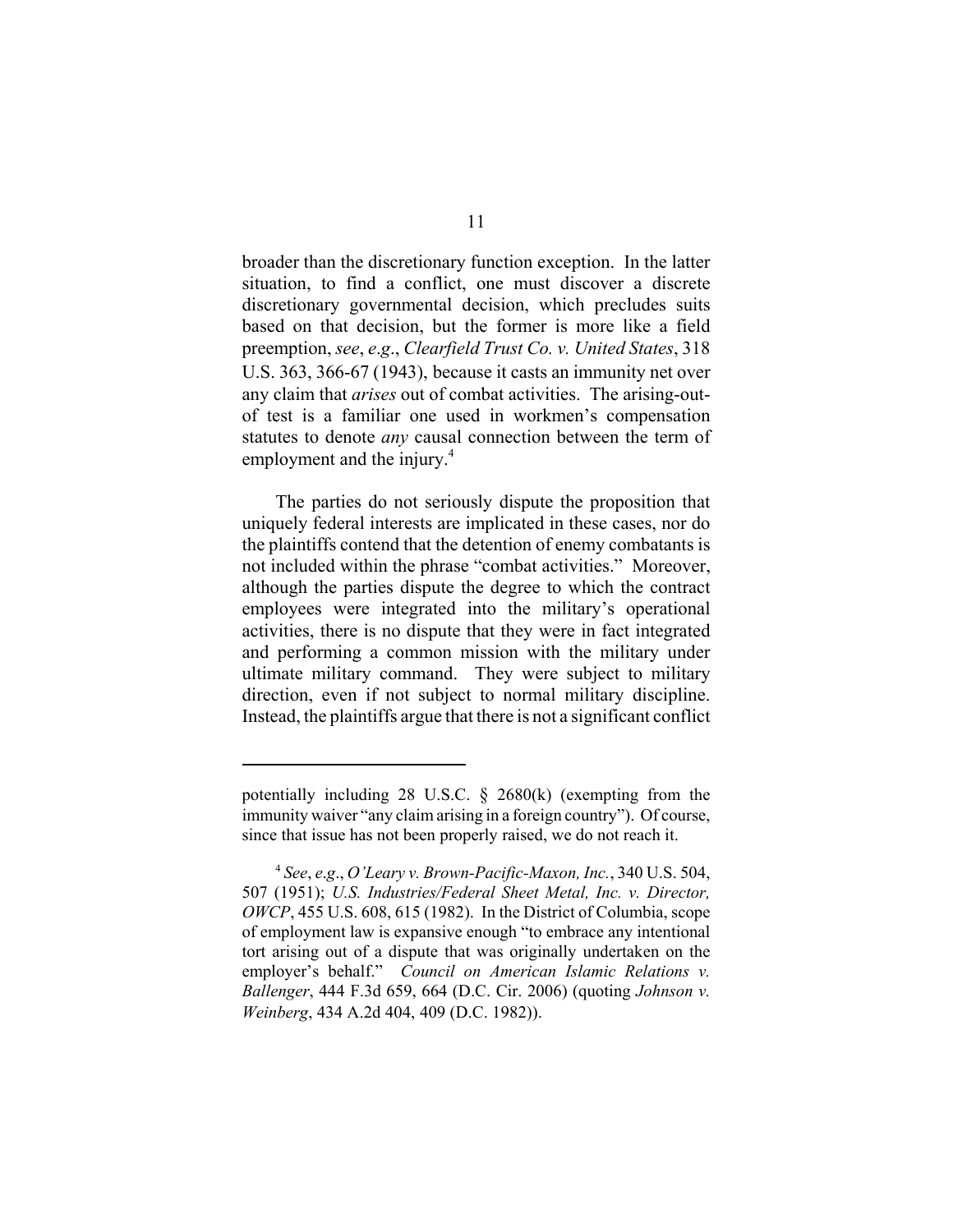broader than the discretionary function exception. In the latter situation, to find a conflict, one must discover a discrete discretionary governmental decision, which precludes suits based on that decision, but the former is more like a field preemption, *see*, *e.g*., *Clearfield Trust Co. v. United States*, 318 U.S. 363, 366-67 (1943), because it casts an immunity net over any claim that *arises* out of combat activities. The arising-out-of test is a familiar one used in workmen's compensation statutes to denote *any* causal connection between the term of employment and the injury.[4]

The parties do not seriously dispute the proposition that uniquely federal interests are implicated in these cases, nor do the plaintiffs contend that the detention of enemy combatants is not included within the phrase "combat activities." Moreover, although the parties dispute the degree to which the contract employees were integrated into the military's operational activities, there is no dispute that they were in fact integrated and performing a common mission with the military under ultimate military command. They were subject to military direction, even if not subject to normal military discipline. Instead, the plaintiffs argue that there is not a significant conflict

---

potentially including 28 U.S.C. § 2680(k) (exempting from the immunity waiver "any claim arising in a foreign country"). Of course, since that issue has not been properly raised, we do not reach it.

[4] *See*, *e.g*., *O'Leary v. Brown-Pacific-Maxon, Inc.*, 340 U.S. 504, 507 (1951); *U.S. Industries/Federal Sheet Metal, Inc. v. Director, OWCP*, 455 U.S. 608, 615 (1982). In the District of Columbia, scope of employment law is expansive enough "to embrace any intentional tort arising out of a dispute that was originally undertaken on the employer's behalf." *Council on American Islamic Relations v. Ballenger*, 444 F.3d 659, 664 (D.C. Cir. 2006) (quoting *Johnson v. Weinberg*, 434 A.2d 404, 409 (D.C. 1982)).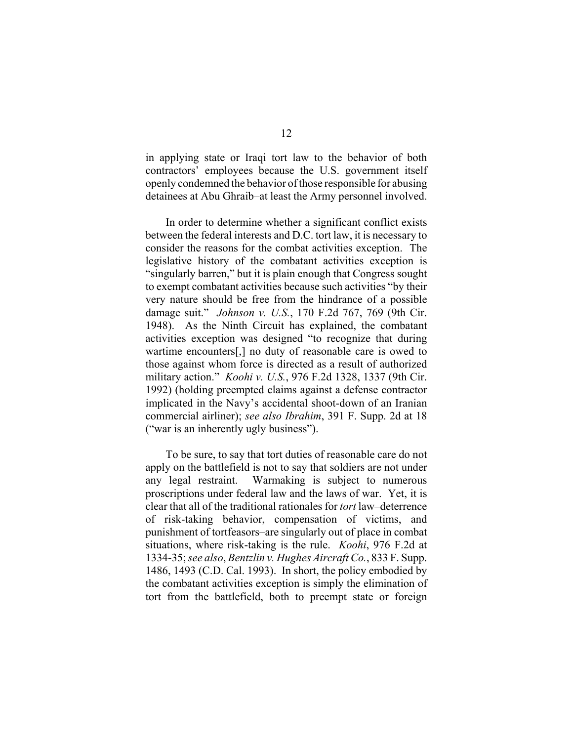in applying state or Iraqi tort law to the behavior of both contractors' employees because the U.S. government itself openly condemned the behavior of those responsible for abusing detainees at Abu Ghraib–at least the Army personnel involved.

In order to determine whether a significant conflict exists between the federal interests and D.C. tort law, it is necessary to consider the reasons for the combat activities exception. The legislative history of the combatant activities exception is "singularly barren," but it is plain enough that Congress sought to exempt combatant activities because such activities "by their very nature should be free from the hindrance of a possible damage suit." *Johnson v. U.S.*, 170 F.2d 767, 769 (9th Cir. 1948). As the Ninth Circuit has explained, the combatant activities exception was designed "to recognize that during wartime encounters[,] no duty of reasonable care is owed to those against whom force is directed as a result of authorized military action." *Koohi v. U.S.*, 976 F.2d 1328, 1337 (9th Cir. 1992) (holding preempted claims against a defense contractor implicated in the Navy's accidental shoot-down of an Iranian commercial airliner); *see also Ibrahim*, 391 F. Supp. 2d at 18 ("war is an inherently ugly business").

To be sure, to say that tort duties of reasonable care do not apply on the battlefield is not to say that soldiers are not under any legal restraint. Warmaking is subject to numerous proscriptions under federal law and the laws of war. Yet, it is clear that all of the traditional rationales for *tort* law–deterrence of risk-taking behavior, compensation of victims, and punishment of tortfeasors–are singularly out of place in combat situations, where risk-taking is the rule. *Koohi*, 976 F.2d at 1334-35; *see also*, *Bentzlin v. Hughes Aircraft Co.*, 833 F. Supp. 1486, 1493 (C.D. Cal. 1993). In short, the policy embodied by the combatant activities exception is simply the elimination of tort from the battlefield, both to preempt state or foreign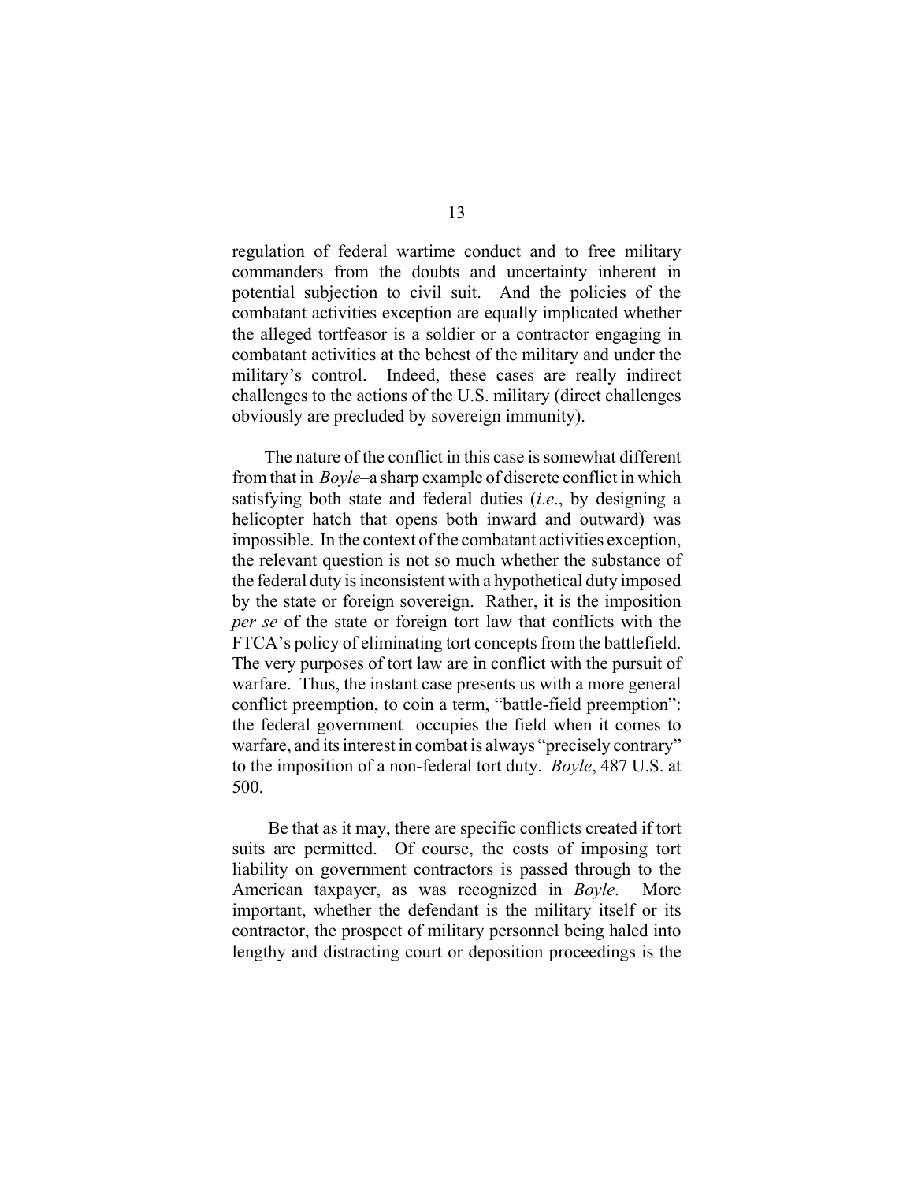regulation of federal wartime conduct and to free military commanders from the doubts and uncertainty inherent in potential subjection to civil suit. And the policies of the combatant activities exception are equally implicated whether the alleged tortfeasor is a soldier or a contractor engaging in combatant activities at the behest of the military and under the military's control. Indeed, these cases are really indirect challenges to the actions of the U.S. military (direct challenges obviously are precluded by sovereign immunity).

The nature of the conflict in this case is somewhat different from that in *Boyle*–a sharp example of discrete conflict in which satisfying both state and federal duties (*i.e*., by designing a helicopter hatch that opens both inward and outward) was impossible. In the context of the combatant activities exception, the relevant question is not so much whether the substance of the federal duty is inconsistent with a hypothetical duty imposed by the state or foreign sovereign. Rather, it is the imposition *per se* of the state or foreign tort law that conflicts with the FTCA's policy of eliminating tort concepts from the battlefield. The very purposes of tort law are in conflict with the pursuit of warfare. Thus, the instant case presents us with a more general conflict preemption, to coin a term, "battle-field preemption": the federal government occupies the field when it comes to warfare, and its interest in combat is always "precisely contrary" to the imposition of a non-federal tort duty. *Boyle*, 487 U.S. at 500.

Be that as it may, there are specific conflicts created if tort suits are permitted. Of course, the costs of imposing tort liability on government contractors is passed through to the American taxpayer, as was recognized in *Boyle*. More important, whether the defendant is the military itself or its contractor, the prospect of military personnel being haled into lengthy and distracting court or deposition proceedings is the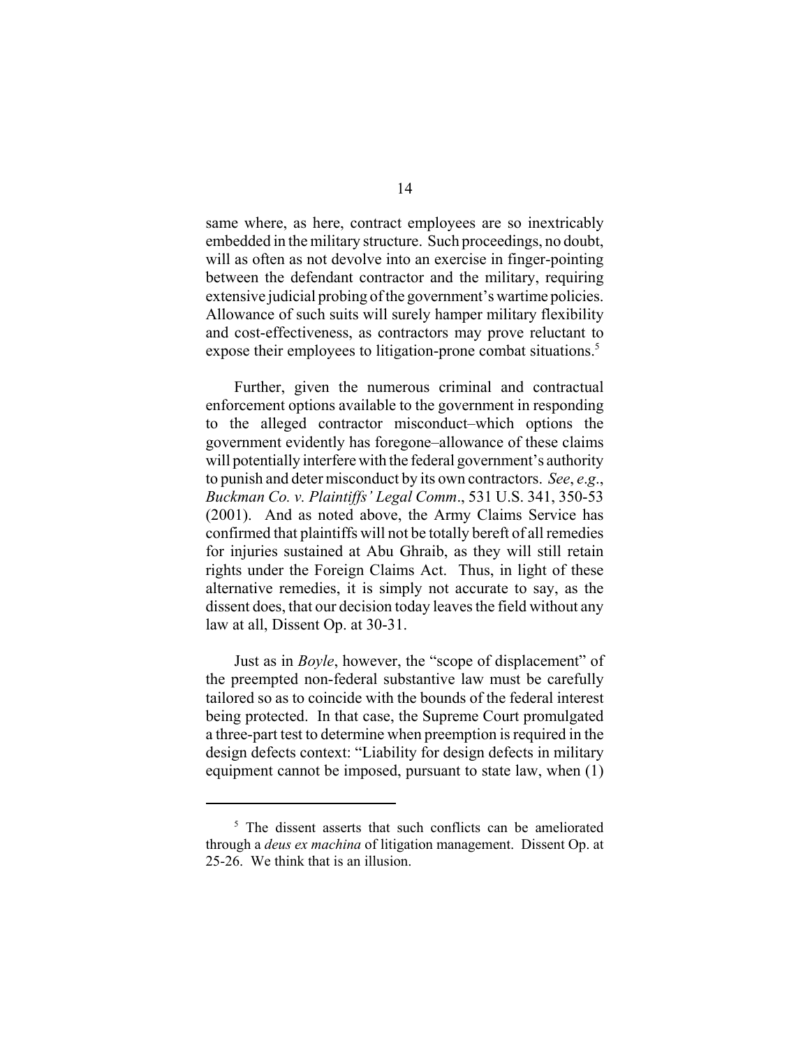same where, as here, contract employees are so inextricably embedded in the military structure. Such proceedings, no doubt, will as often as not devolve into an exercise in finger-pointing between the defendant contractor and the military, requiring extensive judicial probing of the government's wartime policies. Allowance of such suits will surely hamper military flexibility and cost-effectiveness, as contractors may prove reluctant to expose their employees to litigation-prone combat situations.[5]

Further, given the numerous criminal and contractual enforcement options available to the government in responding to the alleged contractor misconduct–which options the government evidently has foregone–allowance of these claims will potentially interfere with the federal government's authority to punish and deter misconduct by its own contractors. *See*, *e.g*., *Buckman Co. v. Plaintiffs' Legal Comm*., 531 U.S. 341, 350-53 (2001). And as noted above, the Army Claims Service has confirmed that plaintiffs will not be totally bereft of all remedies for injuries sustained at Abu Ghraib, as they will still retain rights under the Foreign Claims Act. Thus, in light of these alternative remedies, it is simply not accurate to say, as the dissent does, that our decision today leaves the field without any law at all, Dissent Op. at 30-31.

Just as in *Boyle*, however, the "scope of displacement" of the preempted non-federal substantive law must be carefully tailored so as to coincide with the bounds of the federal interest being protected. In that case, the Supreme Court promulgated a three-part test to determine when preemption is required in the design defects context: "Liability for design defects in military equipment cannot be imposed, pursuant to state law, when (1)

[5] The dissent asserts that such conflicts can be ameliorated through a *deus ex machina* of litigation management. Dissent Op. at 25-26. We think that is an illusion.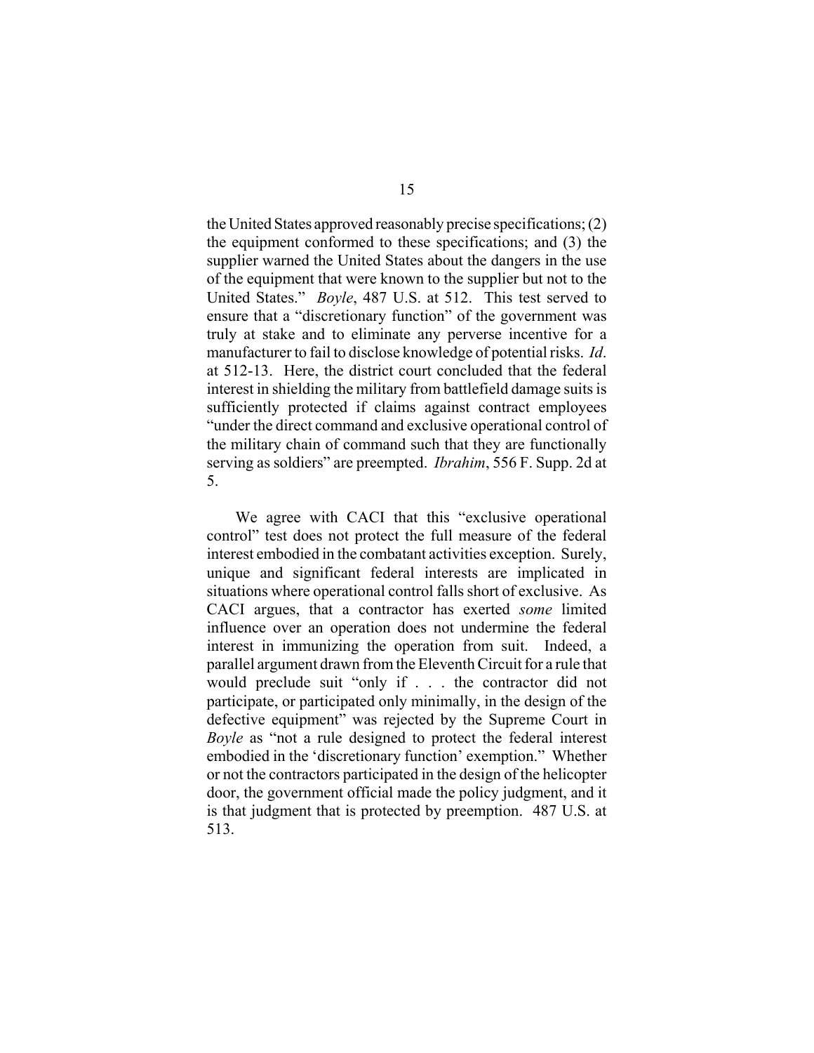the United States approved reasonably precise specifications; (2) the equipment conformed to these specifications; and (3) the supplier warned the United States about the dangers in the use of the equipment that were known to the supplier but not to the United States." *Boyle*, 487 U.S. at 512. This test served to ensure that a "discretionary function" of the government was truly at stake and to eliminate any perverse incentive for a manufacturer to fail to disclose knowledge of potential risks. *Id*. at 512-13. Here, the district court concluded that the federal interest in shielding the military from battlefield damage suits is sufficiently protected if claims against contract employees "under the direct command and exclusive operational control of the military chain of command such that they are functionally serving as soldiers" are preempted. *Ibrahim*, 556 F. Supp. 2d at 5.

We agree with CACI that this "exclusive operational control" test does not protect the full measure of the federal interest embodied in the combatant activities exception. Surely, unique and significant federal interests are implicated in situations where operational control falls short of exclusive. As CACI argues, that a contractor has exerted *some* limited influence over an operation does not undermine the federal interest in immunizing the operation from suit. Indeed, a parallel argument drawn from the Eleventh Circuit for a rule that would preclude suit "only if . . . the contractor did not participate, or participated only minimally, in the design of the defective equipment" was rejected by the Supreme Court in *Boyle* as "not a rule designed to protect the federal interest embodied in the 'discretionary function' exemption." Whether or not the contractors participated in the design of the helicopter door, the government official made the policy judgment, and it is that judgment that is protected by preemption. 487 U.S. at 513.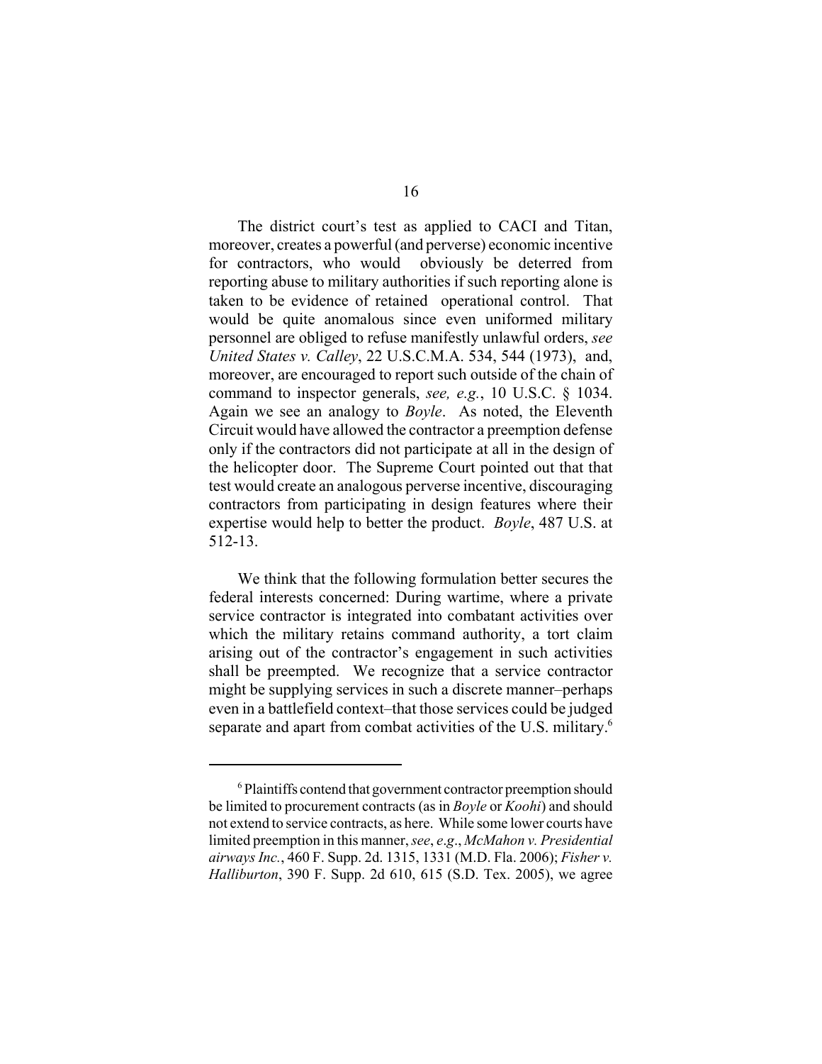The district court's test as applied to CACI and Titan, moreover, creates a powerful (and perverse) economic incentive for contractors, who would obviously be deterred from reporting abuse to military authorities if such reporting alone is taken to be evidence of retained operational control. That would be quite anomalous since even uniformed military personnel are obliged to refuse manifestly unlawful orders, *see United States v. Calley*, 22 U.S.C.M.A. 534, 544 (1973), and, moreover, are encouraged to report such outside of the chain of command to inspector generals, *see, e.g.*, 10 U.S.C. § 1034. Again we see an analogy to *Boyle*. As noted, the Eleventh Circuit would have allowed the contractor a preemption defense only if the contractors did not participate at all in the design of the helicopter door. The Supreme Court pointed out that that test would create an analogous perverse incentive, discouraging contractors from participating in design features where their expertise would help to better the product. *Boyle*, 487 U.S. at 512-13.

We think that the following formulation better secures the federal interests concerned: During wartime, where a private service contractor is integrated into combatant activities over which the military retains command authority, a tort claim arising out of the contractor's engagement in such activities shall be preempted. We recognize that a service contractor might be supplying services in such a discrete manner–perhaps even in a battlefield context–that those services could be judged separate and apart from combat activities of the U.S. military.[6]

[6] Plaintiffs contend that government contractor preemption should be limited to procurement contracts (as in *Boyle* or *Koohi*) and should not extend to service contracts, as here. While some lower courts have limited preemption in this manner, *see*, *e.g*., *McMahon v. Presidential airways Inc.*, 460 F. Supp. 2d. 1315, 1331 (M.D. Fla. 2006); *Fisher v. Halliburton*, 390 F. Supp. 2d 610, 615 (S.D. Tex. 2005), we agree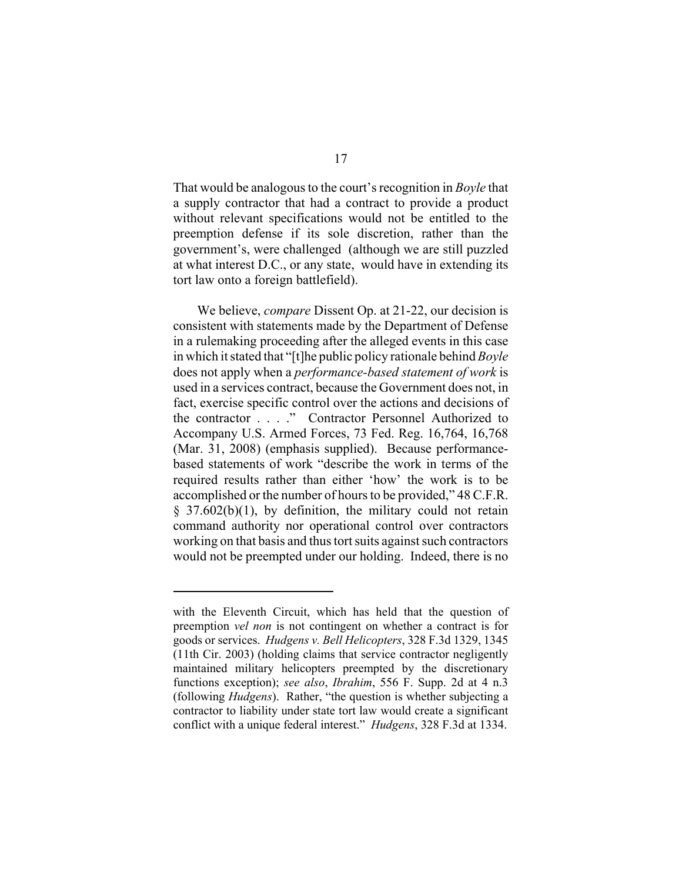That would be analogous to the court's recognition in *Boyle* that a supply contractor that had a contract to provide a product without relevant specifications would not be entitled to the preemption defense if its sole discretion, rather than the government's, were challenged (although we are still puzzled at what interest D.C., or any state, would have in extending its tort law onto a foreign battlefield).

We believe, *compare* Dissent Op. at 21-22, our decision is consistent with statements made by the Department of Defense in a rulemaking proceeding after the alleged events in this case in which it stated that "[t]he public policy rationale behind *Boyle* does not apply when a *performance-based statement of work* is used in a services contract, because the Government does not, in fact, exercise specific control over the actions and decisions of the contractor . . . ." Contractor Personnel Authorized to Accompany U.S. Armed Forces, 73 Fed. Reg. 16,764, 16,768 (Mar. 31, 2008) (emphasis supplied). Because performance-based statements of work "describe the work in terms of the required results rather than either 'how' the work is to be accomplished or the number of hours to be provided," 48 C.F.R. § 37.602(b)(1), by definition, the military could not retain command authority nor operational control over contractors working on that basis and thus tort suits against such contractors would not be preempted under our holding. Indeed, there is no

---

with the Eleventh Circuit, which has held that the question of preemption *vel non* is not contingent on whether a contract is for goods or services. *Hudgens v. Bell Helicopters*, 328 F.3d 1329, 1345 (11th Cir. 2003) (holding claims that service contractor negligently maintained military helicopters preempted by the discretionary functions exception); *see also*, *Ibrahim*, 556 F. Supp. 2d at 4 n.3 (following *Hudgens*). Rather, "the question is whether subjecting a contractor to liability under state tort law would create a significant conflict with a unique federal interest." *Hudgens*, 328 F.3d at 1334.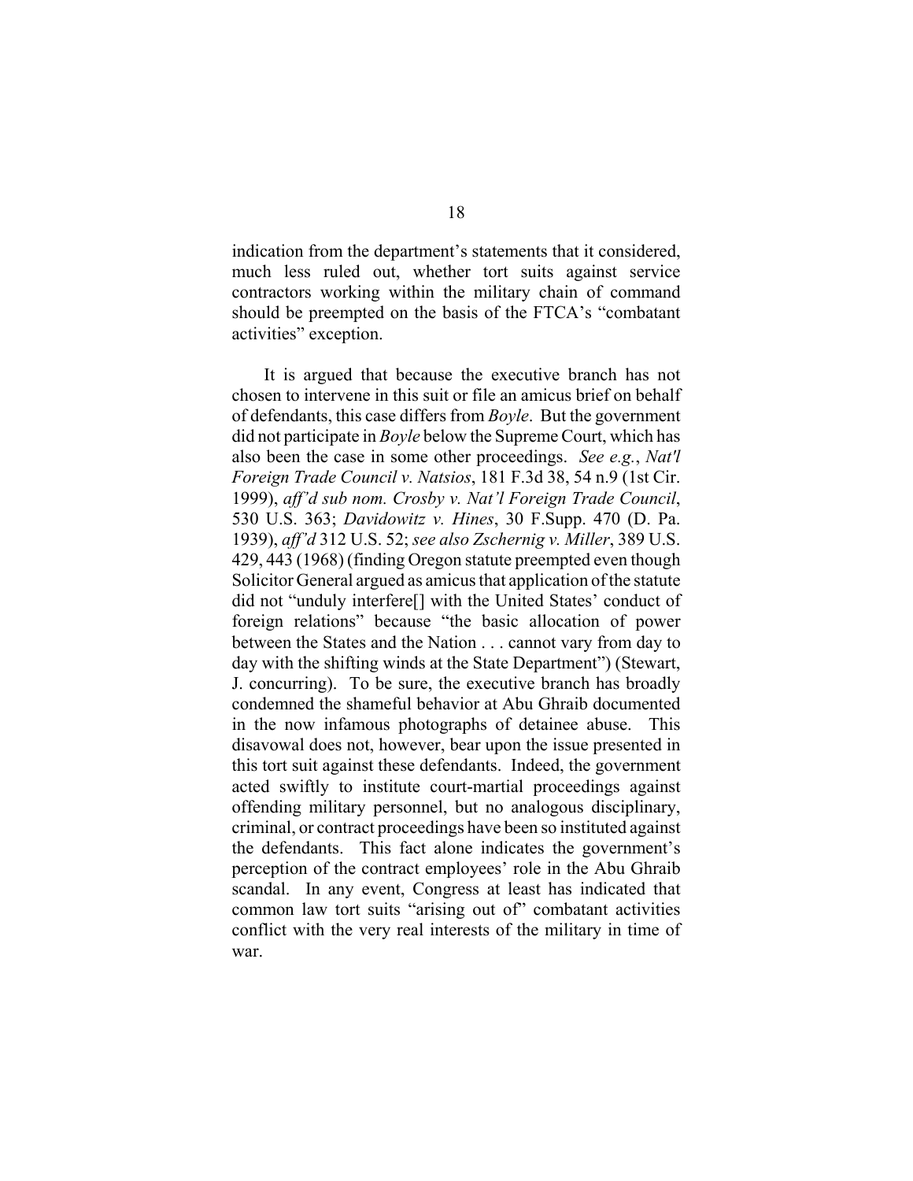indication from the department's statements that it considered, much less ruled out, whether tort suits against service contractors working within the military chain of command should be preempted on the basis of the FTCA's "combatant activities" exception.

It is argued that because the executive branch has not chosen to intervene in this suit or file an amicus brief on behalf of defendants, this case differs from *Boyle*. But the government did not participate in *Boyle* below the Supreme Court, which has also been the case in some other proceedings. *See e.g.*, *Nat'l Foreign Trade Council v. Natsios*, 181 F.3d 38, 54 n.9 (1st Cir. 1999), *aff'd sub nom. Crosby v. Nat'l Foreign Trade Council*, 530 U.S. 363; *Davidowitz v. Hines*, 30 F.Supp. 470 (D. Pa. 1939), *aff'd* 312 U.S. 52; *see also Zschernig v. Miller*, 389 U.S. 429, 443 (1968) (finding Oregon statute preempted even though Solicitor General argued as amicus that application of the statute did not "unduly interfere[] with the United States' conduct of foreign relations" because "the basic allocation of power between the States and the Nation . . . cannot vary from day to day with the shifting winds at the State Department") (Stewart, J. concurring). To be sure, the executive branch has broadly condemned the shameful behavior at Abu Ghraib documented in the now infamous photographs of detainee abuse. This disavowal does not, however, bear upon the issue presented in this tort suit against these defendants. Indeed, the government acted swiftly to institute court-martial proceedings against offending military personnel, but no analogous disciplinary, criminal, or contract proceedings have been so instituted against the defendants. This fact alone indicates the government's perception of the contract employees' role in the Abu Ghraib scandal. In any event, Congress at least has indicated that common law tort suits "arising out of" combatant activities conflict with the very real interests of the military in time of war.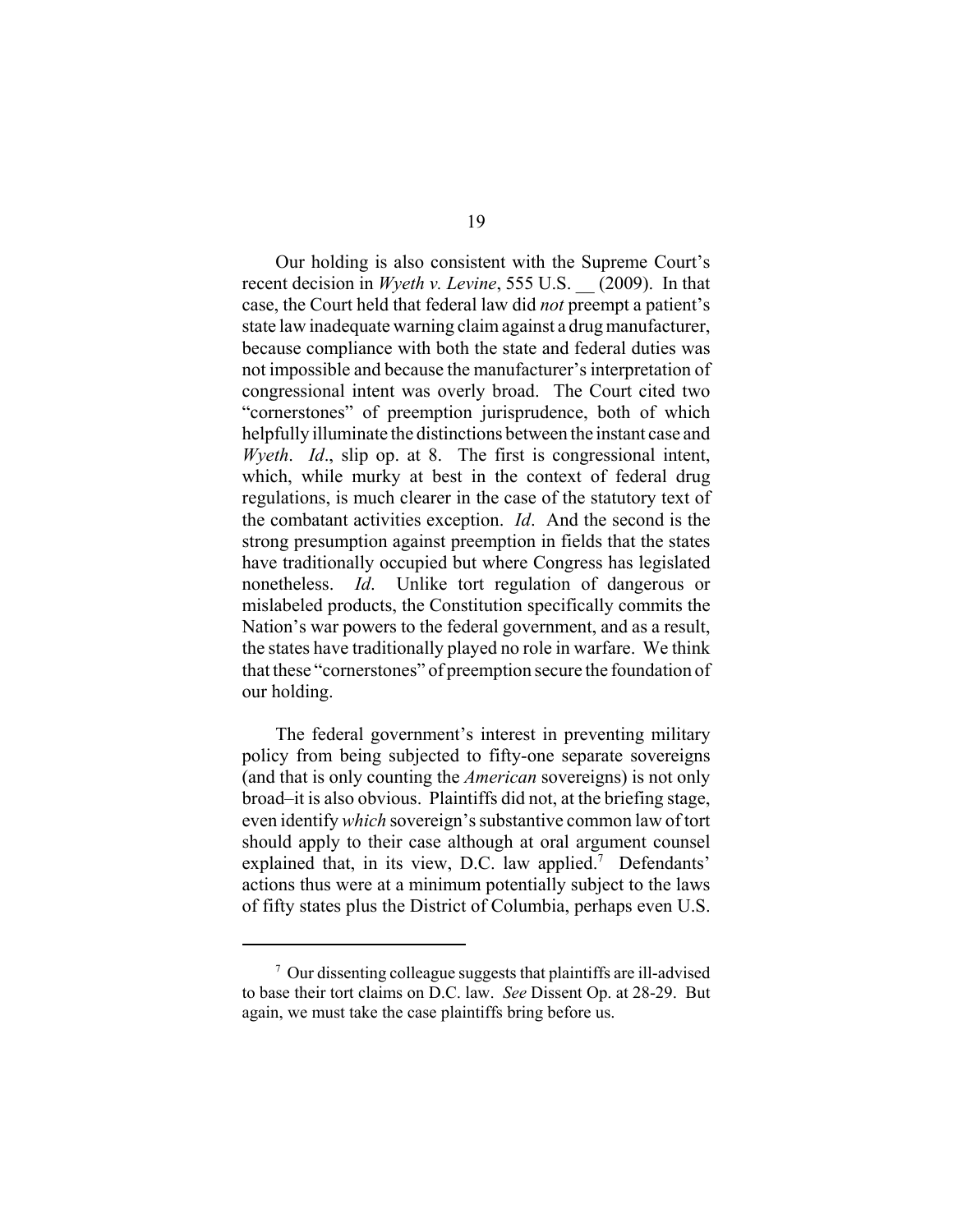Our holding is also consistent with the Supreme Court's recent decision in *Wyeth v. Levine*, 555 U.S. __ (2009). In that case, the Court held that federal law did *not* preempt a patient's state law inadequate warning claim against a drug manufacturer, because compliance with both the state and federal duties was not impossible and because the manufacturer's interpretation of congressional intent was overly broad. The Court cited two "cornerstones" of preemption jurisprudence, both of which helpfully illuminate the distinctions between the instant case and *Wyeth*. *Id*., slip op. at 8. The first is congressional intent, which, while murky at best in the context of federal drug regulations, is much clearer in the case of the statutory text of the combatant activities exception. *Id*. And the second is the strong presumption against preemption in fields that the states have traditionally occupied but where Congress has legislated nonetheless. *Id*. Unlike tort regulation of dangerous or mislabeled products, the Constitution specifically commits the Nation's war powers to the federal government, and as a result, the states have traditionally played no role in warfare. We think that these "cornerstones" of preemption secure the foundation of our holding.

The federal government's interest in preventing military policy from being subjected to fifty-one separate sovereigns (and that is only counting the *American* sovereigns) is not only broad–it is also obvious. Plaintiffs did not, at the briefing stage, even identify *which* sovereign's substantive common law of tort should apply to their case although at oral argument counsel explained that, in its view, D.C. law applied.[7] Defendants' actions thus were at a minimum potentially subject to the laws of fifty states plus the District of Columbia, perhaps even U.S.

---

[7] Our dissenting colleague suggests that plaintiffs are ill-advised to base their tort claims on D.C. law. *See* Dissent Op. at 28-29. But again, we must take the case plaintiffs bring before us.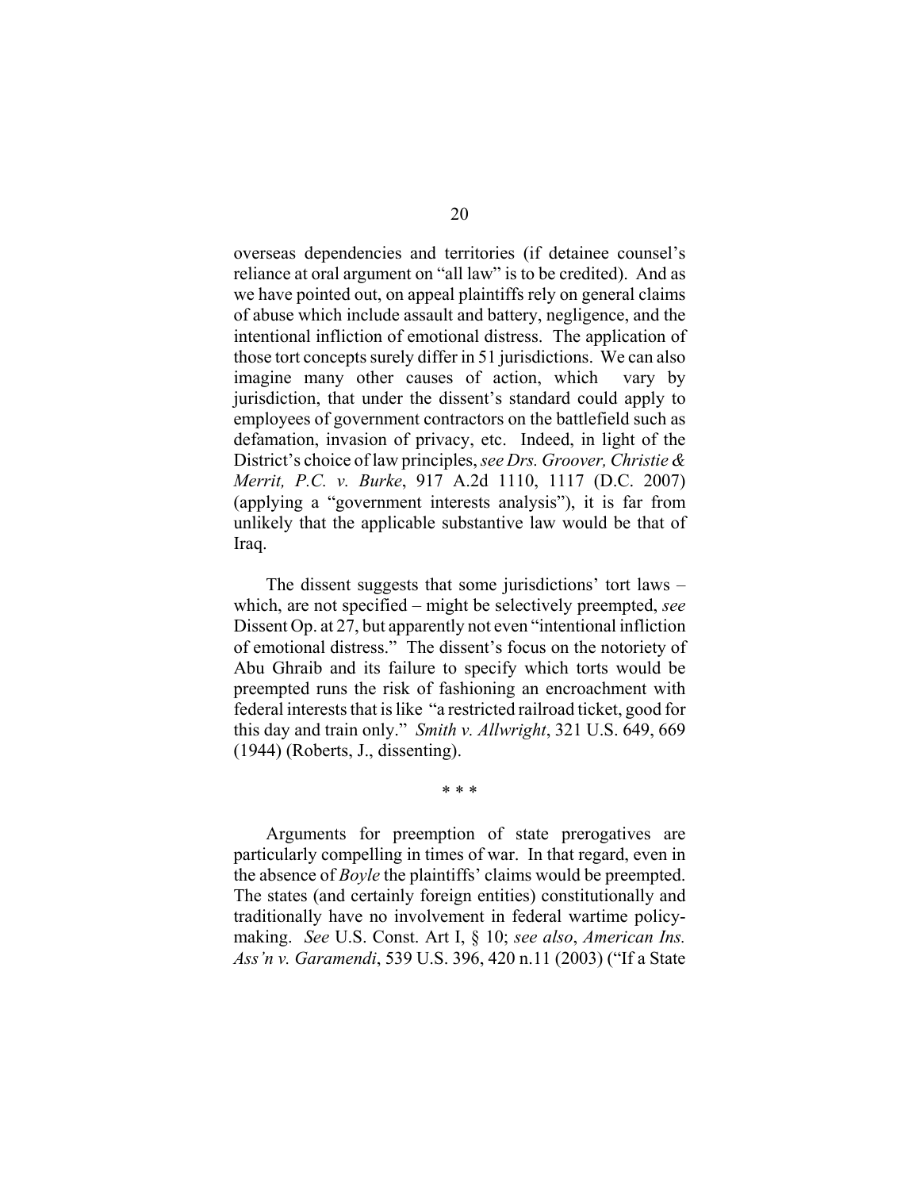overseas dependencies and territories (if detainee counsel's reliance at oral argument on "all law" is to be credited). And as we have pointed out, on appeal plaintiffs rely on general claims of abuse which include assault and battery, negligence, and the intentional infliction of emotional distress. The application of those tort concepts surely differ in 51 jurisdictions. We can also imagine many other causes of action, which vary by jurisdiction, that under the dissent's standard could apply to employees of government contractors on the battlefield such as defamation, invasion of privacy, etc. Indeed, in light of the District's choice of law principles, *see Drs. Groover, Christie & Merrit, P.C. v. Burke*, 917 A.2d 1110, 1117 (D.C. 2007) (applying a "government interests analysis"), it is far from unlikely that the applicable substantive law would be that of Iraq.

The dissent suggests that some jurisdictions' tort laws – which, are not specified – might be selectively preempted, *see* Dissent Op. at 27, but apparently not even "intentional infliction of emotional distress." The dissent's focus on the notoriety of Abu Ghraib and its failure to specify which torts would be preempted runs the risk of fashioning an encroachment with federal interests that is like "a restricted railroad ticket, good for this day and train only." *Smith v. Allwright*, 321 U.S. 649, 669 (1944) (Roberts, J., dissenting).

\* \* \*

Arguments for preemption of state prerogatives are particularly compelling in times of war. In that regard, even in the absence of *Boyle* the plaintiffs' claims would be preempted. The states (and certainly foreign entities) constitutionally and traditionally have no involvement in federal wartime policy-making. *See* U.S. Const. Art I, § 10; *see also*, *American Ins. Ass'n v. Garamendi*, 539 U.S. 396, 420 n.11 (2003) ("If a State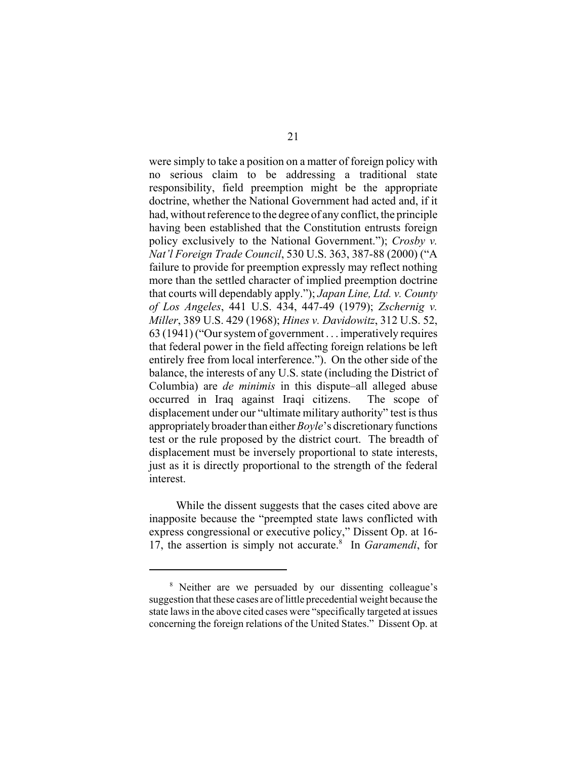were simply to take a position on a matter of foreign policy with no serious claim to be addressing a traditional state responsibility, field preemption might be the appropriate doctrine, whether the National Government had acted and, if it had, without reference to the degree of any conflict, the principle having been established that the Constitution entrusts foreign policy exclusively to the National Government."); *Crosby v. Nat'l Foreign Trade Council*, 530 U.S. 363, 387-88 (2000) ("A failure to provide for preemption expressly may reflect nothing more than the settled character of implied preemption doctrine that courts will dependably apply."); *Japan Line, Ltd. v. County of Los Angeles*, 441 U.S. 434, 447-49 (1979); *Zschernig v. Miller*, 389 U.S. 429 (1968); *Hines v. Davidowitz*, 312 U.S. 52, 63 (1941) ("Our system of government . . . imperatively requires that federal power in the field affecting foreign relations be left entirely free from local interference."). On the other side of the balance, the interests of any U.S. state (including the District of Columbia) are *de minimis* in this dispute–all alleged abuse occurred in Iraq against Iraqi citizens. The scope of displacement under our "ultimate military authority" test is thus appropriately broader than either *Boyle*'s discretionary functions test or the rule proposed by the district court. The breadth of displacement must be inversely proportional to state interests, just as it is directly proportional to the strength of the federal interest.

While the dissent suggests that the cases cited above are inapposite because the "preempted state laws conflicted with express congressional or executive policy," Dissent Op. at 16-17, the assertion is simply not accurate.[8] In *Garamendi*, for

[8] Neither are we persuaded by our dissenting colleague's suggestion that these cases are of little precedential weight because the state laws in the above cited cases were "specifically targeted at issues concerning the foreign relations of the United States." Dissent Op. at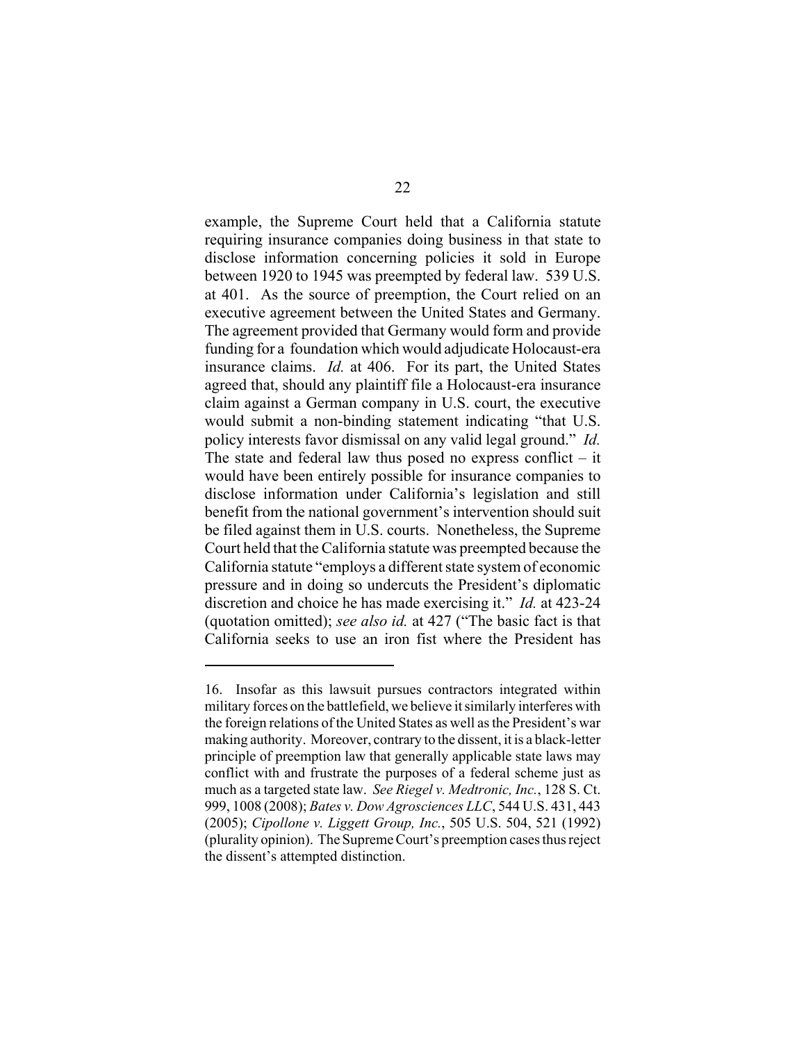example, the Supreme Court held that a California statute requiring insurance companies doing business in that state to disclose information concerning policies it sold in Europe between 1920 to 1945 was preempted by federal law. 539 U.S. at 401. As the source of preemption, the Court relied on an executive agreement between the United States and Germany. The agreement provided that Germany would form and provide funding for a foundation which would adjudicate Holocaust-era insurance claims. *Id.* at 406. For its part, the United States agreed that, should any plaintiff file a Holocaust-era insurance claim against a German company in U.S. court, the executive would submit a non-binding statement indicating "that U.S. policy interests favor dismissal on any valid legal ground." *Id.* The state and federal law thus posed no express conflict – it would have been entirely possible for insurance companies to disclose information under California's legislation and still benefit from the national government's intervention should suit be filed against them in U.S. courts. Nonetheless, the Supreme Court held that the California statute was preempted because the California statute "employs a different state system of economic pressure and in doing so undercuts the President's diplomatic discretion and choice he has made exercising it." *Id.* at 423-24 (quotation omitted); *see also id.* at 427 ("The basic fact is that California seeks to use an iron fist where the President has

---

16. Insofar as this lawsuit pursues contractors integrated within military forces on the battlefield, we believe it similarly interferes with the foreign relations of the United States as well as the President's war making authority. Moreover, contrary to the dissent, it is a black-letter principle of preemption law that generally applicable state laws may conflict with and frustrate the purposes of a federal scheme just as much as a targeted state law. *See Riegel v. Medtronic, Inc.*, 128 S. Ct. 999, 1008 (2008); *Bates v. Dow Agrosciences LLC*, 544 U.S. 431, 443 (2005); *Cipollone v. Liggett Group, Inc.*, 505 U.S. 504, 521 (1992) (plurality opinion). The Supreme Court's preemption cases thus reject the dissent's attempted distinction.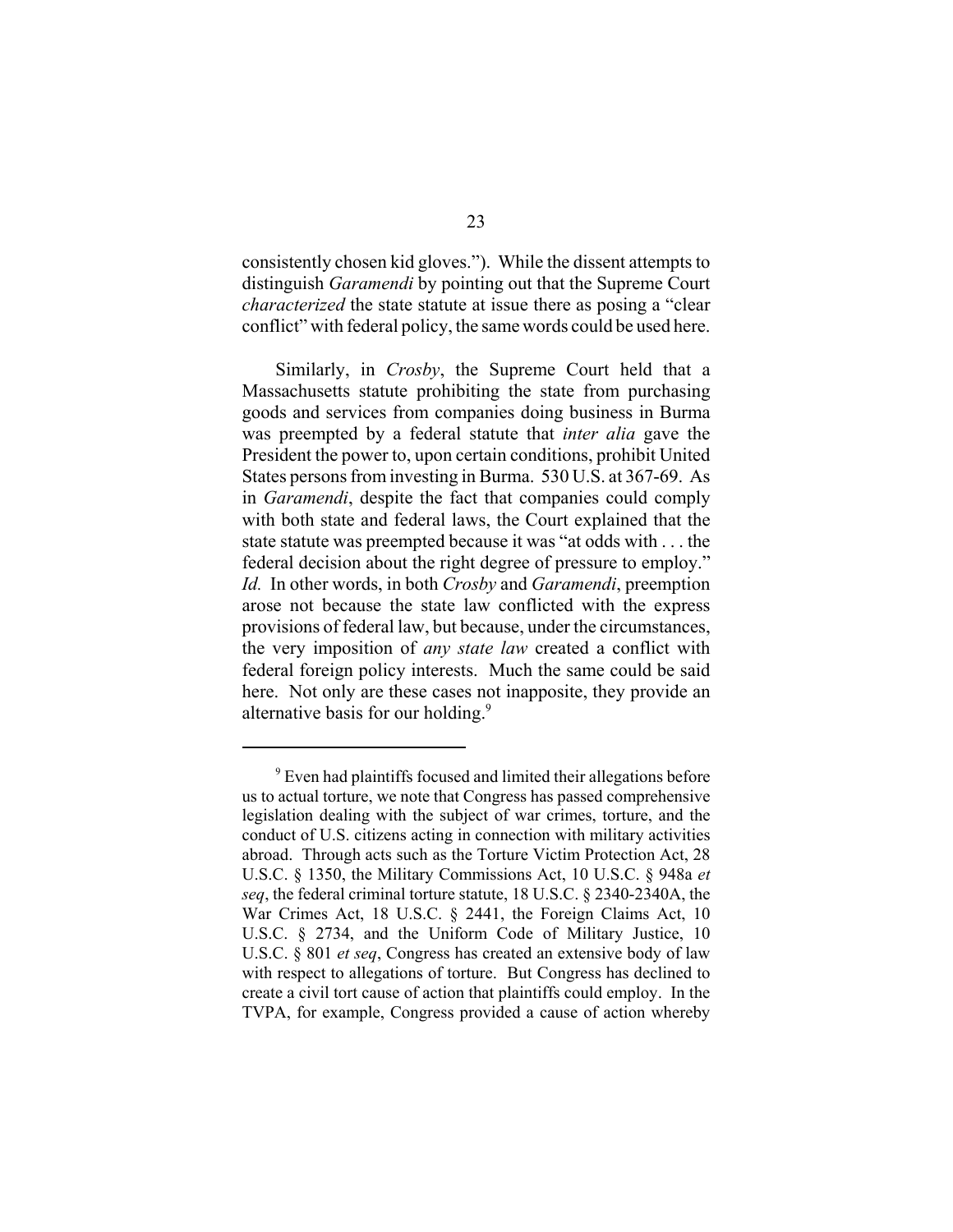consistently chosen kid gloves."). While the dissent attempts to distinguish *Garamendi* by pointing out that the Supreme Court *characterized* the state statute at issue there as posing a "clear conflict" with federal policy, the same words could be used here.

Similarly, in *Crosby*, the Supreme Court held that a Massachusetts statute prohibiting the state from purchasing goods and services from companies doing business in Burma was preempted by a federal statute that *inter alia* gave the President the power to, upon certain conditions, prohibit United States persons from investing in Burma. 530 U.S. at 367-69. As in *Garamendi*, despite the fact that companies could comply with both state and federal laws, the Court explained that the state statute was preempted because it was "at odds with . . . the federal decision about the right degree of pressure to employ." *Id.* In other words, in both *Crosby* and *Garamendi*, preemption arose not because the state law conflicted with the express provisions of federal law, but because, under the circumstances, the very imposition of *any state law* created a conflict with federal foreign policy interests. Much the same could be said here. Not only are these cases not inapposite, they provide an alternative basis for our holding.[9]

---

[9] Even had plaintiffs focused and limited their allegations before us to actual torture, we note that Congress has passed comprehensive legislation dealing with the subject of war crimes, torture, and the conduct of U.S. citizens acting in connection with military activities abroad. Through acts such as the Torture Victim Protection Act, 28 U.S.C. § 1350, the Military Commissions Act, 10 U.S.C. § 948a *et seq*, the federal criminal torture statute, 18 U.S.C. § 2340-2340A, the War Crimes Act, 18 U.S.C. § 2441, the Foreign Claims Act, 10 U.S.C. § 2734, and the Uniform Code of Military Justice, 10 U.S.C. § 801 *et seq*, Congress has created an extensive body of law with respect to allegations of torture. But Congress has declined to create a civil tort cause of action that plaintiffs could employ. In the TVPA, for example, Congress provided a cause of action whereby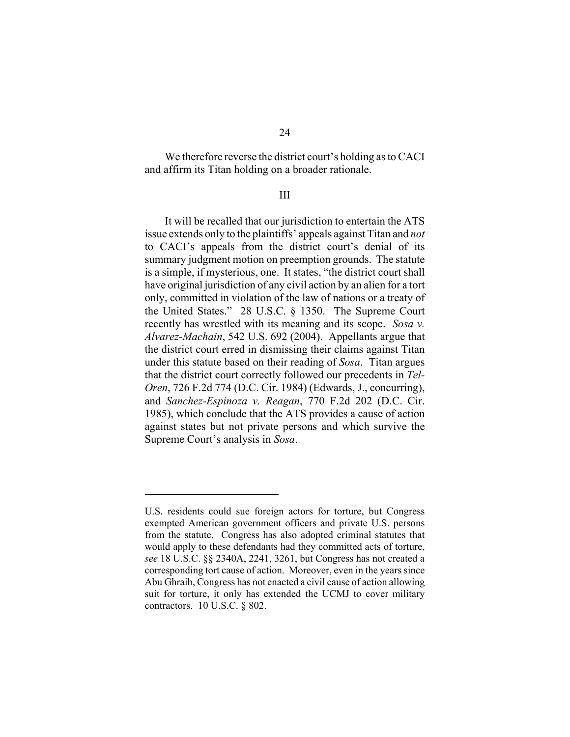We therefore reverse the district court's holding as to CACI and affirm its Titan holding on a broader rationale.

III

It will be recalled that our jurisdiction to entertain the ATS issue extends only to the plaintiffs' appeals against Titan and *not* to CACI's appeals from the district court's denial of its summary judgment motion on preemption grounds. The statute is a simple, if mysterious, one. It states, "the district court shall have original jurisdiction of any civil action by an alien for a tort only, committed in violation of the law of nations or a treaty of the United States." 28 U.S.C. § 1350. The Supreme Court recently has wrestled with its meaning and its scope. *Sosa v. Alvarez-Machain*, 542 U.S. 692 (2004). Appellants argue that the district court erred in dismissing their claims against Titan under this statute based on their reading of *Sosa*. Titan argues that the district court correctly followed our precedents in *Tel-Oren*, 726 F.2d 774 (D.C. Cir. 1984) (Edwards, J., concurring), and *Sanchez-Espinoza v. Reagan*, 770 F.2d 202 (D.C. Cir. 1985), which conclude that the ATS provides a cause of action against states but not private persons and which survive the Supreme Court's analysis in *Sosa*.

---

U.S. residents could sue foreign actors for torture, but Congress exempted American government officers and private U.S. persons from the statute. Congress has also adopted criminal statutes that would apply to these defendants had they committed acts of torture, *see* 18 U.S.C. §§ 2340A, 2241, 3261, but Congress has not created a corresponding tort cause of action. Moreover, even in the years since Abu Ghraib, Congress has not enacted a civil cause of action allowing suit for torture, it only has extended the UCMJ to cover military contractors. 10 U.S.C. § 802.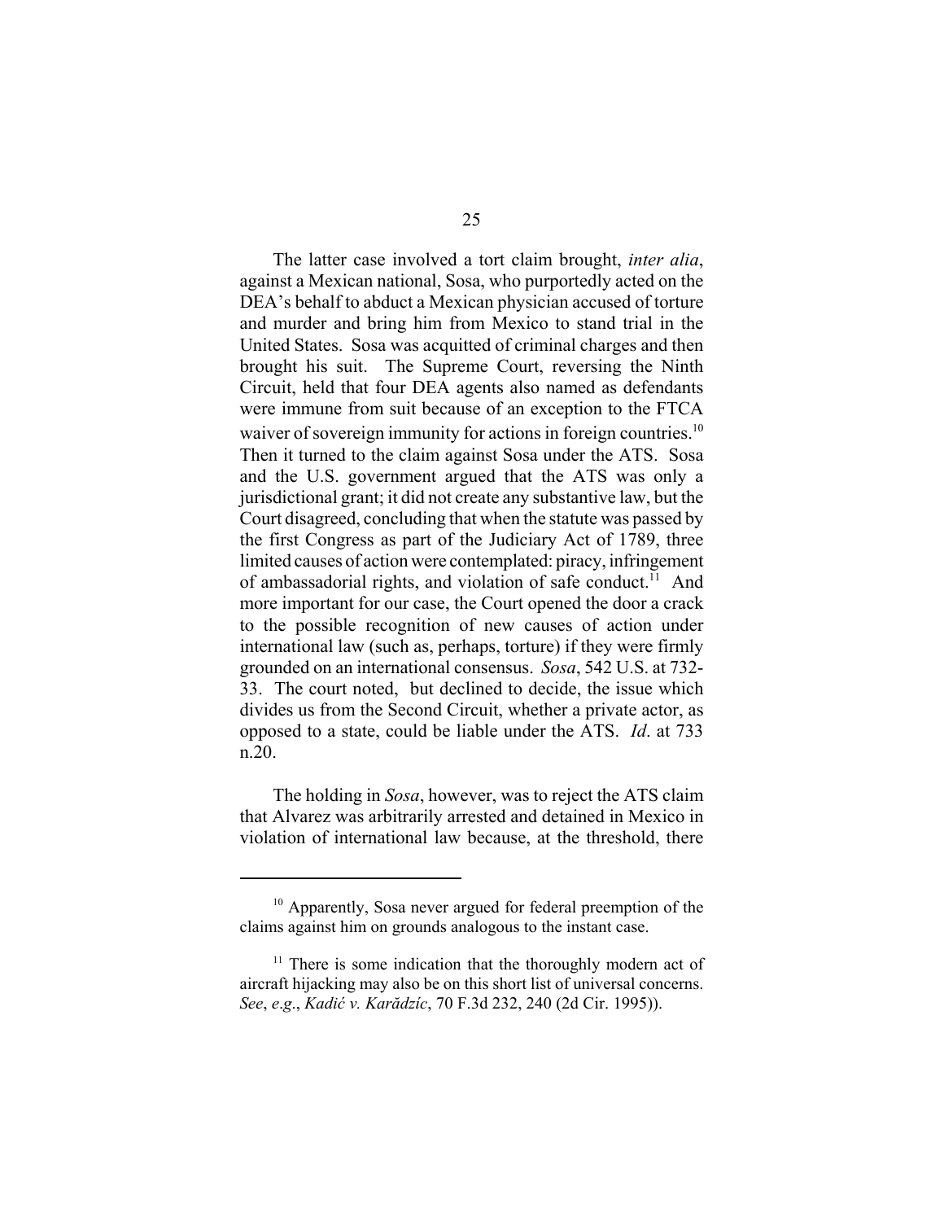The latter case involved a tort claim brought, *inter alia*, against a Mexican national, Sosa, who purportedly acted on the DEA's behalf to abduct a Mexican physician accused of torture and murder and bring him from Mexico to stand trial in the United States. Sosa was acquitted of criminal charges and then brought his suit. The Supreme Court, reversing the Ninth Circuit, held that four DEA agents also named as defendants were immune from suit because of an exception to the FTCA waiver of sovereign immunity for actions in foreign countries.[10] Then it turned to the claim against Sosa under the ATS. Sosa and the U.S. government argued that the ATS was only a jurisdictional grant; it did not create any substantive law, but the Court disagreed, concluding that when the statute was passed by the first Congress as part of the Judiciary Act of 1789, three limited causes of action were contemplated: piracy, infringement of ambassadorial rights, and violation of safe conduct.[11] And more important for our case, the Court opened the door a crack to the possible recognition of new causes of action under international law (such as, perhaps, torture) if they were firmly grounded on an international consensus. *Sosa*, 542 U.S. at 732-33. The court noted, but declined to decide, the issue which divides us from the Second Circuit, whether a private actor, as opposed to a state, could be liable under the ATS. *Id*. at 733 n.20.

The holding in *Sosa*, however, was to reject the ATS claim that Alvarez was arbitrarily arrested and detained in Mexico in violation of international law because, at the threshold, there

[10] Apparently, Sosa never argued for federal preemption of the claims against him on grounds analogous to the instant case.

[11] There is some indication that the thoroughly modern act of aircraft hijacking may also be on this short list of universal concerns. *See*, *e.g*., *Kadić v. Karădzíc*, 70 F.3d 232, 240 (2d Cir. 1995)).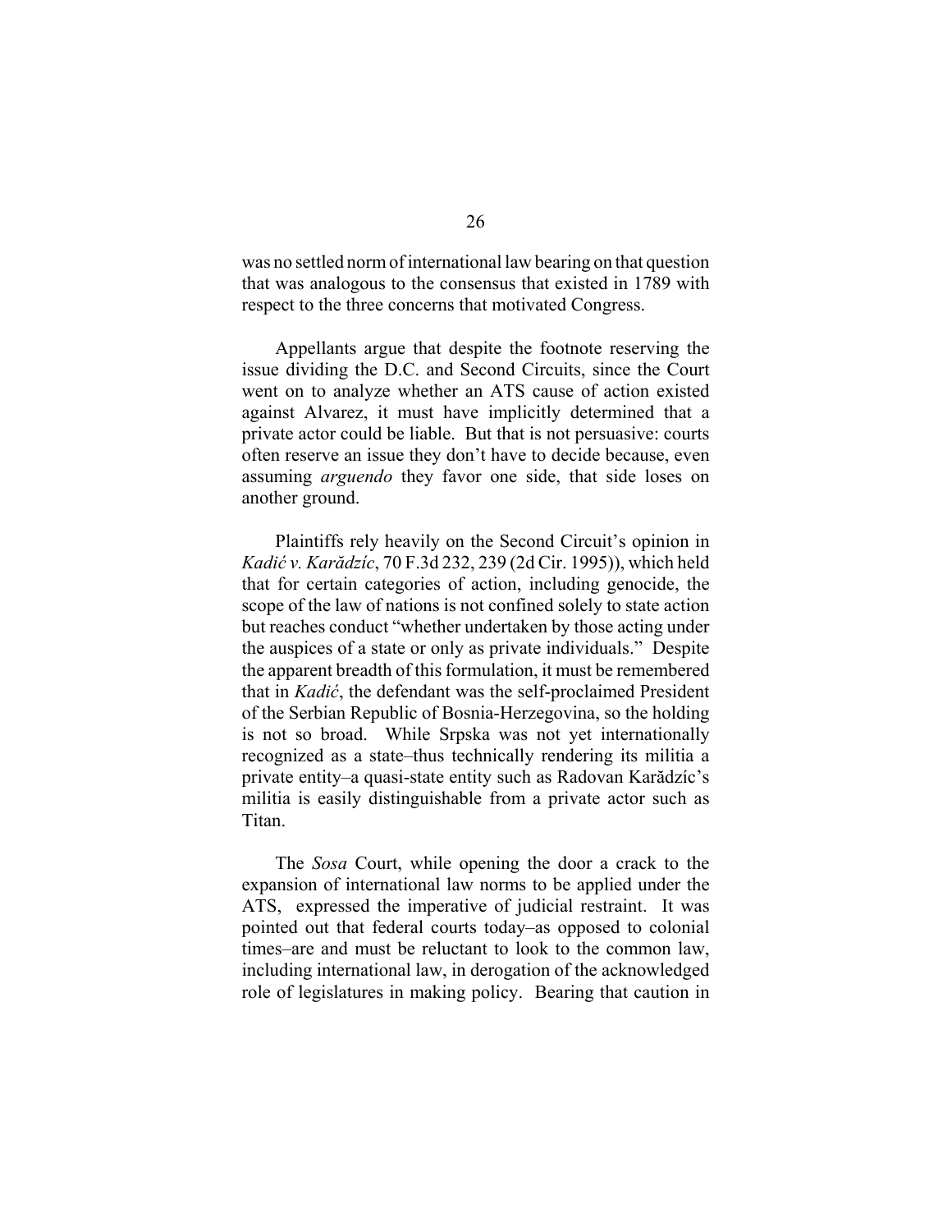was no settled norm of international law bearing on that question that was analogous to the consensus that existed in 1789 with respect to the three concerns that motivated Congress.

Appellants argue that despite the footnote reserving the issue dividing the D.C. and Second Circuits, since the Court went on to analyze whether an ATS cause of action existed against Alvarez, it must have implicitly determined that a private actor could be liable. But that is not persuasive: courts often reserve an issue they don't have to decide because, even assuming *arguendo* they favor one side, that side loses on another ground.

Plaintiffs rely heavily on the Second Circuit's opinion in *Kadić v. Karădzíc*, 70 F.3d 232, 239 (2d Cir. 1995)), which held that for certain categories of action, including genocide, the scope of the law of nations is not confined solely to state action but reaches conduct "whether undertaken by those acting under the auspices of a state or only as private individuals." Despite the apparent breadth of this formulation, it must be remembered that in *Kadić*, the defendant was the self-proclaimed President of the Serbian Republic of Bosnia-Herzegovina, so the holding is not so broad. While Srpska was not yet internationally recognized as a state–thus technically rendering its militia a private entity–a quasi-state entity such as Radovan Karădzíc's militia is easily distinguishable from a private actor such as Titan.

The *Sosa* Court, while opening the door a crack to the expansion of international law norms to be applied under the ATS, expressed the imperative of judicial restraint. It was pointed out that federal courts today–as opposed to colonial times–are and must be reluctant to look to the common law, including international law, in derogation of the acknowledged role of legislatures in making policy. Bearing that caution in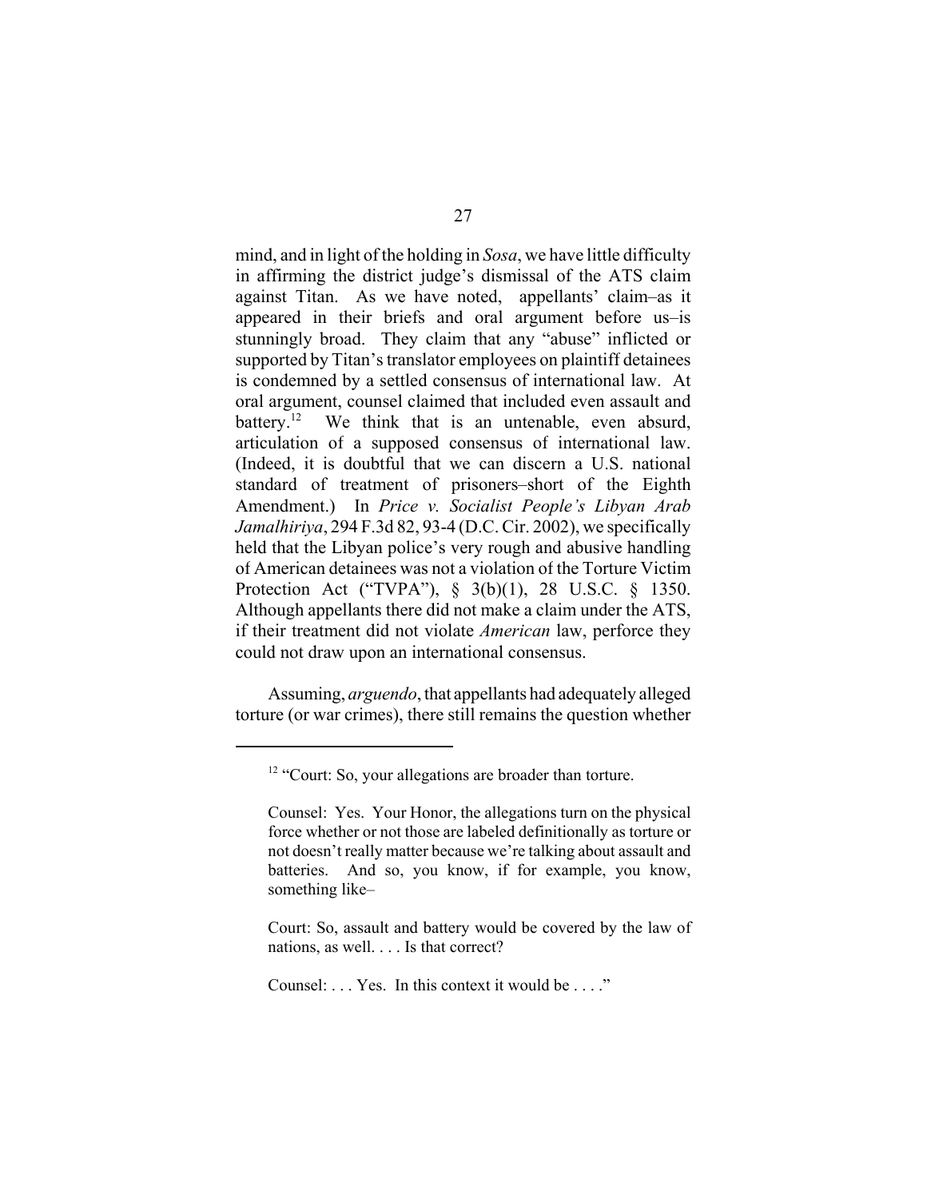mind, and in light of the holding in *Sosa*, we have little difficulty in affirming the district judge's dismissal of the ATS claim against Titan. As we have noted, appellants' claim–as it appeared in their briefs and oral argument before us–is stunningly broad. They claim that any "abuse" inflicted or supported by Titan's translator employees on plaintiff detainees is condemned by a settled consensus of international law. At oral argument, counsel claimed that included even assault and battery.[12] We think that is an untenable, even absurd, articulation of a supposed consensus of international law. (Indeed, it is doubtful that we can discern a U.S. national standard of treatment of prisoners–short of the Eighth Amendment.) In *Price v. Socialist People's Libyan Arab Jamalhiriya*, 294 F.3d 82, 93-4 (D.C. Cir. 2002), we specifically held that the Libyan police's very rough and abusive handling of American detainees was not a violation of the Torture Victim Protection Act ("TVPA"), § 3(b)(1), 28 U.S.C. § 1350. Although appellants there did not make a claim under the ATS, if their treatment did not violate *American* law, perforce they could not draw upon an international consensus.

Assuming, *arguendo*, that appellants had adequately alleged torture (or war crimes), there still remains the question whether

---

[12] "Court: So, your allegations are broader than torture.

Counsel: Yes. Your Honor, the allegations turn on the physical force whether or not those are labeled definitionally as torture or not doesn't really matter because we're talking about assault and batteries. And so, you know, if for example, you know, something like–

Court: So, assault and battery would be covered by the law of nations, as well. . . . Is that correct?

Counsel: . . . Yes. In this context it would be . . . ."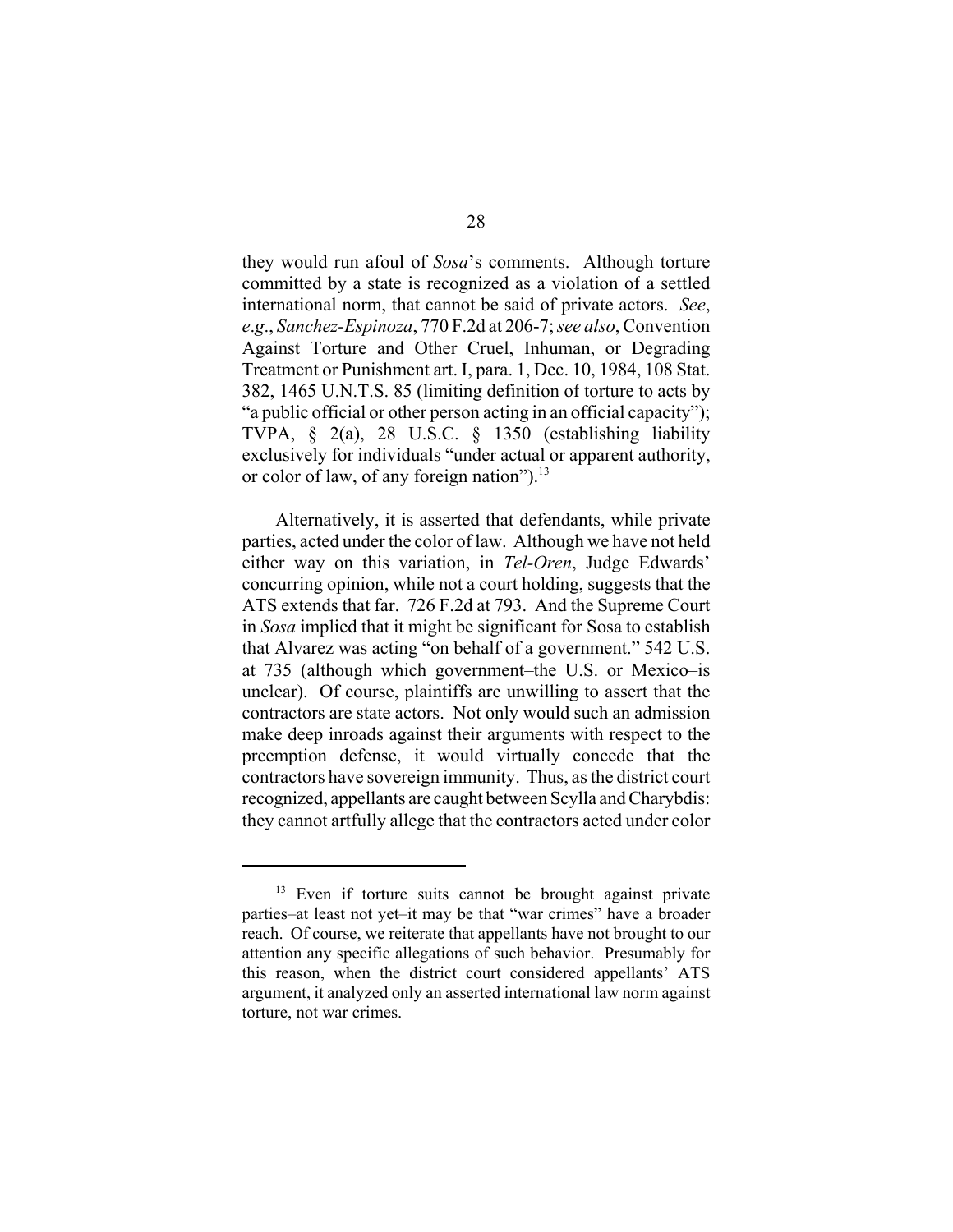they would run afoul of *Sosa*'s comments. Although torture committed by a state is recognized as a violation of a settled international norm, that cannot be said of private actors. *See*, *e.g.*, *Sanchez-Espinoza*, 770 F.2d at 206-7; *see also*, Convention Against Torture and Other Cruel, Inhuman, or Degrading Treatment or Punishment art. I, para. 1, Dec. 10, 1984, 108 Stat. 382, 1465 U.N.T.S. 85 (limiting definition of torture to acts by "a public official or other person acting in an official capacity"); TVPA, § 2(a), 28 U.S.C. § 1350 (establishing liability exclusively for individuals "under actual or apparent authority, or color of law, of any foreign nation").[13]

Alternatively, it is asserted that defendants, while private parties, acted under the color of law. Although we have not held either way on this variation, in *Tel-Oren*, Judge Edwards' concurring opinion, while not a court holding, suggests that the ATS extends that far. 726 F.2d at 793. And the Supreme Court in *Sosa* implied that it might be significant for Sosa to establish that Alvarez was acting "on behalf of a government." 542 U.S. at 735 (although which government–the U.S. or Mexico–is unclear). Of course, plaintiffs are unwilling to assert that the contractors are state actors. Not only would such an admission make deep inroads against their arguments with respect to the preemption defense, it would virtually concede that the contractors have sovereign immunity. Thus, as the district court recognized, appellants are caught between Scylla and Charybdis: they cannot artfully allege that the contractors acted under color

[13] Even if torture suits cannot be brought against private parties–at least not yet–it may be that "war crimes" have a broader reach. Of course, we reiterate that appellants have not brought to our attention any specific allegations of such behavior. Presumably for this reason, when the district court considered appellants' ATS argument, it analyzed only an asserted international law norm against torture, not war crimes.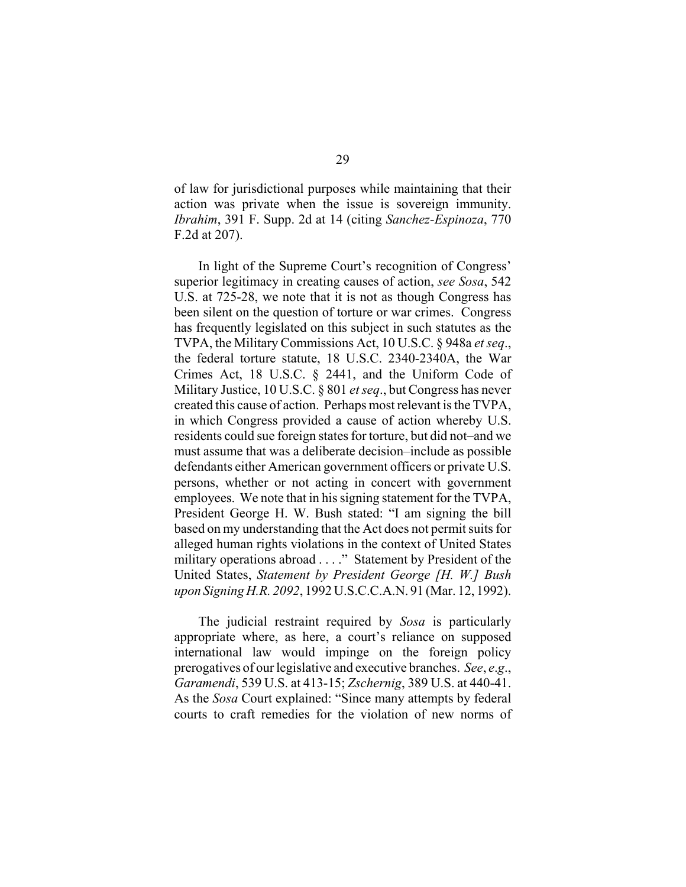of law for jurisdictional purposes while maintaining that their action was private when the issue is sovereign immunity. *Ibrahim*, 391 F. Supp. 2d at 14 (citing *Sanchez-Espinoza*, 770 F.2d at 207).

In light of the Supreme Court's recognition of Congress' superior legitimacy in creating causes of action, *see Sosa*, 542 U.S. at 725-28, we note that it is not as though Congress has been silent on the question of torture or war crimes. Congress has frequently legislated on this subject in such statutes as the TVPA, the Military Commissions Act, 10 U.S.C. § 948a *et seq*., the federal torture statute, 18 U.S.C. 2340-2340A, the War Crimes Act, 18 U.S.C. § 2441, and the Uniform Code of Military Justice, 10 U.S.C. § 801 *et seq*., but Congress has never created this cause of action. Perhaps most relevant is the TVPA, in which Congress provided a cause of action whereby U.S. residents could sue foreign states for torture, but did not–and we must assume that was a deliberate decision–include as possible defendants either American government officers or private U.S. persons, whether or not acting in concert with government employees. We note that in his signing statement for the TVPA, President George H. W. Bush stated: "I am signing the bill based on my understanding that the Act does not permit suits for alleged human rights violations in the context of United States military operations abroad . . . ." Statement by President of the United States, *Statement by President George [H. W.] Bush upon Signing H.R. 2092*, 1992 U.S.C.C.A.N. 91 (Mar. 12, 1992).

The judicial restraint required by *Sosa* is particularly appropriate where, as here, a court's reliance on supposed international law would impinge on the foreign policy prerogatives of our legislative and executive branches. *See*, *e.g*., *Garamendi*, 539 U.S. at 413-15; *Zschernig*, 389 U.S. at 440-41. As the *Sosa* Court explained: "Since many attempts by federal courts to craft remedies for the violation of new norms of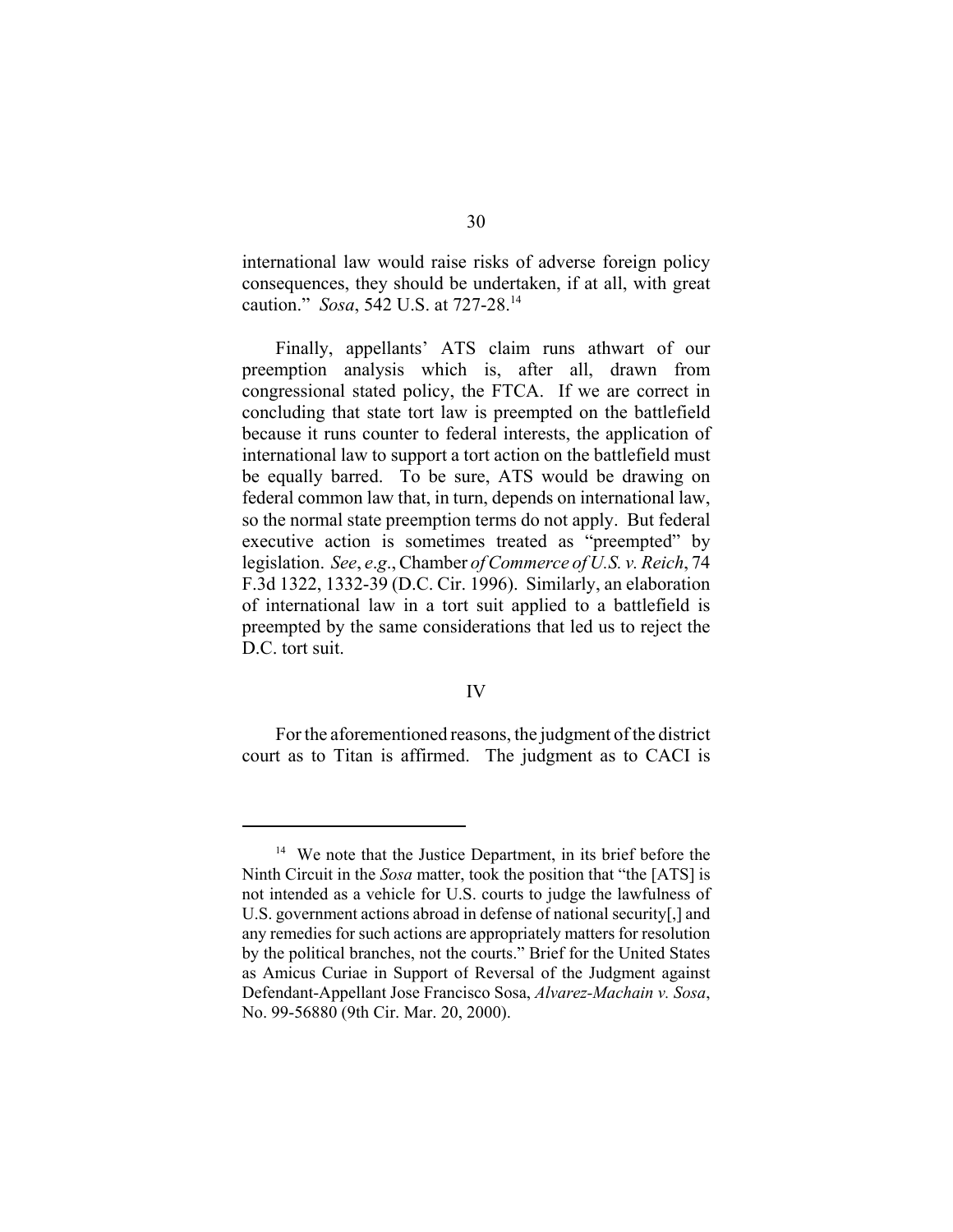international law would raise risks of adverse foreign policy consequences, they should be undertaken, if at all, with great caution." *Sosa*, 542 U.S. at 727-28.[14]

Finally, appellants' ATS claim runs athwart of our preemption analysis which is, after all, drawn from congressional stated policy, the FTCA. If we are correct in concluding that state tort law is preempted on the battlefield because it runs counter to federal interests, the application of international law to support a tort action on the battlefield must be equally barred. To be sure, ATS would be drawing on federal common law that, in turn, depends on international law, so the normal state preemption terms do not apply. But federal executive action is sometimes treated as "preempted" by legislation. *See*, *e.g*., Chamber *of Commerce of U.S. v. Reich*, 74 F.3d 1322, 1332-39 (D.C. Cir. 1996). Similarly, an elaboration of international law in a tort suit applied to a battlefield is preempted by the same considerations that led us to reject the D.C. tort suit.

## IV

For the aforementioned reasons, the judgment of the district court as to Titan is affirmed. The judgment as to CACI is

---

[14] We note that the Justice Department, in its brief before the Ninth Circuit in the *Sosa* matter, took the position that "the [ATS] is not intended as a vehicle for U.S. courts to judge the lawfulness of U.S. government actions abroad in defense of national security[,] and any remedies for such actions are appropriately matters for resolution by the political branches, not the courts." Brief for the United States as Amicus Curiae in Support of Reversal of the Judgment against Defendant-Appellant Jose Francisco Sosa, *Alvarez-Machain v. Sosa*, No. 99-56880 (9th Cir. Mar. 20, 2000).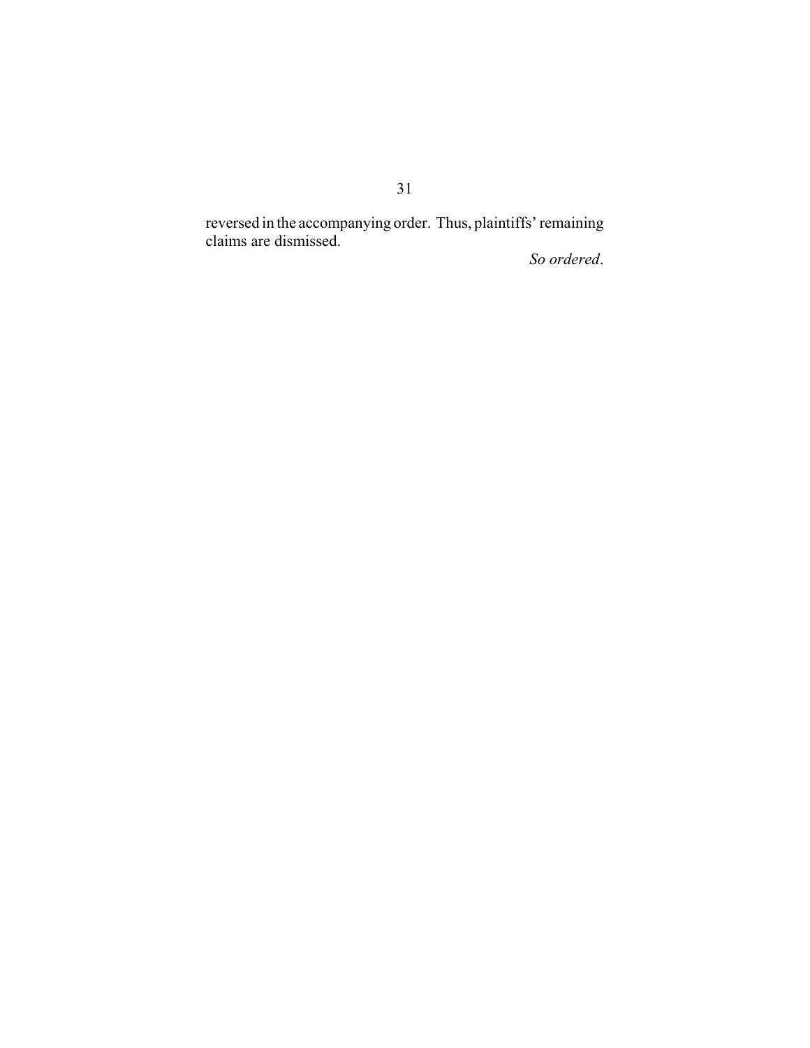reversed in the accompanying order. Thus, plaintiffs' remaining claims are dismissed.

*So ordered*.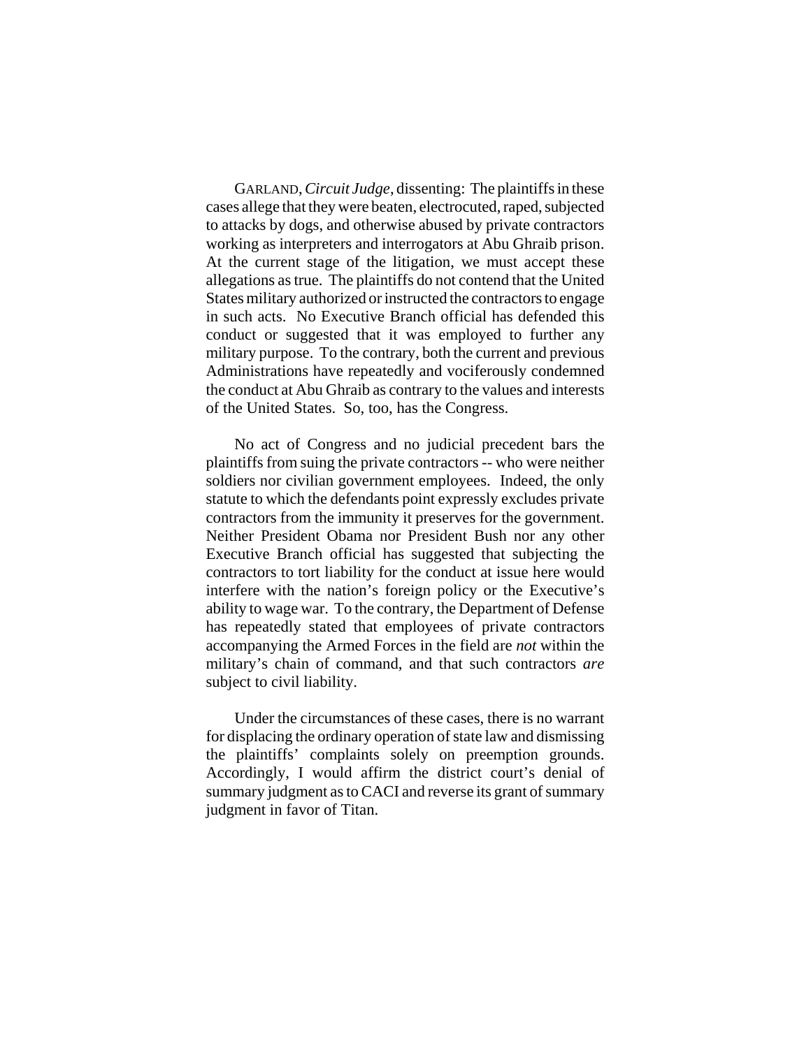GARLAND, *Circuit Judge*, dissenting: The plaintiffs in these cases allege that they were beaten, electrocuted, raped, subjected to attacks by dogs, and otherwise abused by private contractors working as interpreters and interrogators at Abu Ghraib prison. At the current stage of the litigation, we must accept these allegations as true. The plaintiffs do not contend that the United States military authorized or instructed the contractors to engage in such acts. No Executive Branch official has defended this conduct or suggested that it was employed to further any military purpose. To the contrary, both the current and previous Administrations have repeatedly and vociferously condemned the conduct at Abu Ghraib as contrary to the values and interests of the United States. So, too, has the Congress.

No act of Congress and no judicial precedent bars the plaintiffs from suing the private contractors -- who were neither soldiers nor civilian government employees. Indeed, the only statute to which the defendants point expressly excludes private contractors from the immunity it preserves for the government. Neither President Obama nor President Bush nor any other Executive Branch official has suggested that subjecting the contractors to tort liability for the conduct at issue here would interfere with the nation's foreign policy or the Executive's ability to wage war. To the contrary, the Department of Defense has repeatedly stated that employees of private contractors accompanying the Armed Forces in the field are *not* within the military's chain of command, and that such contractors *are* subject to civil liability.

Under the circumstances of these cases, there is no warrant for displacing the ordinary operation of state law and dismissing the plaintiffs' complaints solely on preemption grounds. Accordingly, I would affirm the district court's denial of summary judgment as to CACI and reverse its grant of summary judgment in favor of Titan.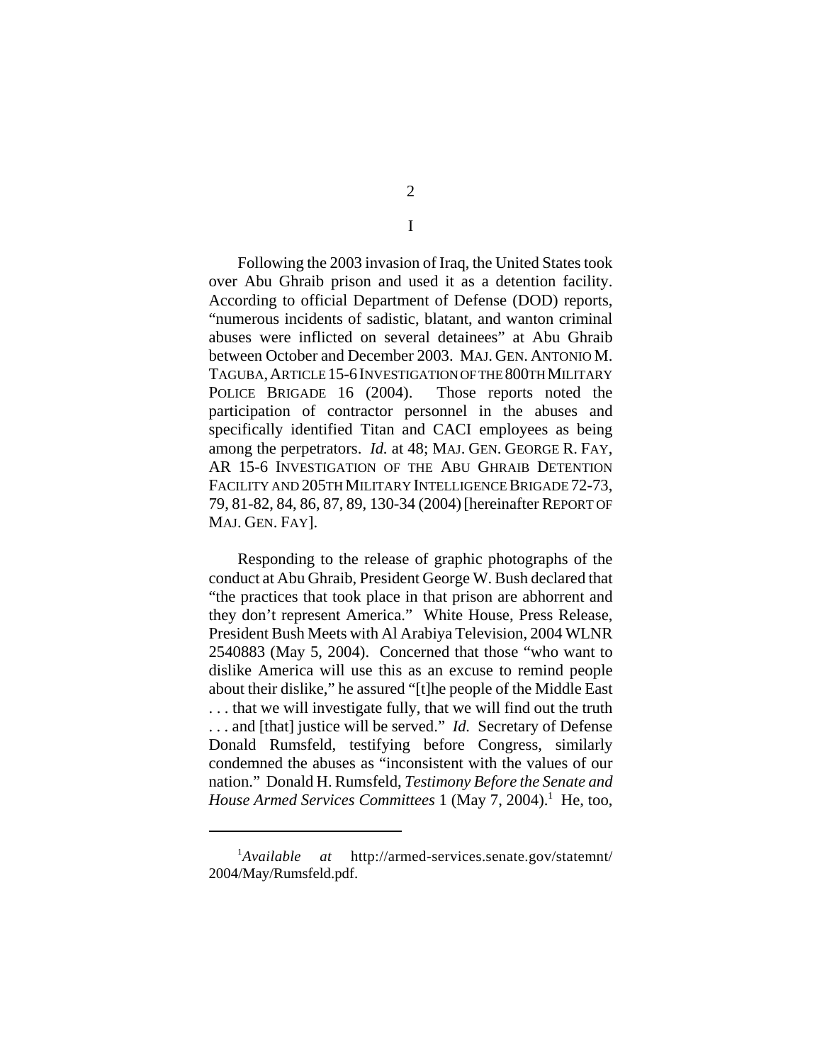I

Following the 2003 invasion of Iraq, the United States took over Abu Ghraib prison and used it as a detention facility. According to official Department of Defense (DOD) reports, "numerous incidents of sadistic, blatant, and wanton criminal abuses were inflicted on several detainees" at Abu Ghraib between October and December 2003. MAJ. GEN. ANTONIO M. TAGUBA, ARTICLE 15-6 INVESTIGATION OF THE 800TH MILITARY POLICE BRIGADE 16 (2004). Those reports noted the participation of contractor personnel in the abuses and specifically identified Titan and CACI employees as being among the perpetrators. *Id.* at 48; MAJ. GEN. GEORGE R. FAY, AR 15-6 INVESTIGATION OF THE ABU GHRAIB DETENTION FACILITY AND 205TH MILITARY INTELLIGENCE BRIGADE 72-73, 79, 81-82, 84, 86, 87, 89, 130-34 (2004) [hereinafter REPORT OF MAJ. GEN. FAY].

Responding to the release of graphic photographs of the conduct at Abu Ghraib, President George W. Bush declared that "the practices that took place in that prison are abhorrent and they don't represent America." White House, Press Release, President Bush Meets with Al Arabiya Television, 2004 WLNR 2540883 (May 5, 2004). Concerned that those "who want to dislike America will use this as an excuse to remind people about their dislike," he assured "[t]he people of the Middle East . . . that we will investigate fully, that we will find out the truth . . . and [that] justice will be served." *Id.* Secretary of Defense Donald Rumsfeld, testifying before Congress, similarly condemned the abuses as "inconsistent with the values of our nation." Donald H. Rumsfeld, *Testimony Before the Senate and House Armed Services Committees* 1 (May 7, 2004).[1] He, too,

[1] *Available at* http://armed-services.senate.gov/statemnt/2004/May/Rumsfeld.pdf.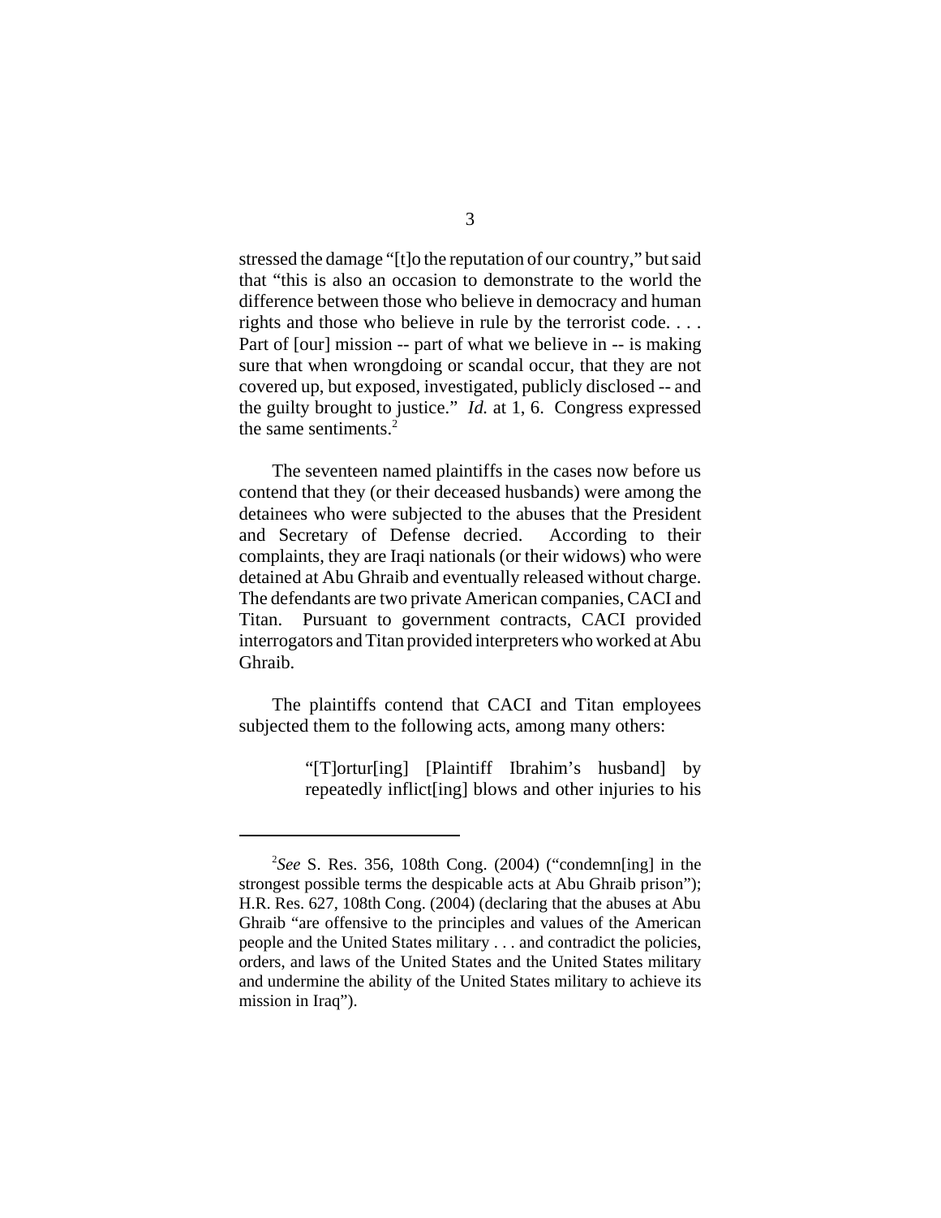stressed the damage "[t]o the reputation of our country," but said that "this is also an occasion to demonstrate to the world the difference between those who believe in democracy and human rights and those who believe in rule by the terrorist code. . . . Part of [our] mission -- part of what we believe in -- is making sure that when wrongdoing or scandal occur, that they are not covered up, but exposed, investigated, publicly disclosed -- and the guilty brought to justice." *Id.* at 1, 6. Congress expressed the same sentiments.[2]

The seventeen named plaintiffs in the cases now before us contend that they (or their deceased husbands) were among the detainees who were subjected to the abuses that the President and Secretary of Defense decried. According to their complaints, they are Iraqi nationals (or their widows) who were detained at Abu Ghraib and eventually released without charge. The defendants are two private American companies, CACI and Titan. Pursuant to government contracts, CACI provided interrogators and Titan provided interpreters who worked at Abu Ghraib.

The plaintiffs contend that CACI and Titan employees subjected them to the following acts, among many others:

> "[T]ortur[ing] [Plaintiff Ibrahim's husband] by repeatedly inflict[ing] blows and other injuries to his

---

[2] *See* S. Res. 356, 108th Cong. (2004) ("condemn[ing] in the strongest possible terms the despicable acts at Abu Ghraib prison"); H.R. Res. 627, 108th Cong. (2004) (declaring that the abuses at Abu Ghraib "are offensive to the principles and values of the American people and the United States military . . . and contradict the policies, orders, and laws of the United States and the United States military and undermine the ability of the United States military to achieve its mission in Iraq").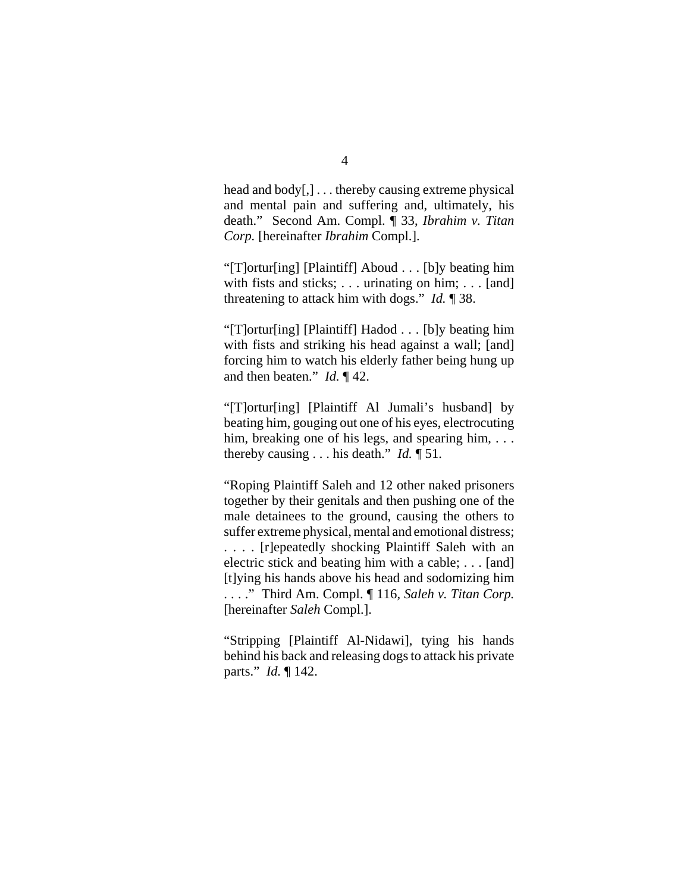head and body[,] . . . thereby causing extreme physical and mental pain and suffering and, ultimately, his death." Second Am. Compl. ¶ 33, *Ibrahim v. Titan Corp.* [hereinafter *Ibrahim* Compl.].

"[T]ortur[ing] [Plaintiff] Aboud . . . [b]y beating him with fists and sticks; . . . urinating on him; . . . [and] threatening to attack him with dogs." *Id.* ¶ 38.

"[T]ortur[ing] [Plaintiff] Hadod . . . [b]y beating him with fists and striking his head against a wall; [and] forcing him to watch his elderly father being hung up and then beaten." *Id.* ¶ 42.

"[T]ortur[ing] [Plaintiff Al Jumali's husband] by beating him, gouging out one of his eyes, electrocuting him, breaking one of his legs, and spearing him, . . . thereby causing . . . his death." *Id.* ¶ 51.

"Roping Plaintiff Saleh and 12 other naked prisoners together by their genitals and then pushing one of the male detainees to the ground, causing the others to suffer extreme physical, mental and emotional distress; . . . . [r]epeatedly shocking Plaintiff Saleh with an electric stick and beating him with a cable; . . . [and] [t]ying his hands above his head and sodomizing him . . . ." Third Am. Compl. ¶ 116, *Saleh v. Titan Corp.* [hereinafter *Saleh* Compl.].

"Stripping [Plaintiff Al-Nidawi], tying his hands behind his back and releasing dogs to attack his private parts." *Id.* ¶ 142.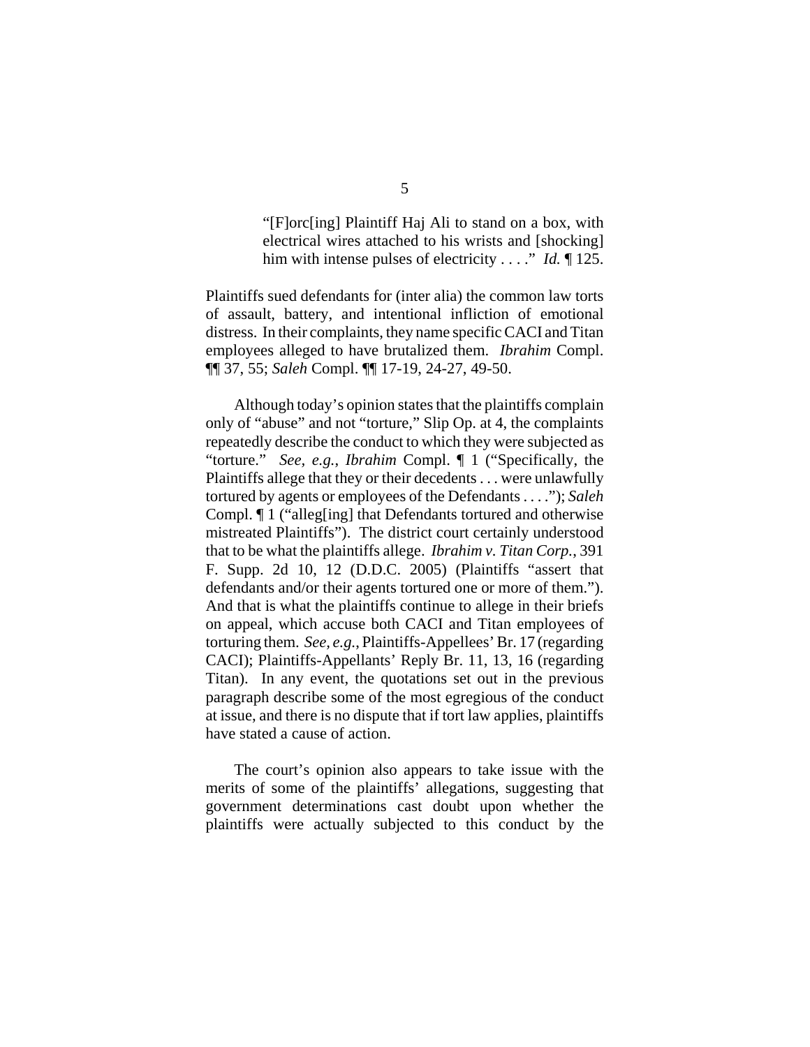> "[F]orc[ing] Plaintiff Haj Ali to stand on a box, with electrical wires attached to his wrists and [shocking] him with intense pulses of electricity . . . ." *Id.* ¶ 125.

Plaintiffs sued defendants for (inter alia) the common law torts of assault, battery, and intentional infliction of emotional distress. In their complaints, they name specific CACI and Titan employees alleged to have brutalized them. *Ibrahim* Compl. ¶¶ 37, 55; *Saleh* Compl. ¶¶ 17-19, 24-27, 49-50.

Although today's opinion states that the plaintiffs complain only of "abuse" and not "torture," Slip Op. at 4, the complaints repeatedly describe the conduct to which they were subjected as "torture." *See, e.g.*, *Ibrahim* Compl. ¶ 1 ("Specifically, the Plaintiffs allege that they or their decedents . . . were unlawfully tortured by agents or employees of the Defendants . . . ."); *Saleh* Compl. ¶ 1 ("alleg[ing] that Defendants tortured and otherwise mistreated Plaintiffs"). The district court certainly understood that to be what the plaintiffs allege. *Ibrahim v. Titan Corp.*, 391 F. Supp. 2d 10, 12 (D.D.C. 2005) (Plaintiffs "assert that defendants and/or their agents tortured one or more of them."). And that is what the plaintiffs continue to allege in their briefs on appeal, which accuse both CACI and Titan employees of torturing them. *See, e.g.*, Plaintiffs-Appellees' Br. 17 (regarding CACI); Plaintiffs-Appellants' Reply Br. 11, 13, 16 (regarding Titan). In any event, the quotations set out in the previous paragraph describe some of the most egregious of the conduct at issue, and there is no dispute that if tort law applies, plaintiffs have stated a cause of action.

The court's opinion also appears to take issue with the merits of some of the plaintiffs' allegations, suggesting that government determinations cast doubt upon whether the plaintiffs were actually subjected to this conduct by the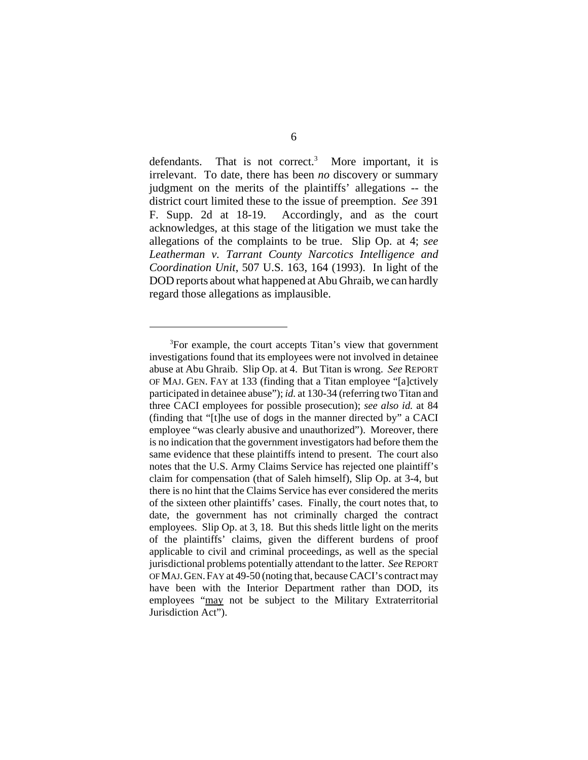defendants. That is not correct.[3] More important, it is irrelevant. To date, there has been *no* discovery or summary judgment on the merits of the plaintiffs' allegations -- the district court limited these to the issue of preemption. *See* 391 F. Supp. 2d at 18-19. Accordingly, and as the court acknowledges, at this stage of the litigation we must take the allegations of the complaints to be true. Slip Op. at 4; *see Leatherman v. Tarrant County Narcotics Intelligence and Coordination Unit*, 507 U.S. 163, 164 (1993). In light of the DOD reports about what happened at Abu Ghraib, we can hardly regard those allegations as implausible.

---

[3]For example, the court accepts Titan's view that government investigations found that its employees were not involved in detainee abuse at Abu Ghraib. Slip Op. at 4. But Titan is wrong. *See* REPORT OF MAJ. GEN. FAY at 133 (finding that a Titan employee "[a]ctively participated in detainee abuse"); *id.* at 130-34 (referring two Titan and three CACI employees for possible prosecution); *see also id.* at 84 (finding that "[t]he use of dogs in the manner directed by" a CACI employee "was clearly abusive and unauthorized"). Moreover, there is no indication that the government investigators had before them the same evidence that these plaintiffs intend to present. The court also notes that the U.S. Army Claims Service has rejected one plaintiff's claim for compensation (that of Saleh himself), Slip Op. at 3-4, but there is no hint that the Claims Service has ever considered the merits of the sixteen other plaintiffs' cases. Finally, the court notes that, to date, the government has not criminally charged the contract employees. Slip Op. at 3, 18. But this sheds little light on the merits of the plaintiffs' claims, given the different burdens of proof applicable to civil and criminal proceedings, as well as the special jurisdictional problems potentially attendant to the latter. *See* REPORT OF MAJ. GEN. FAY at 49-50 (noting that, because CACI's contract may have been with the Interior Department rather than DOD, its employees "may not be subject to the Military Extraterritorial Jurisdiction Act").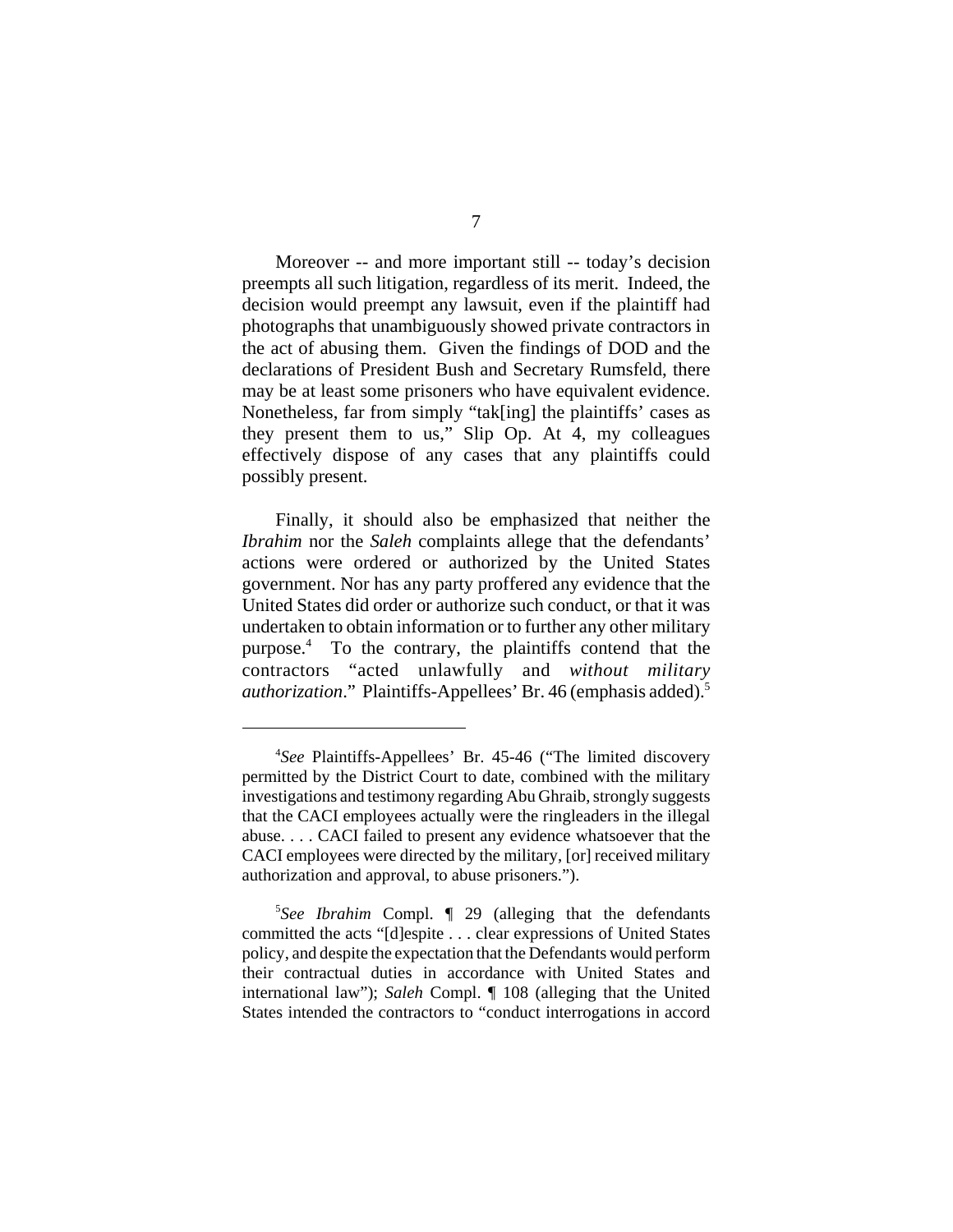Moreover -- and more important still -- today's decision preempts all such litigation, regardless of its merit. Indeed, the decision would preempt any lawsuit, even if the plaintiff had photographs that unambiguously showed private contractors in the act of abusing them. Given the findings of DOD and the declarations of President Bush and Secretary Rumsfeld, there may be at least some prisoners who have equivalent evidence. Nonetheless, far from simply "tak[ing] the plaintiffs' cases as they present them to us," Slip Op. At 4, my colleagues effectively dispose of any cases that any plaintiffs could possibly present.

Finally, it should also be emphasized that neither the *Ibrahim* nor the *Saleh* complaints allege that the defendants' actions were ordered or authorized by the United States government. Nor has any party proffered any evidence that the United States did order or authorize such conduct, or that it was undertaken to obtain information or to further any other military purpose.[4] To the contrary, the plaintiffs contend that the contractors "acted unlawfully and *without military authorization*." Plaintiffs-Appellees' Br. 46 (emphasis added).[5]

---

[4] *See* Plaintiffs-Appellees' Br. 45-46 ("The limited discovery permitted by the District Court to date, combined with the military investigations and testimony regarding Abu Ghraib, strongly suggests that the CACI employees actually were the ringleaders in the illegal abuse. . . . CACI failed to present any evidence whatsoever that the CACI employees were directed by the military, [or] received military authorization and approval, to abuse prisoners.").

[5] *See Ibrahim* Compl. ¶ 29 (alleging that the defendants committed the acts "[d]espite . . . clear expressions of United States policy, and despite the expectation that the Defendants would perform their contractual duties in accordance with United States and international law"); *Saleh* Compl. ¶ 108 (alleging that the United States intended the contractors to "conduct interrogations in accord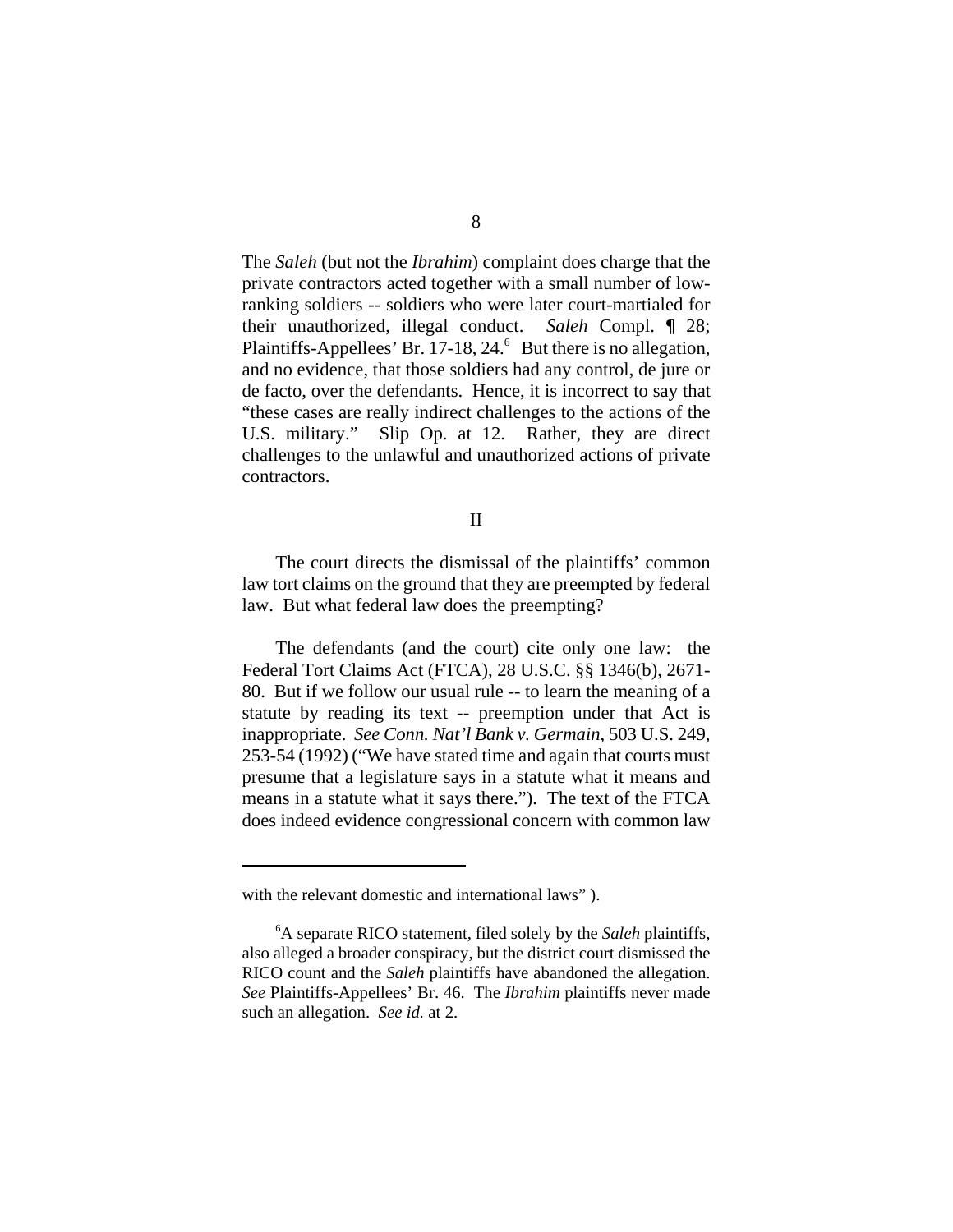The *Saleh* (but not the *Ibrahim*) complaint does charge that the private contractors acted together with a small number of low-ranking soldiers -- soldiers who were later court-martialed for their unauthorized, illegal conduct. *Saleh* Compl. ¶ 28; Plaintiffs-Appellees' Br. 17-18, 24.[6] But there is no allegation, and no evidence, that those soldiers had any control, de jure or de facto, over the defendants. Hence, it is incorrect to say that "these cases are really indirect challenges to the actions of the U.S. military." Slip Op. at 12. Rather, they are direct challenges to the unlawful and unauthorized actions of private contractors.

## II

The court directs the dismissal of the plaintiffs' common law tort claims on the ground that they are preempted by federal law. But what federal law does the preempting?

The defendants (and the court) cite only one law: the Federal Tort Claims Act (FTCA), 28 U.S.C. §§ 1346(b), 2671-80. But if we follow our usual rule -- to learn the meaning of a statute by reading its text -- preemption under that Act is inappropriate. *See Conn. Nat'l Bank v. Germain*, 503 U.S. 249, 253-54 (1992) ("We have stated time and again that courts must presume that a legislature says in a statute what it means and means in a statute what it says there."). The text of the FTCA does indeed evidence congressional concern with common law

---

with the relevant domestic and international laws" ).

[6] A separate RICO statement, filed solely by the *Saleh* plaintiffs, also alleged a broader conspiracy, but the district court dismissed the RICO count and the *Saleh* plaintiffs have abandoned the allegation. *See* Plaintiffs-Appellees' Br. 46. The *Ibrahim* plaintiffs never made such an allegation. *See id.* at 2.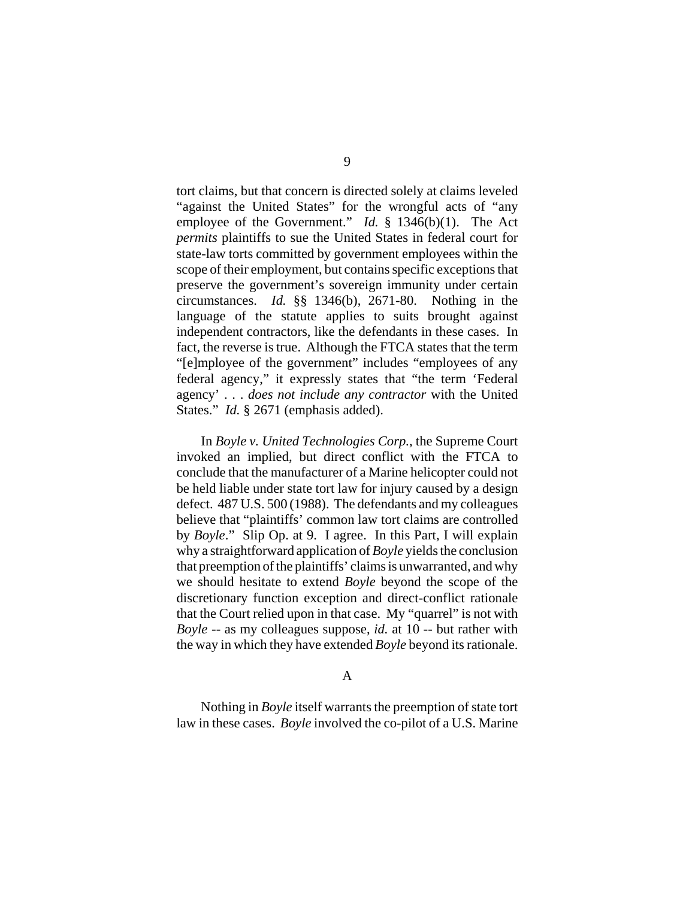tort claims, but that concern is directed solely at claims leveled "against the United States" for the wrongful acts of "any employee of the Government." *Id.* § 1346(b)(1). The Act *permits* plaintiffs to sue the United States in federal court for state-law torts committed by government employees within the scope of their employment, but contains specific exceptions that preserve the government's sovereign immunity under certain circumstances. *Id.* §§ 1346(b), 2671-80. Nothing in the language of the statute applies to suits brought against independent contractors, like the defendants in these cases. In fact, the reverse is true. Although the FTCA states that the term "[e]mployee of the government" includes "employees of any federal agency," it expressly states that "the term 'Federal agency' . . . *does not include any contractor* with the United States." *Id.* § 2671 (emphasis added).

In *Boyle v. United Technologies Corp.*, the Supreme Court invoked an implied, but direct conflict with the FTCA to conclude that the manufacturer of a Marine helicopter could not be held liable under state tort law for injury caused by a design defect. 487 U.S. 500 (1988). The defendants and my colleagues believe that "plaintiffs' common law tort claims are controlled by *Boyle*." Slip Op. at 9. I agree. In this Part, I will explain why a straightforward application of *Boyle* yields the conclusion that preemption of the plaintiffs' claims is unwarranted, and why we should hesitate to extend *Boyle* beyond the scope of the discretionary function exception and direct-conflict rationale that the Court relied upon in that case. My "quarrel" is not with *Boyle* -- as my colleagues suppose, *id.* at 10 -- but rather with the way in which they have extended *Boyle* beyond its rationale.

## A

Nothing in *Boyle* itself warrants the preemption of state tort law in these cases. *Boyle* involved the co-pilot of a U.S. Marine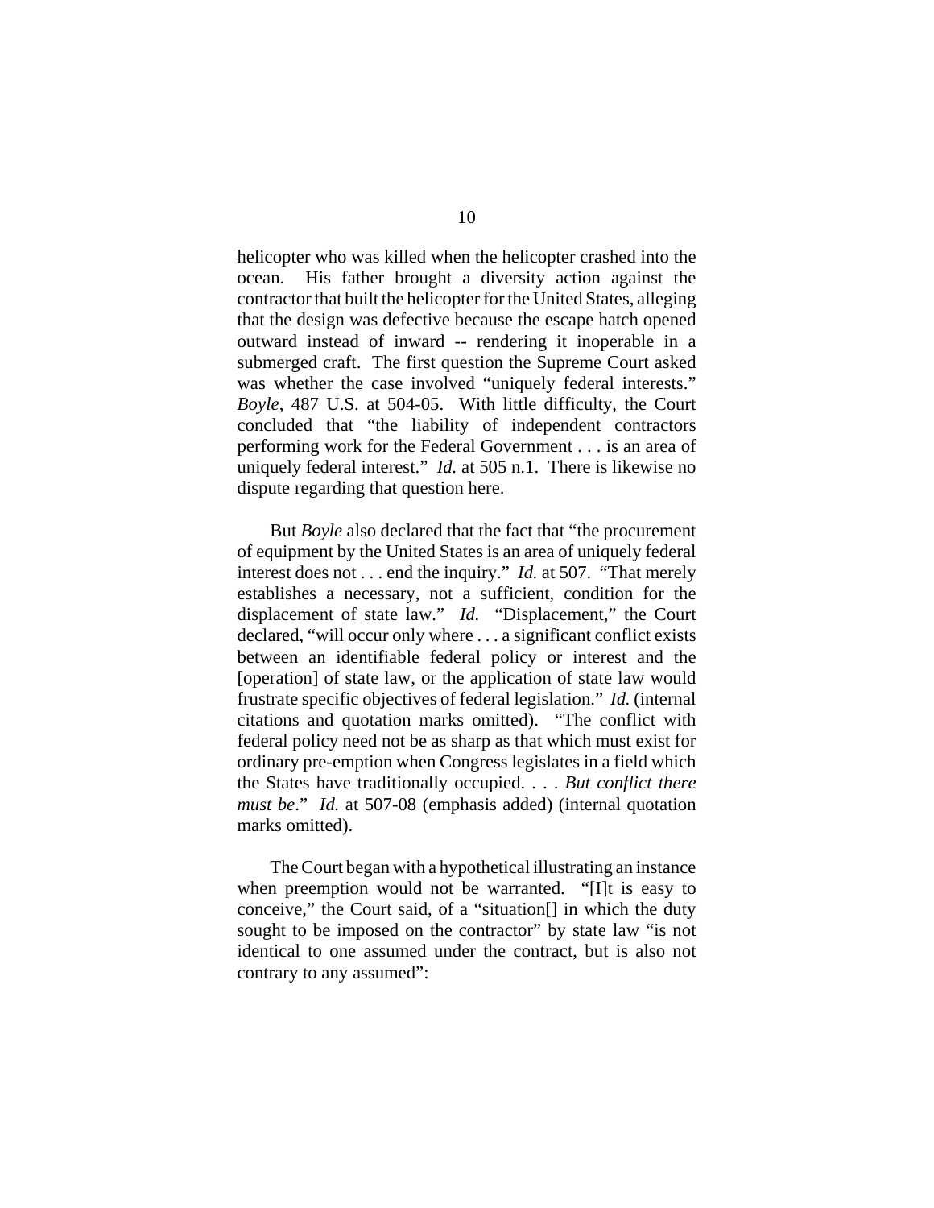helicopter who was killed when the helicopter crashed into the ocean. His father brought a diversity action against the contractor that built the helicopter for the United States, alleging that the design was defective because the escape hatch opened outward instead of inward -- rendering it inoperable in a submerged craft. The first question the Supreme Court asked was whether the case involved "uniquely federal interests." *Boyle*, 487 U.S. at 504-05. With little difficulty, the Court concluded that "the liability of independent contractors performing work for the Federal Government . . . is an area of uniquely federal interest." *Id.* at 505 n.1. There is likewise no dispute regarding that question here.

But *Boyle* also declared that the fact that "the procurement of equipment by the United States is an area of uniquely federal interest does not . . . end the inquiry." *Id.* at 507. "That merely establishes a necessary, not a sufficient, condition for the displacement of state law." *Id.* "Displacement," the Court declared, "will occur only where . . . a significant conflict exists between an identifiable federal policy or interest and the [operation] of state law, or the application of state law would frustrate specific objectives of federal legislation." *Id.* (internal citations and quotation marks omitted). "The conflict with federal policy need not be as sharp as that which must exist for ordinary pre-emption when Congress legislates in a field which the States have traditionally occupied. . . . *But conflict there must be*." *Id.* at 507-08 (emphasis added) (internal quotation marks omitted).

The Court began with a hypothetical illustrating an instance when preemption would not be warranted. "[I]t is easy to conceive," the Court said, of a "situation[] in which the duty sought to be imposed on the contractor" by state law "is not identical to one assumed under the contract, but is also not contrary to any assumed":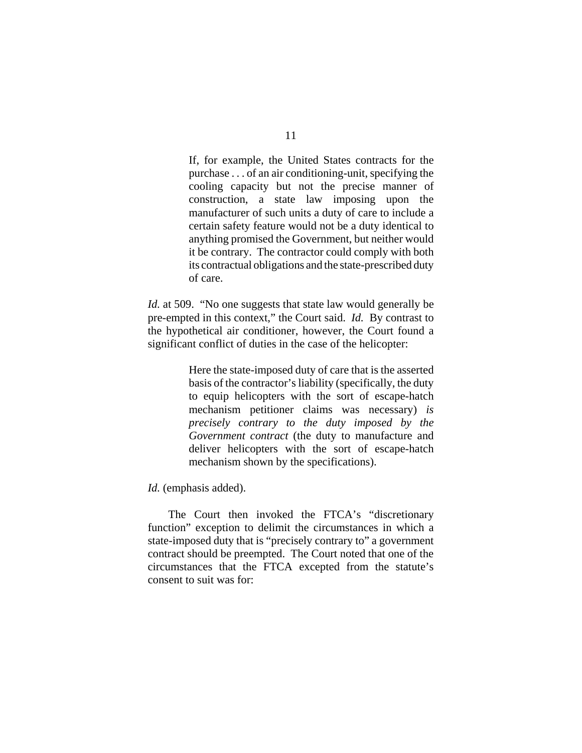> If, for example, the United States contracts for the purchase . . . of an air conditioning-unit, specifying the cooling capacity but not the precise manner of construction, a state law imposing upon the manufacturer of such units a duty of care to include a certain safety feature would not be a duty identical to anything promised the Government, but neither would it be contrary. The contractor could comply with both its contractual obligations and the state-prescribed duty of care.

*Id.* at 509. "No one suggests that state law would generally be pre-empted in this context," the Court said. *Id.* By contrast to the hypothetical air conditioner, however, the Court found a significant conflict of duties in the case of the helicopter:

> Here the state-imposed duty of care that is the asserted basis of the contractor's liability (specifically, the duty to equip helicopters with the sort of escape-hatch mechanism petitioner claims was necessary) *is precisely contrary to the duty imposed by the Government contract* (the duty to manufacture and deliver helicopters with the sort of escape-hatch mechanism shown by the specifications).

*Id.* (emphasis added).

The Court then invoked the FTCA's "discretionary function" exception to delimit the circumstances in which a state-imposed duty that is "precisely contrary to" a government contract should be preempted. The Court noted that one of the circumstances that the FTCA excepted from the statute's consent to suit was for: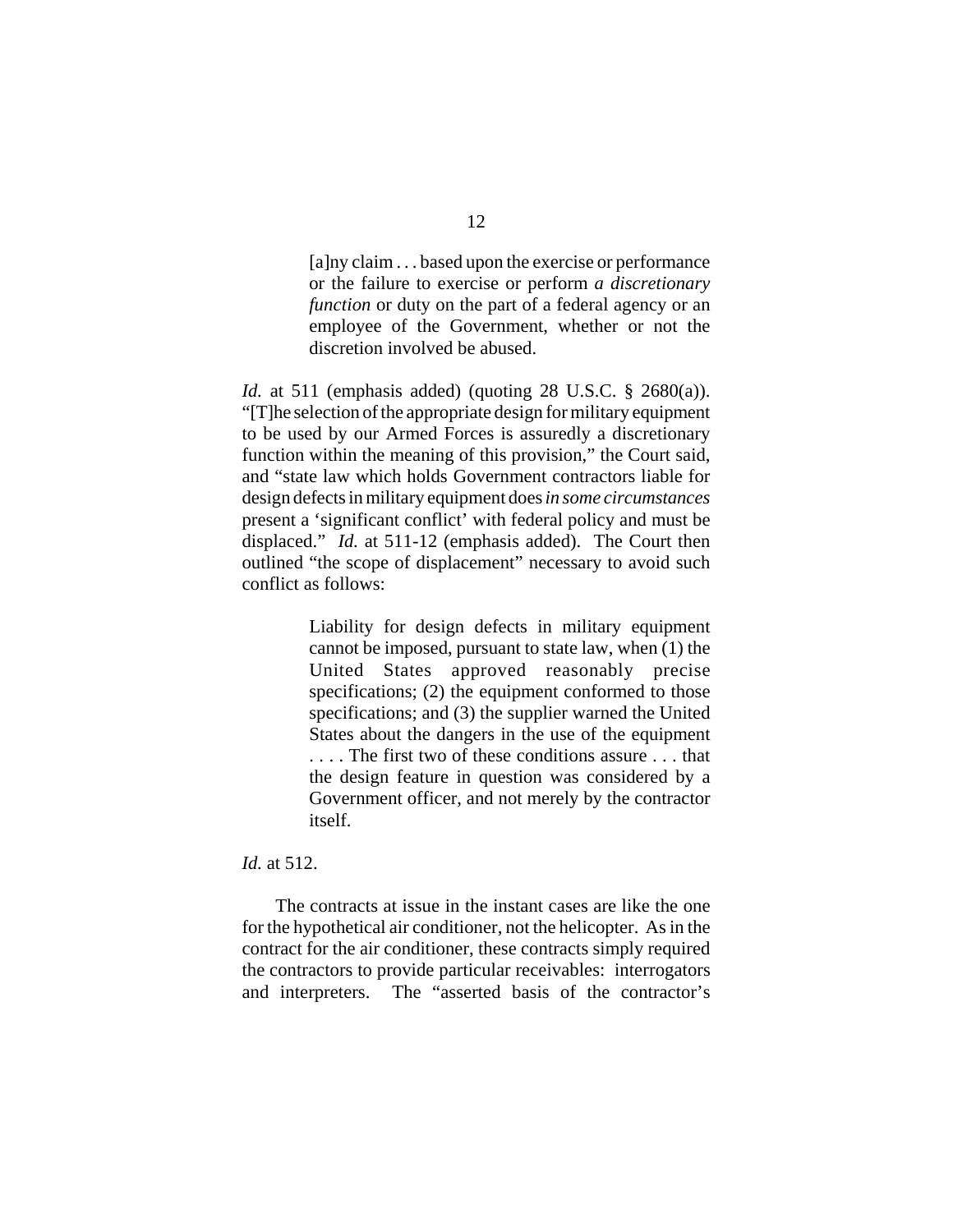> [a]ny claim . . . based upon the exercise or performance or the failure to exercise or perform *a discretionary function* or duty on the part of a federal agency or an employee of the Government, whether or not the discretion involved be abused.

*Id.* at 511 (emphasis added) (quoting 28 U.S.C. § 2680(a)). "[T]he selection of the appropriate design for military equipment to be used by our Armed Forces is assuredly a discretionary function within the meaning of this provision," the Court said, and "state law which holds Government contractors liable for design defects in military equipment does *in some circumstances* present a 'significant conflict' with federal policy and must be displaced." *Id.* at 511-12 (emphasis added). The Court then outlined "the scope of displacement" necessary to avoid such conflict as follows:

> Liability for design defects in military equipment cannot be imposed, pursuant to state law, when (1) the United States approved reasonably precise specifications; (2) the equipment conformed to those specifications; and (3) the supplier warned the United States about the dangers in the use of the equipment . . . . The first two of these conditions assure . . . that the design feature in question was considered by a Government officer, and not merely by the contractor itself.

*Id.* at 512.

The contracts at issue in the instant cases are like the one for the hypothetical air conditioner, not the helicopter. As in the contract for the air conditioner, these contracts simply required the contractors to provide particular receivables: interrogators and interpreters. The "asserted basis of the contractor's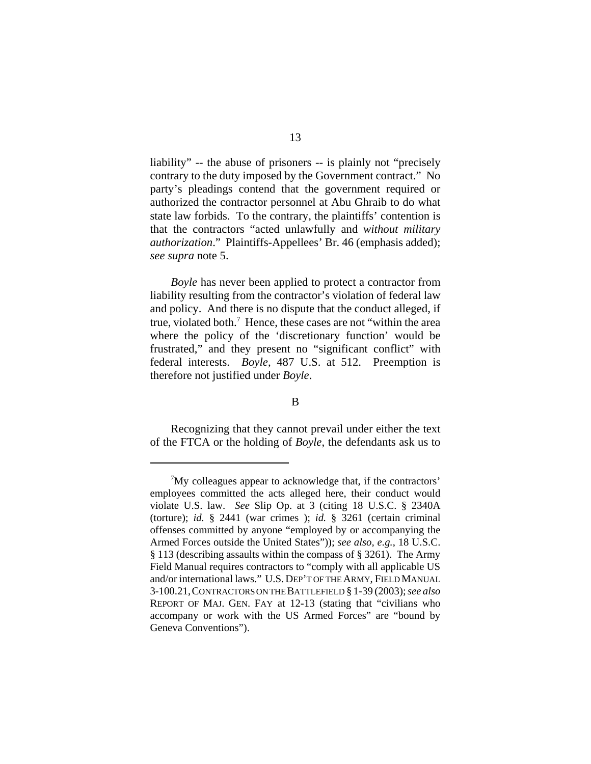liability" -- the abuse of prisoners -- is plainly not "precisely contrary to the duty imposed by the Government contract." No party's pleadings contend that the government required or authorized the contractor personnel at Abu Ghraib to do what state law forbids. To the contrary, the plaintiffs' contention is that the contractors "acted unlawfully and *without military authorization*." Plaintiffs-Appellees' Br. 46 (emphasis added); *see supra* note 5.

*Boyle* has never been applied to protect a contractor from liability resulting from the contractor's violation of federal law and policy. And there is no dispute that the conduct alleged, if true, violated both.[7] Hence, these cases are not "within the area where the policy of the 'discretionary function' would be frustrated," and they present no "significant conflict" with federal interests. *Boyle*, 487 U.S. at 512. Preemption is therefore not justified under *Boyle*.

B

Recognizing that they cannot prevail under either the text of the FTCA or the holding of *Boyle*, the defendants ask us to

---

[7]My colleagues appear to acknowledge that, if the contractors' employees committed the acts alleged here, their conduct would violate U.S. law. *See* Slip Op. at 3 (citing 18 U.S.C. § 2340A (torture); *id.* § 2441 (war crimes ); *id.* § 3261 (certain criminal offenses committed by anyone "employed by or accompanying the Armed Forces outside the United States")); *see also, e.g.*, 18 U.S.C. § 113 (describing assaults within the compass of § 3261). The Army Field Manual requires contractors to "comply with all applicable US and/or international laws." U.S. DEP'T OF THE ARMY, FIELD MANUAL 3-100.21, CONTRACTORS ON THE BATTLEFIELD § 1-39 (2003); *see also* REPORT OF MAJ. GEN. FAY at 12-13 (stating that "civilians who accompany or work with the US Armed Forces" are "bound by Geneva Conventions").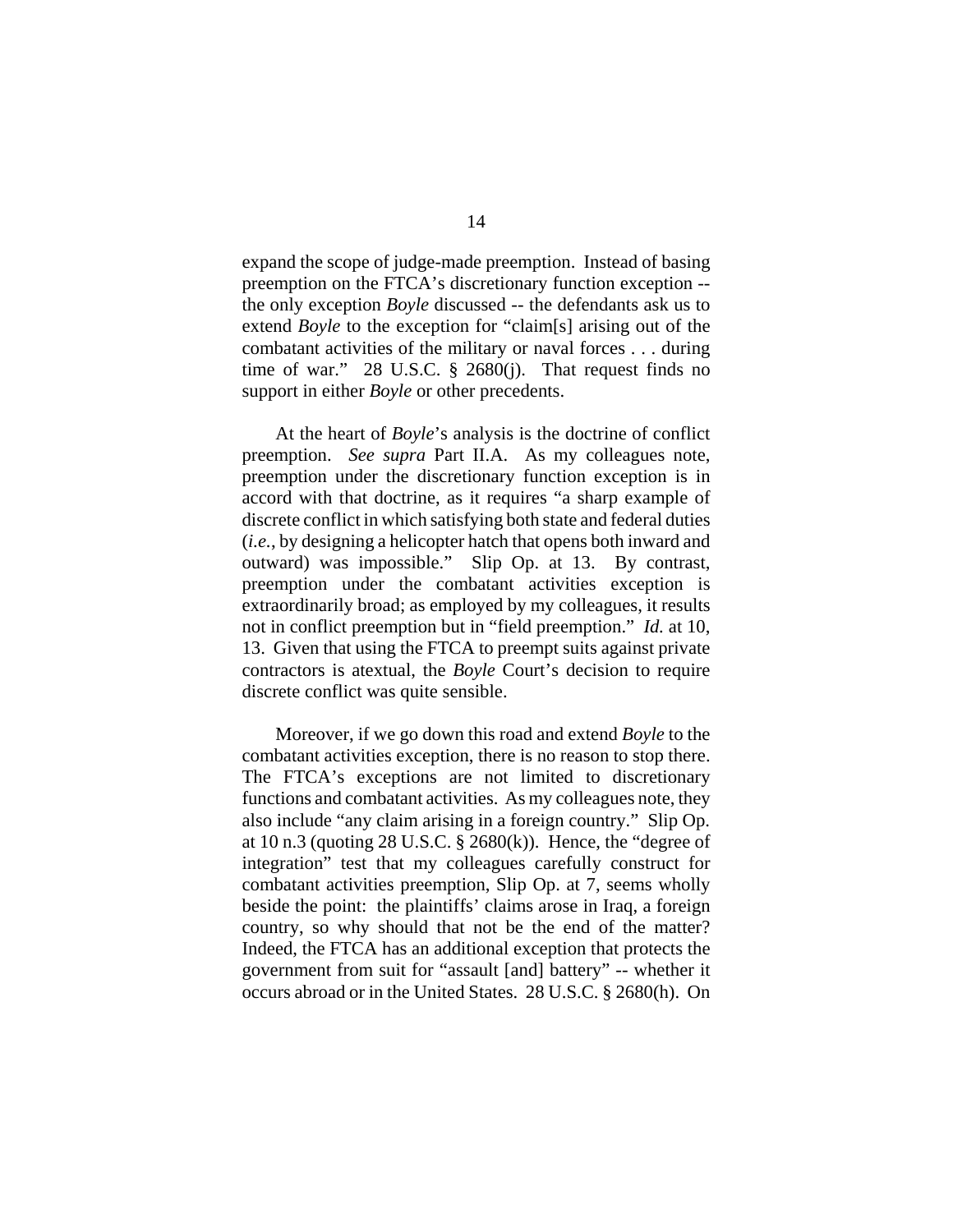expand the scope of judge-made preemption. Instead of basing preemption on the FTCA's discretionary function exception -- the only exception *Boyle* discussed -- the defendants ask us to extend *Boyle* to the exception for "claim[s] arising out of the combatant activities of the military or naval forces . . . during time of war." 28 U.S.C. § 2680(j). That request finds no support in either *Boyle* or other precedents.

At the heart of *Boyle*'s analysis is the doctrine of conflict preemption. *See supra* Part II.A. As my colleagues note, preemption under the discretionary function exception is in accord with that doctrine, as it requires "a sharp example of discrete conflict in which satisfying both state and federal duties (*i.e.*, by designing a helicopter hatch that opens both inward and outward) was impossible." Slip Op. at 13. By contrast, preemption under the combatant activities exception is extraordinarily broad; as employed by my colleagues, it results not in conflict preemption but in "field preemption." *Id.* at 10, 13. Given that using the FTCA to preempt suits against private contractors is atextual, the *Boyle* Court's decision to require discrete conflict was quite sensible.

Moreover, if we go down this road and extend *Boyle* to the combatant activities exception, there is no reason to stop there. The FTCA's exceptions are not limited to discretionary functions and combatant activities. As my colleagues note, they also include "any claim arising in a foreign country." Slip Op. at 10 n.3 (quoting 28 U.S.C. § 2680(k)). Hence, the "degree of integration" test that my colleagues carefully construct for combatant activities preemption, Slip Op. at 7, seems wholly beside the point: the plaintiffs' claims arose in Iraq, a foreign country, so why should that not be the end of the matter? Indeed, the FTCA has an additional exception that protects the government from suit for "assault [and] battery" -- whether it occurs abroad or in the United States. 28 U.S.C. § 2680(h). On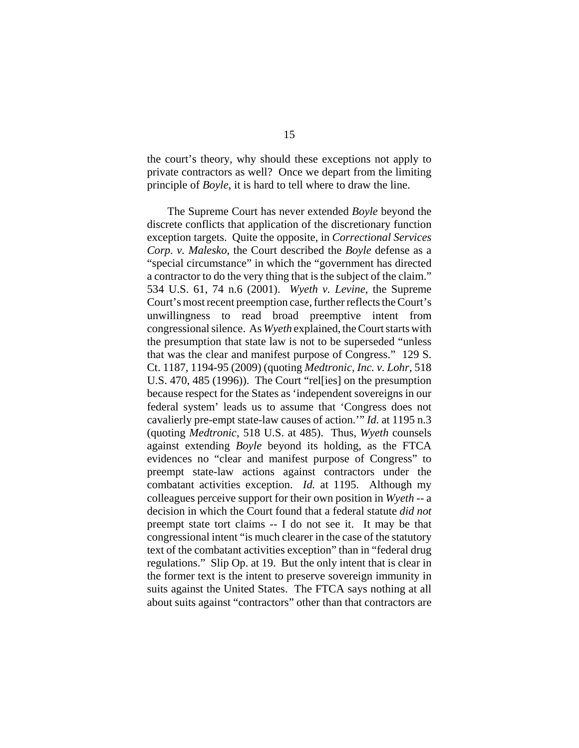the court's theory, why should these exceptions not apply to private contractors as well? Once we depart from the limiting principle of *Boyle*, it is hard to tell where to draw the line.

The Supreme Court has never extended *Boyle* beyond the discrete conflicts that application of the discretionary function exception targets. Quite the opposite, in *Correctional Services Corp. v. Malesko*, the Court described the *Boyle* defense as a "special circumstance" in which the "government has directed a contractor to do the very thing that is the subject of the claim." 534 U.S. 61, 74 n.6 (2001). *Wyeth v. Levine*, the Supreme Court's most recent preemption case, further reflects the Court's unwillingness to read broad preemptive intent from congressional silence. As *Wyeth* explained, the Court starts with the presumption that state law is not to be superseded "unless that was the clear and manifest purpose of Congress." 129 S. Ct. 1187, 1194-95 (2009) (quoting *Medtronic, Inc. v. Lohr*, 518 U.S. 470, 485 (1996)). The Court "rel[ies] on the presumption because respect for the States as 'independent sovereigns in our federal system' leads us to assume that 'Congress does not cavalierly pre-empt state-law causes of action.'" *Id.* at 1195 n.3 (quoting *Medtronic*, 518 U.S. at 485). Thus, *Wyeth* counsels against extending *Boyle* beyond its holding, as the FTCA evidences no "clear and manifest purpose of Congress" to preempt state-law actions against contractors under the combatant activities exception. *Id.* at 1195. Although my colleagues perceive support for their own position in *Wyeth* -- a decision in which the Court found that a federal statute *did not* preempt state tort claims -- I do not see it. It may be that congressional intent "is much clearer in the case of the statutory text of the combatant activities exception" than in "federal drug regulations." Slip Op. at 19. But the only intent that is clear in the former text is the intent to preserve sovereign immunity in suits against the United States. The FTCA says nothing at all about suits against "contractors" other than that contractors are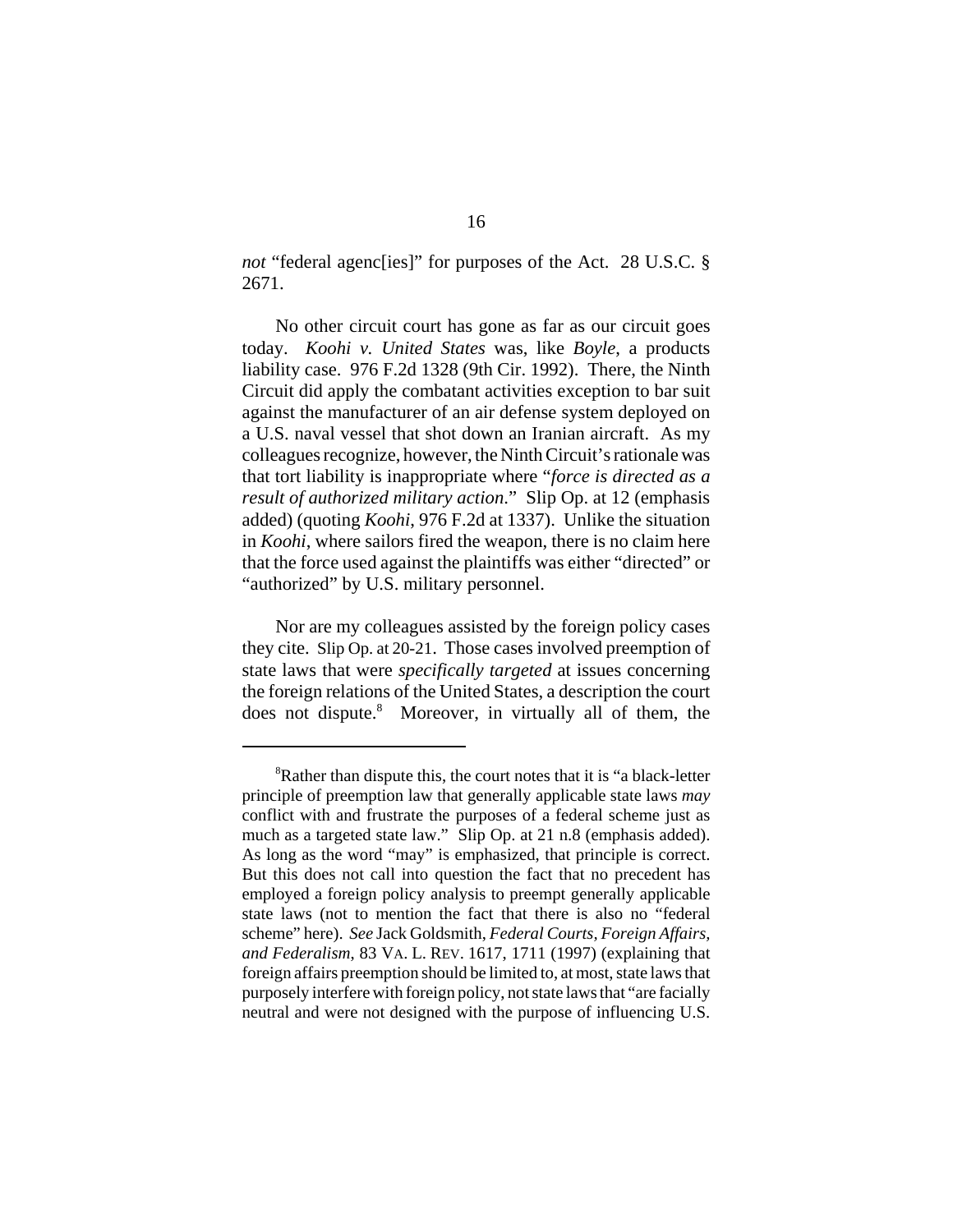*not* "federal agenc[ies]" for purposes of the Act. 28 U.S.C. § 2671.

No other circuit court has gone as far as our circuit goes today. *Koohi v. United States* was, like *Boyle*, a products liability case. 976 F.2d 1328 (9th Cir. 1992). There, the Ninth Circuit did apply the combatant activities exception to bar suit against the manufacturer of an air defense system deployed on a U.S. naval vessel that shot down an Iranian aircraft. As my colleagues recognize, however, the Ninth Circuit's rationale was that tort liability is inappropriate where "*force is directed as a result of authorized military action*." Slip Op. at 12 (emphasis added) (quoting *Koohi*, 976 F.2d at 1337). Unlike the situation in *Koohi*, where sailors fired the weapon, there is no claim here that the force used against the plaintiffs was either "directed" or "authorized" by U.S. military personnel.

Nor are my colleagues assisted by the foreign policy cases they cite. Slip Op. at 20-21. Those cases involved preemption of state laws that were *specifically targeted* at issues concerning the foreign relations of the United States, a description the court does not dispute.[8] Moreover, in virtually all of them, the

---

[8]Rather than dispute this, the court notes that it is "a black-letter principle of preemption law that generally applicable state laws *may* conflict with and frustrate the purposes of a federal scheme just as much as a targeted state law." Slip Op. at 21 n.8 (emphasis added). As long as the word "may" is emphasized, that principle is correct. But this does not call into question the fact that no precedent has employed a foreign policy analysis to preempt generally applicable state laws (not to mention the fact that there is also no "federal scheme" here). *See* Jack Goldsmith, *Federal Courts, Foreign Affairs, and Federalism*, 83 VA. L. REV. 1617, 1711 (1997) (explaining that foreign affairs preemption should be limited to, at most, state laws that purposely interfere with foreign policy, not state laws that "are facially neutral and were not designed with the purpose of influencing U.S.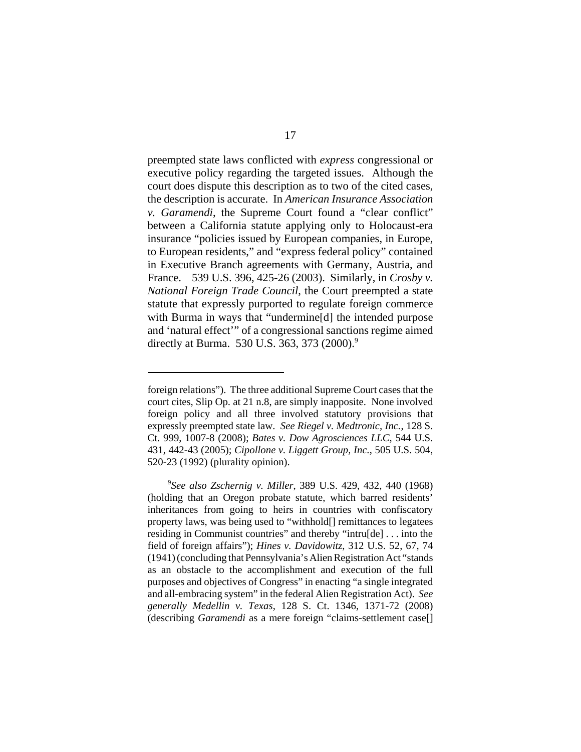preempted state laws conflicted with *express* congressional or executive policy regarding the targeted issues. Although the court does dispute this description as to two of the cited cases, the description is accurate. In *American Insurance Association v. Garamendi*, the Supreme Court found a "clear conflict" between a California statute applying only to Holocaust-era insurance "policies issued by European companies, in Europe, to European residents," and "express federal policy" contained in Executive Branch agreements with Germany, Austria, and France. 539 U.S. 396, 425-26 (2003). Similarly, in *Crosby v. National Foreign Trade Council*, the Court preempted a state statute that expressly purported to regulate foreign commerce with Burma in ways that "undermine[d] the intended purpose and 'natural effect'" of a congressional sanctions regime aimed directly at Burma. 530 U.S. 363, 373 (2000).[9]

---

foreign relations"). The three additional Supreme Court cases that the court cites, Slip Op. at 21 n.8, are simply inapposite. None involved foreign policy and all three involved statutory provisions that expressly preempted state law. *See Riegel v. Medtronic, Inc.*, 128 S. Ct. 999, 1007-8 (2008); *Bates v. Dow Agrosciences LLC*, 544 U.S. 431, 442-43 (2005); *Cipollone v. Liggett Group, Inc.*, 505 U.S. 504, 520-23 (1992) (plurality opinion).

[9]*See also Zschernig v. Miller*, 389 U.S. 429, 432, 440 (1968) (holding that an Oregon probate statute, which barred residents' inheritances from going to heirs in countries with confiscatory property laws, was being used to "withhold[] remittances to legatees residing in Communist countries" and thereby "intru[de] . . . into the field of foreign affairs"); *Hines v. Davidowitz*, 312 U.S. 52, 67, 74 (1941) (concluding that Pennsylvania's Alien Registration Act "stands as an obstacle to the accomplishment and execution of the full purposes and objectives of Congress" in enacting "a single integrated and all-embracing system" in the federal Alien Registration Act). *See generally Medellin v. Texas*, 128 S. Ct. 1346, 1371-72 (2008) (describing *Garamendi* as a mere foreign "claims-settlement case[]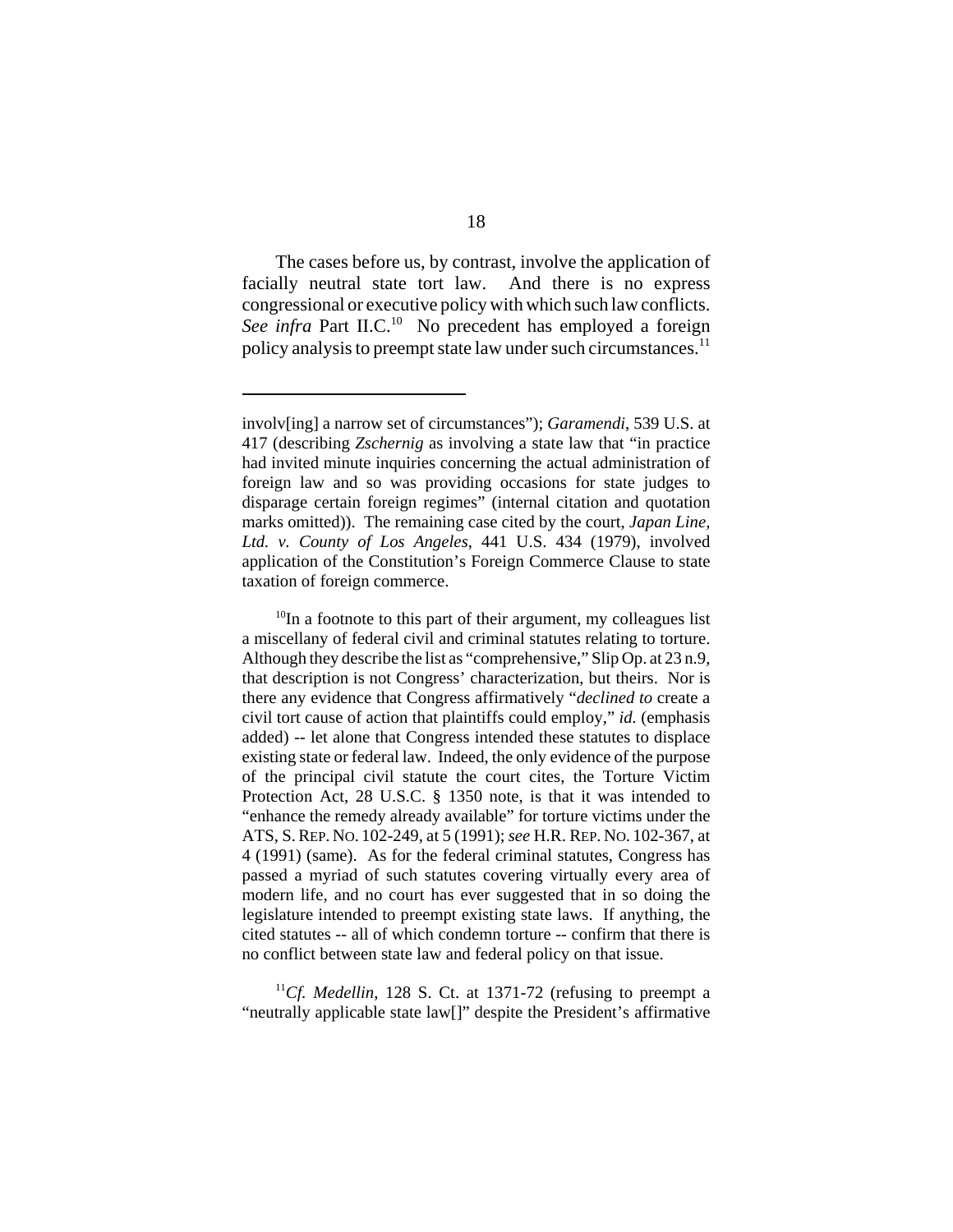The cases before us, by contrast, involve the application of facially neutral state tort law. And there is no express congressional or executive policy with which such law conflicts. *See infra* Part II.C.[10] No precedent has employed a foreign policy analysis to preempt state law under such circumstances.[11]

---

involv[ing] a narrow set of circumstances"); *Garamendi*, 539 U.S. at 417 (describing *Zschernig* as involving a state law that "in practice had invited minute inquiries concerning the actual administration of foreign law and so was providing occasions for state judges to disparage certain foreign regimes" (internal citation and quotation marks omitted)). The remaining case cited by the court, *Japan Line, Ltd. v. County of Los Angeles*, 441 U.S. 434 (1979), involved application of the Constitution's Foreign Commerce Clause to state taxation of foreign commerce.

[10]In a footnote to this part of their argument, my colleagues list a miscellany of federal civil and criminal statutes relating to torture. Although they describe the list as "comprehensive," Slip Op. at 23 n.9, that description is not Congress' characterization, but theirs. Nor is there any evidence that Congress affirmatively "*declined to* create a civil tort cause of action that plaintiffs could employ," *id.* (emphasis added) -- let alone that Congress intended these statutes to displace existing state or federal law. Indeed, the only evidence of the purpose of the principal civil statute the court cites, the Torture Victim Protection Act, 28 U.S.C. § 1350 note, is that it was intended to "enhance the remedy already available" for torture victims under the ATS, S. REP. NO. 102-249, at 5 (1991); *see* H.R. REP. NO. 102-367, at 4 (1991) (same). As for the federal criminal statutes, Congress has passed a myriad of such statutes covering virtually every area of modern life, and no court has ever suggested that in so doing the legislature intended to preempt existing state laws. If anything, the cited statutes -- all of which condemn torture -- confirm that there is no conflict between state law and federal policy on that issue.

[11]*Cf. Medellin*, 128 S. Ct. at 1371-72 (refusing to preempt a "neutrally applicable state law[]" despite the President's affirmative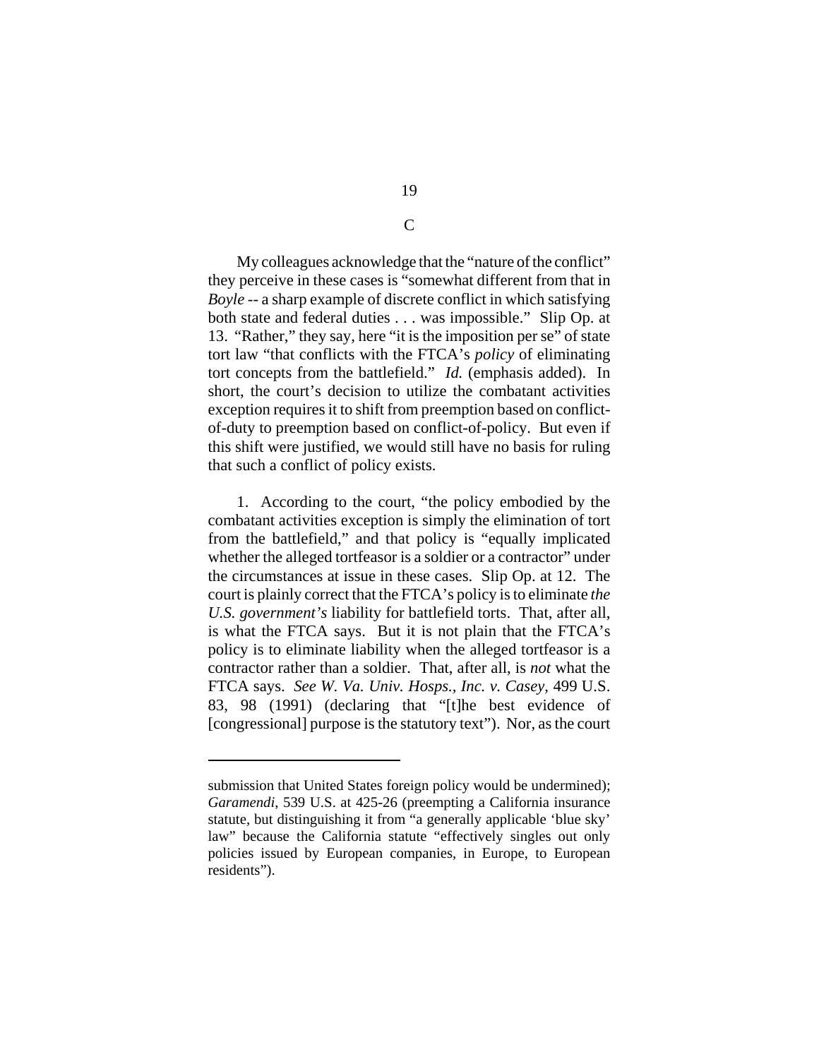C

My colleagues acknowledge that the "nature of the conflict" they perceive in these cases is "somewhat different from that in *Boyle* -- a sharp example of discrete conflict in which satisfying both state and federal duties . . . was impossible." Slip Op. at 13. "Rather," they say, here "it is the imposition per se" of state tort law "that conflicts with the FTCA's *policy* of eliminating tort concepts from the battlefield." *Id.* (emphasis added). In short, the court's decision to utilize the combatant activities exception requires it to shift from preemption based on conflict-of-duty to preemption based on conflict-of-policy. But even if this shift were justified, we would still have no basis for ruling that such a conflict of policy exists.

1. According to the court, "the policy embodied by the combatant activities exception is simply the elimination of tort from the battlefield," and that policy is "equally implicated whether the alleged tortfeasor is a soldier or a contractor" under the circumstances at issue in these cases. Slip Op. at 12. The court is plainly correct that the FTCA's policy is to eliminate *the U.S. government's* liability for battlefield torts. That, after all, is what the FTCA says. But it is not plain that the FTCA's policy is to eliminate liability when the alleged tortfeasor is a contractor rather than a soldier. That, after all, is *not* what the FTCA says. *See W. Va. Univ. Hosps., Inc. v. Casey*, 499 U.S. 83, 98 (1991) (declaring that "[t]he best evidence of [congressional] purpose is the statutory text"). Nor, as the court

---

submission that United States foreign policy would be undermined); *Garamendi*, 539 U.S. at 425-26 (preempting a California insurance statute, but distinguishing it from "a generally applicable 'blue sky' law" because the California statute "effectively singles out only policies issued by European companies, in Europe, to European residents").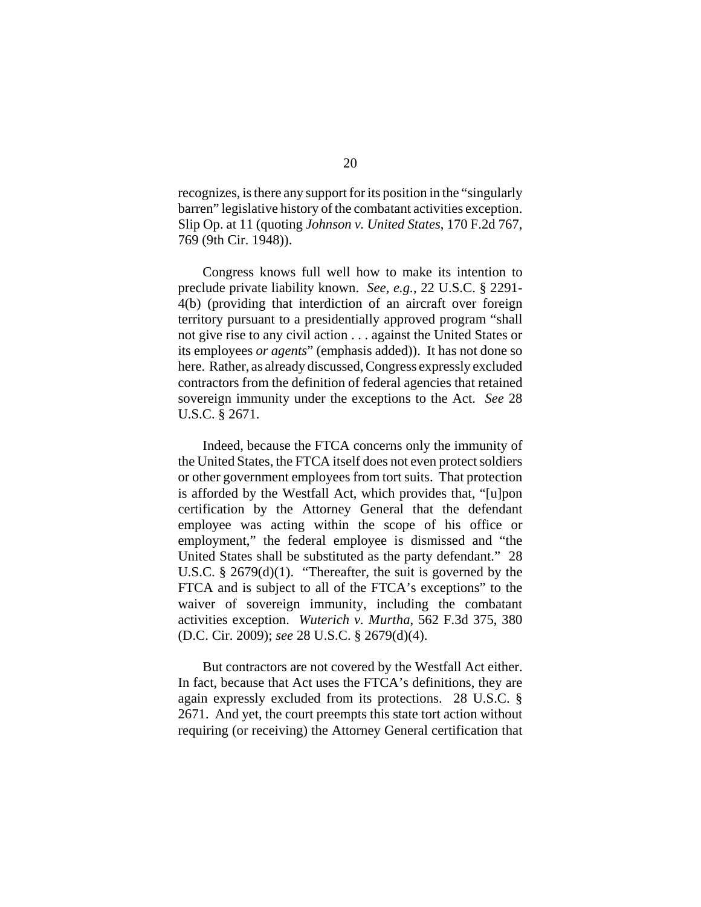recognizes, is there any support for its position in the "singularly barren" legislative history of the combatant activities exception. Slip Op. at 11 (quoting *Johnson v. United States*, 170 F.2d 767, 769 (9th Cir. 1948)).

Congress knows full well how to make its intention to preclude private liability known. *See, e.g.*, 22 U.S.C. § 2291-4(b) (providing that interdiction of an aircraft over foreign territory pursuant to a presidentially approved program "shall not give rise to any civil action . . . against the United States or its employees *or agents*" (emphasis added)). It has not done so here. Rather, as already discussed, Congress expressly excluded contractors from the definition of federal agencies that retained sovereign immunity under the exceptions to the Act. *See* 28 U.S.C. § 2671.

Indeed, because the FTCA concerns only the immunity of the United States, the FTCA itself does not even protect soldiers or other government employees from tort suits. That protection is afforded by the Westfall Act, which provides that, "[u]pon certification by the Attorney General that the defendant employee was acting within the scope of his office or employment," the federal employee is dismissed and "the United States shall be substituted as the party defendant." 28 U.S.C. § 2679(d)(1). "Thereafter, the suit is governed by the FTCA and is subject to all of the FTCA's exceptions" to the waiver of sovereign immunity, including the combatant activities exception. *Wuterich v. Murtha*, 562 F.3d 375, 380 (D.C. Cir. 2009); *see* 28 U.S.C. § 2679(d)(4).

But contractors are not covered by the Westfall Act either. In fact, because that Act uses the FTCA's definitions, they are again expressly excluded from its protections. 28 U.S.C. § 2671. And yet, the court preempts this state tort action without requiring (or receiving) the Attorney General certification that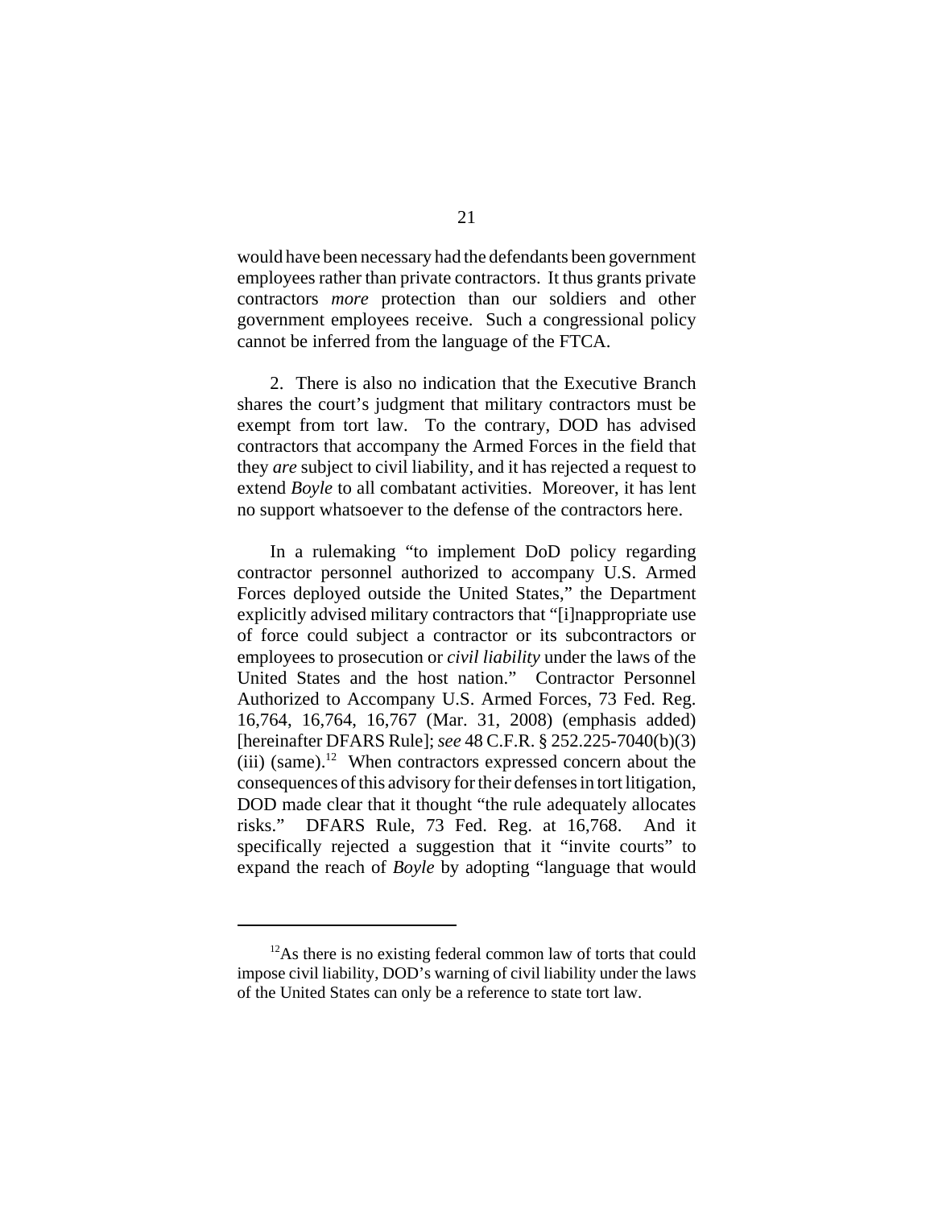would have been necessary had the defendants been government employees rather than private contractors. It thus grants private contractors *more* protection than our soldiers and other government employees receive. Such a congressional policy cannot be inferred from the language of the FTCA.

2. There is also no indication that the Executive Branch shares the court's judgment that military contractors must be exempt from tort law. To the contrary, DOD has advised contractors that accompany the Armed Forces in the field that they *are* subject to civil liability, and it has rejected a request to extend *Boyle* to all combatant activities. Moreover, it has lent no support whatsoever to the defense of the contractors here.

In a rulemaking "to implement DoD policy regarding contractor personnel authorized to accompany U.S. Armed Forces deployed outside the United States," the Department explicitly advised military contractors that "[i]nappropriate use of force could subject a contractor or its subcontractors or employees to prosecution or *civil liability* under the laws of the United States and the host nation." Contractor Personnel Authorized to Accompany U.S. Armed Forces, 73 Fed. Reg. 16,764, 16,764, 16,767 (Mar. 31, 2008) (emphasis added) [hereinafter DFARS Rule]; *see* 48 C.F.R. § 252.225-7040(b)(3)(iii) (same).[12] When contractors expressed concern about the consequences of this advisory for their defenses in tort litigation, DOD made clear that it thought "the rule adequately allocates risks." DFARS Rule, 73 Fed. Reg. at 16,768. And it specifically rejected a suggestion that it "invite courts" to expand the reach of *Boyle* by adopting "language that would

[12] As there is no existing federal common law of torts that could impose civil liability, DOD's warning of civil liability under the laws of the United States can only be a reference to state tort law.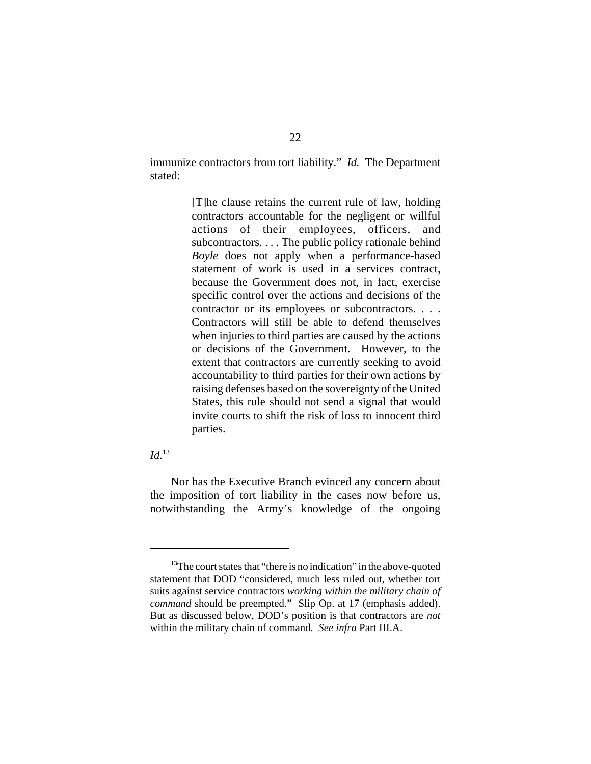immunize contractors from tort liability." *Id.* The Department stated:

> [T]he clause retains the current rule of law, holding contractors accountable for the negligent or willful actions of their employees, officers, and subcontractors. . . . The public policy rationale behind *Boyle* does not apply when a performance-based statement of work is used in a services contract, because the Government does not, in fact, exercise specific control over the actions and decisions of the contractor or its employees or subcontractors. . . . Contractors will still be able to defend themselves when injuries to third parties are caused by the actions or decisions of the Government. However, to the extent that contractors are currently seeking to avoid accountability to third parties for their own actions by raising defenses based on the sovereignty of the United States, this rule should not send a signal that would invite courts to shift the risk of loss to innocent third parties.

*Id.*[13]

Nor has the Executive Branch evinced any concern about the imposition of tort liability in the cases now before us, notwithstanding the Army's knowledge of the ongoing

---

[13]The court states that "there is no indication" in the above-quoted statement that DOD "considered, much less ruled out, whether tort suits against service contractors *working within the military chain of command* should be preempted." Slip Op. at 17 (emphasis added). But as discussed below, DOD's position is that contractors are *not* within the military chain of command. *See infra* Part III.A.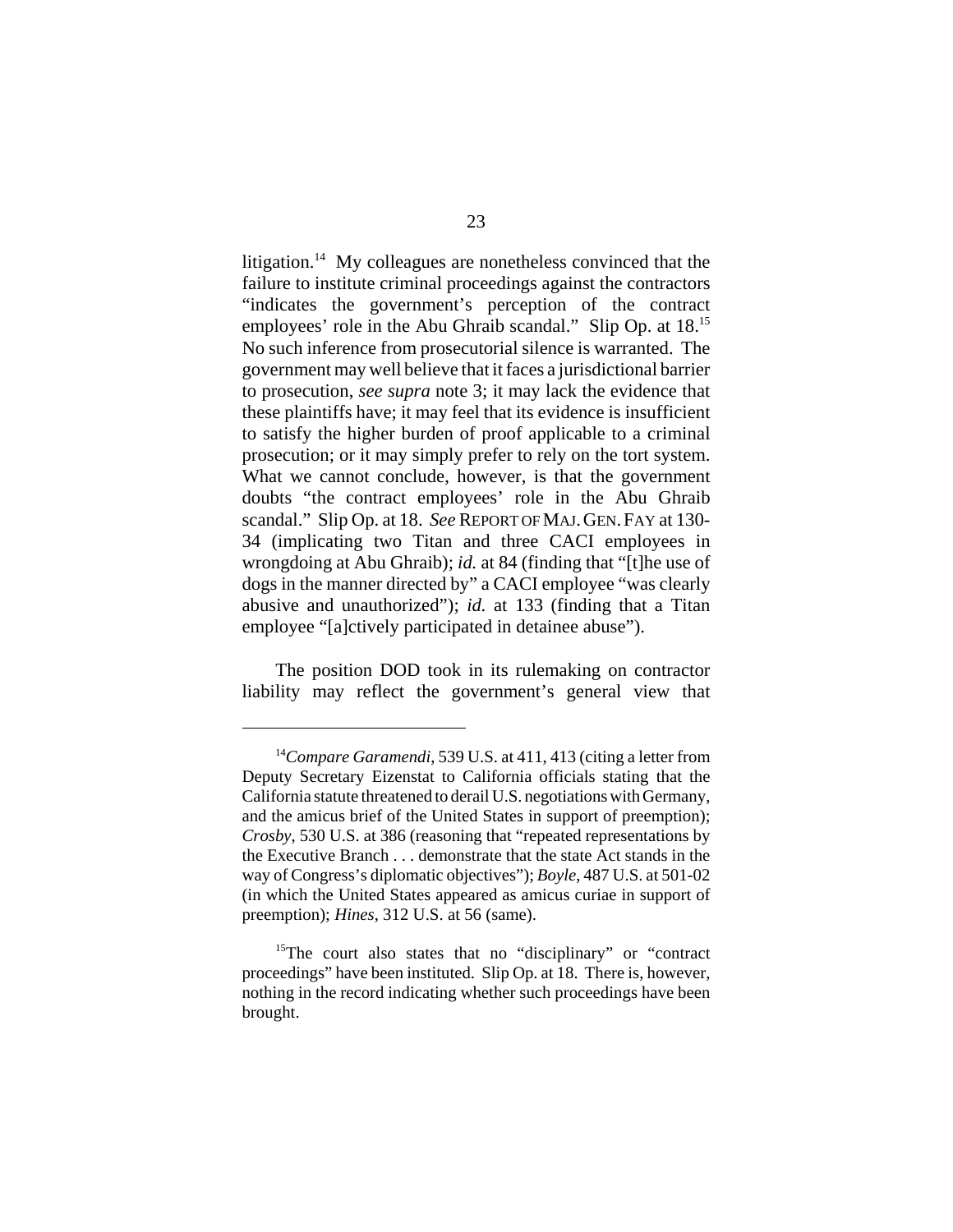litigation.[14] My colleagues are nonetheless convinced that the failure to institute criminal proceedings against the contractors "indicates the government's perception of the contract employees' role in the Abu Ghraib scandal." Slip Op. at 18.[15] No such inference from prosecutorial silence is warranted. The government may well believe that it faces a jurisdictional barrier to prosecution, *see supra* note 3; it may lack the evidence that these plaintiffs have; it may feel that its evidence is insufficient to satisfy the higher burden of proof applicable to a criminal prosecution; or it may simply prefer to rely on the tort system. What we cannot conclude, however, is that the government doubts "the contract employees' role in the Abu Ghraib scandal." Slip Op. at 18. *See* REPORT OF MAJ. GEN. FAY at 130-34 (implicating two Titan and three CACI employees in wrongdoing at Abu Ghraib); *id.* at 84 (finding that "[t]he use of dogs in the manner directed by" a CACI employee "was clearly abusive and unauthorized"); *id.* at 133 (finding that a Titan employee "[a]ctively participated in detainee abuse").

The position DOD took in its rulemaking on contractor liability may reflect the government's general view that

---

[14]*Compare Garamendi*, 539 U.S. at 411, 413 (citing a letter from Deputy Secretary Eizenstat to California officials stating that the California statute threatened to derail U.S. negotiations with Germany, and the amicus brief of the United States in support of preemption); *Crosby*, 530 U.S. at 386 (reasoning that "repeated representations by the Executive Branch . . . demonstrate that the state Act stands in the way of Congress's diplomatic objectives"); *Boyle*, 487 U.S. at 501-02 (in which the United States appeared as amicus curiae in support of preemption); *Hines*, 312 U.S. at 56 (same).

[15]The court also states that no "disciplinary" or "contract proceedings" have been instituted. Slip Op. at 18. There is, however, nothing in the record indicating whether such proceedings have been brought.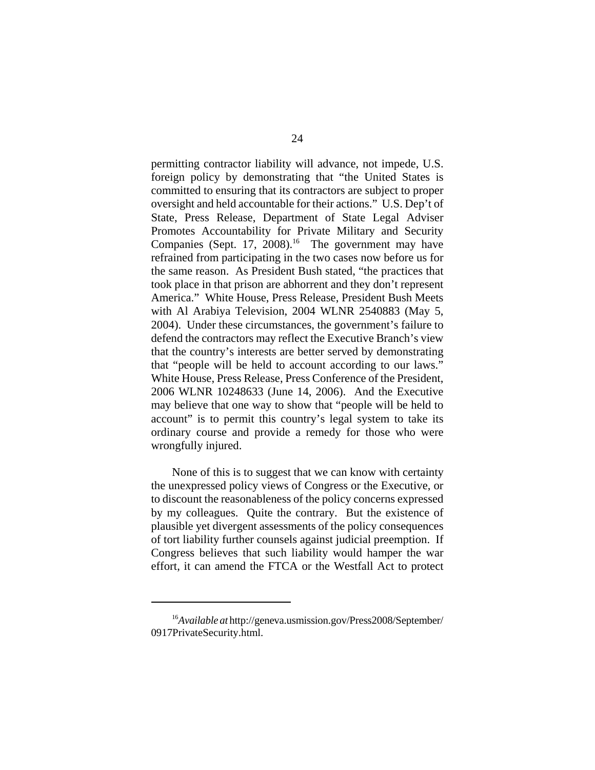permitting contractor liability will advance, not impede, U.S. foreign policy by demonstrating that "the United States is committed to ensuring that its contractors are subject to proper oversight and held accountable for their actions." U.S. Dep't of State, Press Release, Department of State Legal Adviser Promotes Accountability for Private Military and Security Companies (Sept. 17, 2008).[16] The government may have refrained from participating in the two cases now before us for the same reason. As President Bush stated, "the practices that took place in that prison are abhorrent and they don't represent America." White House, Press Release, President Bush Meets with Al Arabiya Television, 2004 WLNR 2540883 (May 5, 2004). Under these circumstances, the government's failure to defend the contractors may reflect the Executive Branch's view that the country's interests are better served by demonstrating that "people will be held to account according to our laws." White House, Press Release, Press Conference of the President, 2006 WLNR 10248633 (June 14, 2006). And the Executive may believe that one way to show that "people will be held to account" is to permit this country's legal system to take its ordinary course and provide a remedy for those who were wrongfully injured.

None of this is to suggest that we can know with certainty the unexpressed policy views of Congress or the Executive, or to discount the reasonableness of the policy concerns expressed by my colleagues. Quite the contrary. But the existence of plausible yet divergent assessments of the policy consequences of tort liability further counsels against judicial preemption. If Congress believes that such liability would hamper the war effort, it can amend the FTCA or the Westfall Act to protect

[16] *Available at* http://geneva.usmission.gov/Press2008/September/0917PrivateSecurity.html.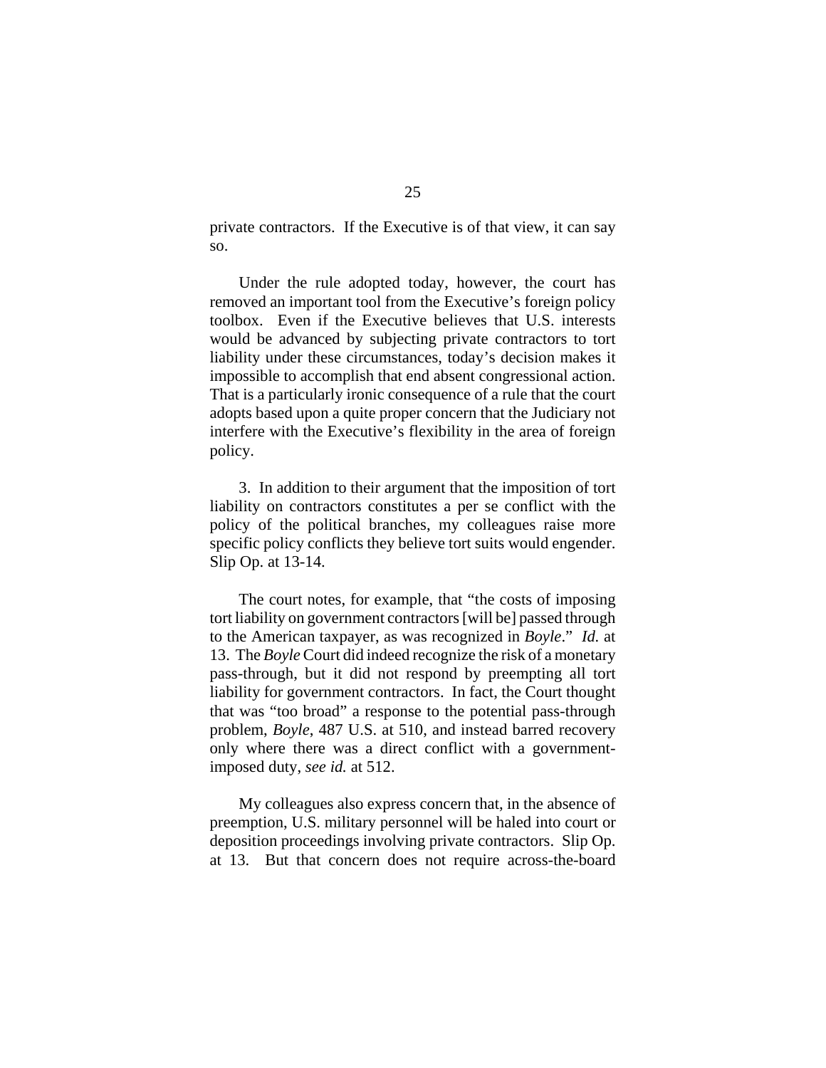private contractors. If the Executive is of that view, it can say so.

Under the rule adopted today, however, the court has removed an important tool from the Executive's foreign policy toolbox. Even if the Executive believes that U.S. interests would be advanced by subjecting private contractors to tort liability under these circumstances, today's decision makes it impossible to accomplish that end absent congressional action. That is a particularly ironic consequence of a rule that the court adopts based upon a quite proper concern that the Judiciary not interfere with the Executive's flexibility in the area of foreign policy.

3. In addition to their argument that the imposition of tort liability on contractors constitutes a per se conflict with the policy of the political branches, my colleagues raise more specific policy conflicts they believe tort suits would engender. Slip Op. at 13-14.

The court notes, for example, that "the costs of imposing tort liability on government contractors [will be] passed through to the American taxpayer, as was recognized in *Boyle*." *Id.* at 13. The *Boyle* Court did indeed recognize the risk of a monetary pass-through, but it did not respond by preempting all tort liability for government contractors. In fact, the Court thought that was "too broad" a response to the potential pass-through problem, *Boyle*, 487 U.S. at 510, and instead barred recovery only where there was a direct conflict with a government-imposed duty, *see id.* at 512.

My colleagues also express concern that, in the absence of preemption, U.S. military personnel will be haled into court or deposition proceedings involving private contractors. Slip Op. at 13. But that concern does not require across-the-board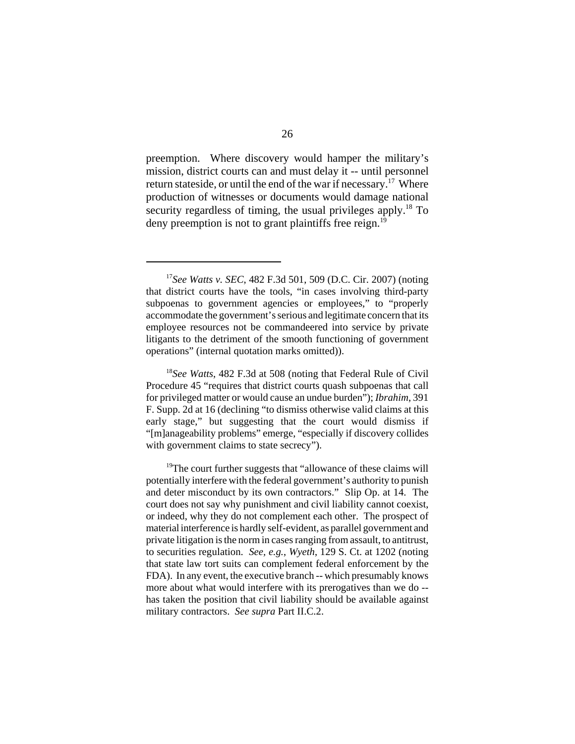preemption. Where discovery would hamper the military's mission, district courts can and must delay it -- until personnel return stateside, or until the end of the war if necessary.[17] Where production of witnesses or documents would damage national security regardless of timing, the usual privileges apply.[18] To deny preemption is not to grant plaintiffs free reign.[19]

---

[17]*See Watts v. SEC*, 482 F.3d 501, 509 (D.C. Cir. 2007) (noting that district courts have the tools, "in cases involving third-party subpoenas to government agencies or employees," to "properly accommodate the government's serious and legitimate concern that its employee resources not be commandeered into service by private litigants to the detriment of the smooth functioning of government operations" (internal quotation marks omitted)).

[18]*See Watts*, 482 F.3d at 508 (noting that Federal Rule of Civil Procedure 45 "requires that district courts quash subpoenas that call for privileged matter or would cause an undue burden"); *Ibrahim*, 391 F. Supp. 2d at 16 (declining "to dismiss otherwise valid claims at this early stage," but suggesting that the court would dismiss if "[m]anageability problems" emerge, "especially if discovery collides with government claims to state secrecy").

[19]The court further suggests that "allowance of these claims will potentially interfere with the federal government's authority to punish and deter misconduct by its own contractors." Slip Op. at 14. The court does not say why punishment and civil liability cannot coexist, or indeed, why they do not complement each other. The prospect of material interference is hardly self-evident, as parallel government and private litigation is the norm in cases ranging from assault, to antitrust, to securities regulation. *See, e.g.*, *Wyeth*, 129 S. Ct. at 1202 (noting that state law tort suits can complement federal enforcement by the FDA). In any event, the executive branch -- which presumably knows more about what would interfere with its prerogatives than we do -- has taken the position that civil liability should be available against military contractors. *See supra* Part II.C.2.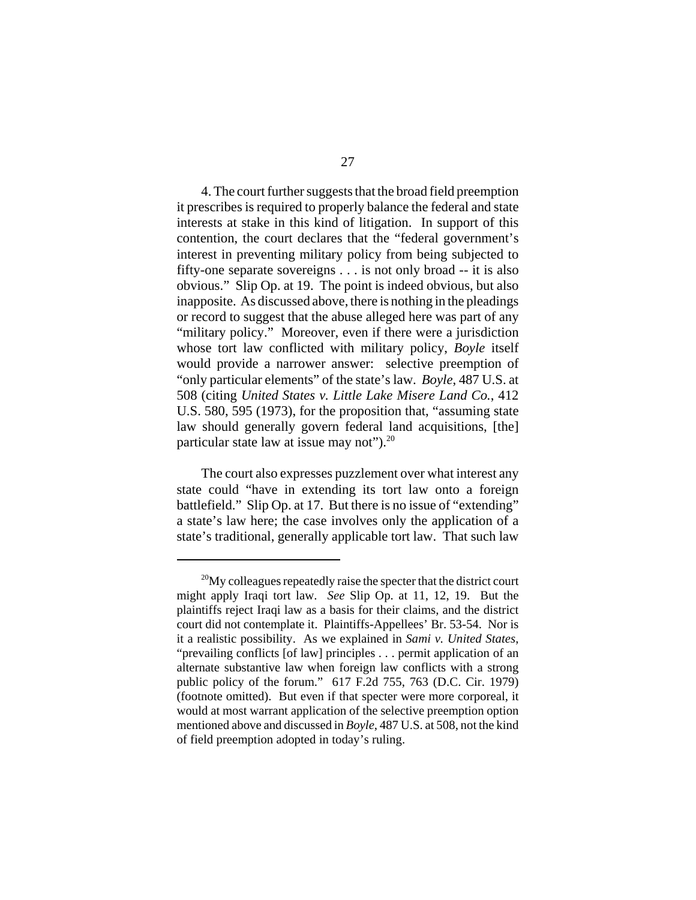4. The court further suggests that the broad field preemption it prescribes is required to properly balance the federal and state interests at stake in this kind of litigation. In support of this contention, the court declares that the "federal government's interest in preventing military policy from being subjected to fifty-one separate sovereigns . . . is not only broad -- it is also obvious." Slip Op. at 19. The point is indeed obvious, but also inapposite. As discussed above, there is nothing in the pleadings or record to suggest that the abuse alleged here was part of any "military policy." Moreover, even if there were a jurisdiction whose tort law conflicted with military policy, *Boyle* itself would provide a narrower answer: selective preemption of "only particular elements" of the state's law. *Boyle*, 487 U.S. at 508 (citing *United States v. Little Lake Misere Land Co.*, 412 U.S. 580, 595 (1973), for the proposition that, "assuming state law should generally govern federal land acquisitions, [the] particular state law at issue may not").[20]

The court also expresses puzzlement over what interest any state could "have in extending its tort law onto a foreign battlefield." Slip Op. at 17. But there is no issue of "extending" a state's law here; the case involves only the application of a state's traditional, generally applicable tort law. That such law

---

[20] My colleagues repeatedly raise the specter that the district court might apply Iraqi tort law. *See* Slip Op. at 11, 12, 19. But the plaintiffs reject Iraqi law as a basis for their claims, and the district court did not contemplate it. Plaintiffs-Appellees' Br. 53-54. Nor is it a realistic possibility. As we explained in *Sami v. United States*, "prevailing conflicts [of law] principles . . . permit application of an alternate substantive law when foreign law conflicts with a strong public policy of the forum." 617 F.2d 755, 763 (D.C. Cir. 1979) (footnote omitted). But even if that specter were more corporeal, it would at most warrant application of the selective preemption option mentioned above and discussed in *Boyle*, 487 U.S. at 508, not the kind of field preemption adopted in today's ruling.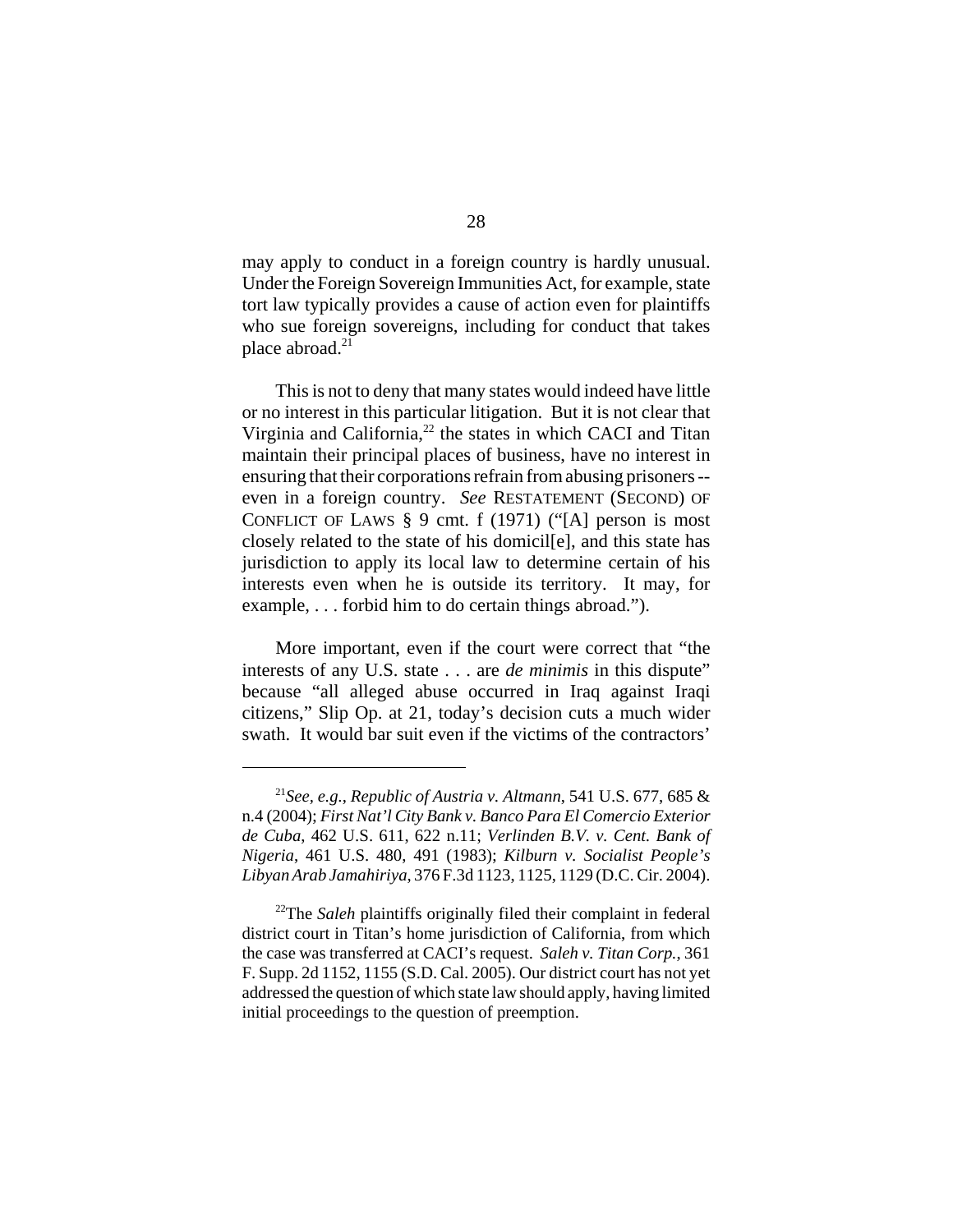may apply to conduct in a foreign country is hardly unusual. Under the Foreign Sovereign Immunities Act, for example, state tort law typically provides a cause of action even for plaintiffs who sue foreign sovereigns, including for conduct that takes place abroad.[21]

This is not to deny that many states would indeed have little or no interest in this particular litigation. But it is not clear that Virginia and California,[22] the states in which CACI and Titan maintain their principal places of business, have no interest in ensuring that their corporations refrain from abusing prisoners -- even in a foreign country. *See* RESTATEMENT (SECOND) OF CONFLICT OF LAWS § 9 cmt. f (1971) ("[A] person is most closely related to the state of his domicil[e], and this state has jurisdiction to apply its local law to determine certain of his interests even when he is outside its territory. It may, for example, . . . forbid him to do certain things abroad.").

More important, even if the court were correct that "the interests of any U.S. state . . . are *de minimis* in this dispute" because "all alleged abuse occurred in Iraq against Iraqi citizens," Slip Op. at 21, today's decision cuts a much wider swath. It would bar suit even if the victims of the contractors'

---

[21]*See, e.g.*, *Republic of Austria v. Altmann*, 541 U.S. 677, 685 & n.4 (2004); *First Nat'l City Bank v. Banco Para El Comercio Exterior de Cuba*, 462 U.S. 611, 622 n.11; *Verlinden B.V. v. Cent. Bank of Nigeria*, 461 U.S. 480, 491 (1983); *Kilburn v. Socialist People's Libyan Arab Jamahiriya*, 376 F.3d 1123, 1125, 1129 (D.C. Cir. 2004).

[22]The *Saleh* plaintiffs originally filed their complaint in federal district court in Titan's home jurisdiction of California, from which the case was transferred at CACI's request. *Saleh v. Titan Corp.*, 361 F. Supp. 2d 1152, 1155 (S.D. Cal. 2005). Our district court has not yet addressed the question of which state law should apply, having limited initial proceedings to the question of preemption.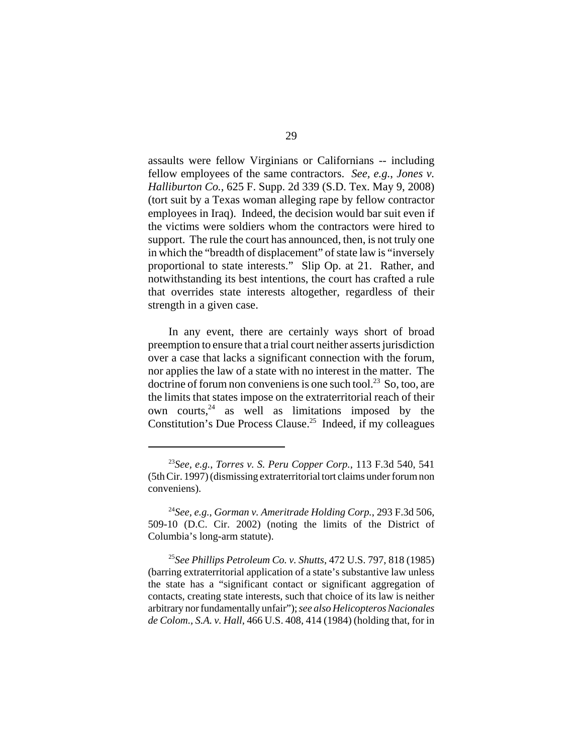assaults were fellow Virginians or Californians -- including fellow employees of the same contractors. *See, e.g.*, *Jones v. Halliburton Co.*, 625 F. Supp. 2d 339 (S.D. Tex. May 9, 2008) (tort suit by a Texas woman alleging rape by fellow contractor employees in Iraq). Indeed, the decision would bar suit even if the victims were soldiers whom the contractors were hired to support. The rule the court has announced, then, is not truly one in which the "breadth of displacement" of state law is "inversely proportional to state interests." Slip Op. at 21. Rather, and notwithstanding its best intentions, the court has crafted a rule that overrides state interests altogether, regardless of their strength in a given case.

In any event, there are certainly ways short of broad preemption to ensure that a trial court neither asserts jurisdiction over a case that lacks a significant connection with the forum, nor applies the law of a state with no interest in the matter. The doctrine of forum non conveniens is one such tool.[23] So, too, are the limits that states impose on the extraterritorial reach of their own courts,[24] as well as limitations imposed by the Constitution's Due Process Clause.[25] Indeed, if my colleagues

---

[23]*See, e.g.*, *Torres v. S. Peru Copper Corp.*, 113 F.3d 540, 541 (5th Cir. 1997) (dismissing extraterritorial tort claims under forum non conveniens).

[24]*See, e.g.*, *Gorman v. Ameritrade Holding Corp.*, 293 F.3d 506, 509-10 (D.C. Cir. 2002) (noting the limits of the District of Columbia's long-arm statute).

[25]*See Phillips Petroleum Co. v. Shutts*, 472 U.S. 797, 818 (1985) (barring extraterritorial application of a state's substantive law unless the state has a "significant contact or significant aggregation of contacts, creating state interests, such that choice of its law is neither arbitrary nor fundamentally unfair"); *see also Helicopteros Nacionales de Colom., S.A. v. Hall*, 466 U.S. 408, 414 (1984) (holding that, for in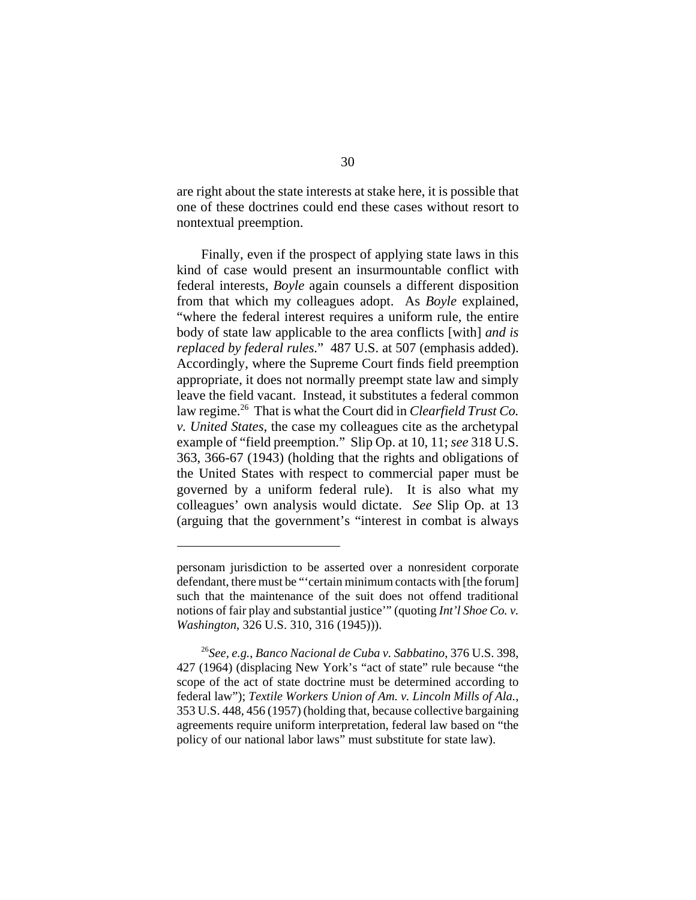are right about the state interests at stake here, it is possible that one of these doctrines could end these cases without resort to nontextual preemption.

Finally, even if the prospect of applying state laws in this kind of case would present an insurmountable conflict with federal interests, *Boyle* again counsels a different disposition from that which my colleagues adopt. As *Boyle* explained, "where the federal interest requires a uniform rule, the entire body of state law applicable to the area conflicts [with] *and is replaced by federal rules*." 487 U.S. at 507 (emphasis added). Accordingly, where the Supreme Court finds field preemption appropriate, it does not normally preempt state law and simply leave the field vacant. Instead, it substitutes a federal common law regime.[26] That is what the Court did in *Clearfield Trust Co. v. United States*, the case my colleagues cite as the archetypal example of "field preemption." Slip Op. at 10, 11; *see* 318 U.S. 363, 366-67 (1943) (holding that the rights and obligations of the United States with respect to commercial paper must be governed by a uniform federal rule). It is also what my colleagues' own analysis would dictate. *See* Slip Op. at 13 (arguing that the government's "interest in combat is always

---

personam jurisdiction to be asserted over a nonresident corporate defendant, there must be "'certain minimum contacts with [the forum] such that the maintenance of the suit does not offend traditional notions of fair play and substantial justice'" (quoting *Int'l Shoe Co. v. Washington*, 326 U.S. 310, 316 (1945))).

[26]*See, e.g., Banco Nacional de Cuba v. Sabbatino*, 376 U.S. 398, 427 (1964) (displacing New York's "act of state" rule because "the scope of the act of state doctrine must be determined according to federal law"); *Textile Workers Union of Am. v. Lincoln Mills of Ala.*, 353 U.S. 448, 456 (1957) (holding that, because collective bargaining agreements require uniform interpretation, federal law based on "the policy of our national labor laws" must substitute for state law).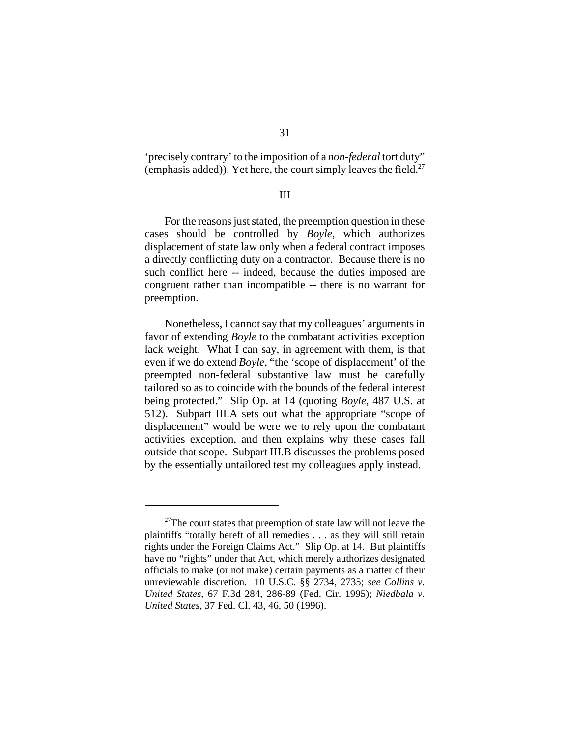'precisely contrary' to the imposition of a *non-federal* tort duty" (emphasis added)). Yet here, the court simply leaves the field.[27]

## III

For the reasons just stated, the preemption question in these cases should be controlled by *Boyle*, which authorizes displacement of state law only when a federal contract imposes a directly conflicting duty on a contractor. Because there is no such conflict here -- indeed, because the duties imposed are congruent rather than incompatible -- there is no warrant for preemption.

Nonetheless, I cannot say that my colleagues' arguments in favor of extending *Boyle* to the combatant activities exception lack weight. What I can say, in agreement with them, is that even if we do extend *Boyle*, "the 'scope of displacement' of the preempted non-federal substantive law must be carefully tailored so as to coincide with the bounds of the federal interest being protected." Slip Op. at 14 (quoting *Boyle*, 487 U.S. at 512). Subpart III.A sets out what the appropriate "scope of displacement" would be were we to rely upon the combatant activities exception, and then explains why these cases fall outside that scope. Subpart III.B discusses the problems posed by the essentially untailored test my colleagues apply instead.

---

[27]The court states that preemption of state law will not leave the plaintiffs "totally bereft of all remedies . . . as they will still retain rights under the Foreign Claims Act." Slip Op. at 14. But plaintiffs have no "rights" under that Act, which merely authorizes designated officials to make (or not make) certain payments as a matter of their unreviewable discretion. 10 U.S.C. §§ 2734, 2735; *see Collins v. United States*, 67 F.3d 284, 286-89 (Fed. Cir. 1995); *Niedbala v. United States*, 37 Fed. Cl. 43, 46, 50 (1996).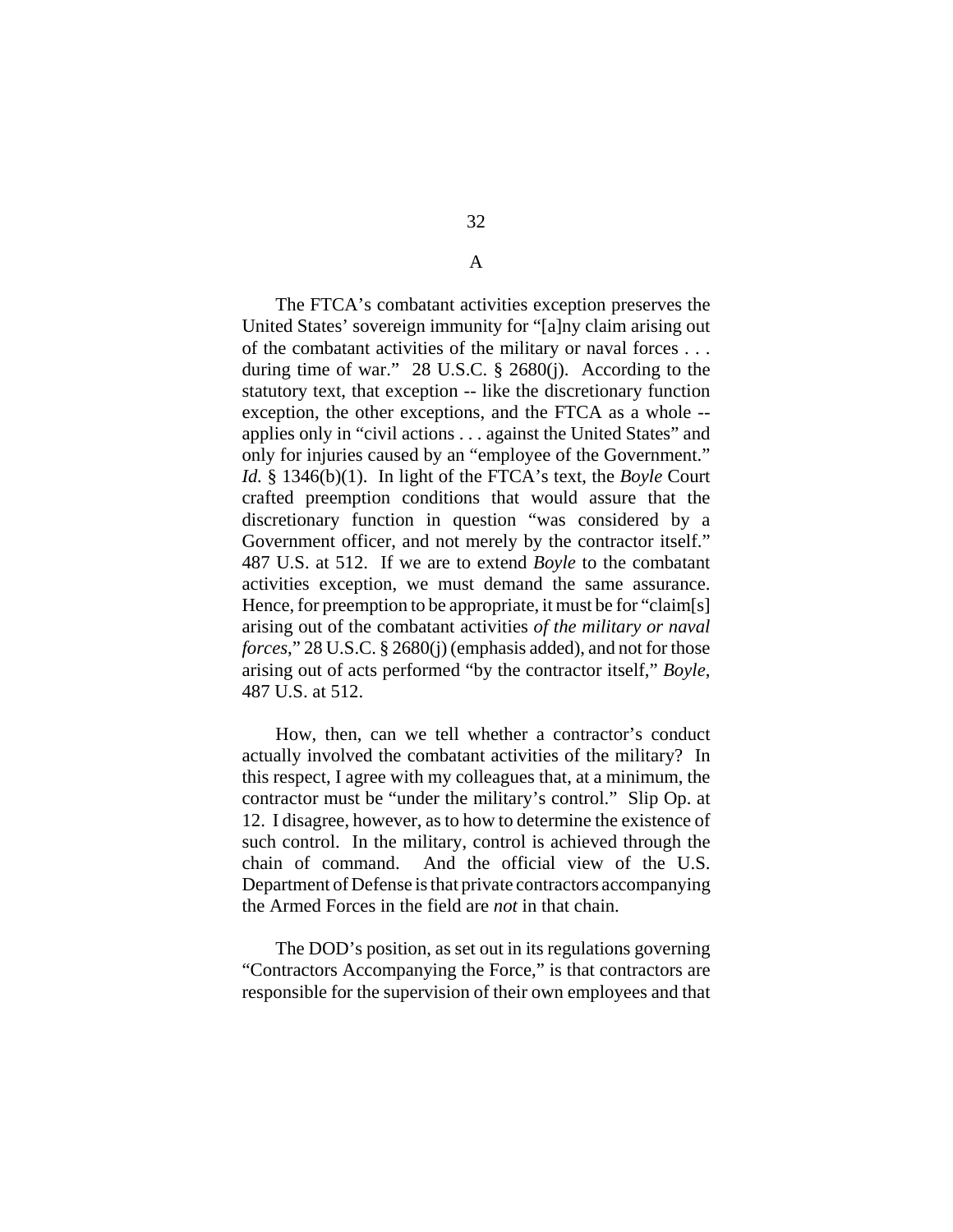## A

The FTCA's combatant activities exception preserves the United States' sovereign immunity for "[a]ny claim arising out of the combatant activities of the military or naval forces . . . during time of war." 28 U.S.C. § 2680(j). According to the statutory text, that exception -- like the discretionary function exception, the other exceptions, and the FTCA as a whole -- applies only in "civil actions . . . against the United States" and only for injuries caused by an "employee of the Government." *Id.* § 1346(b)(1). In light of the FTCA's text, the *Boyle* Court crafted preemption conditions that would assure that the discretionary function in question "was considered by a Government officer, and not merely by the contractor itself." 487 U.S. at 512. If we are to extend *Boyle* to the combatant activities exception, we must demand the same assurance. Hence, for preemption to be appropriate, it must be for "claim[s] arising out of the combatant activities *of the military or naval forces*," 28 U.S.C. § 2680(j) (emphasis added), and not for those arising out of acts performed "by the contractor itself," *Boyle*, 487 U.S. at 512.

How, then, can we tell whether a contractor's conduct actually involved the combatant activities of the military? In this respect, I agree with my colleagues that, at a minimum, the contractor must be "under the military's control." Slip Op. at 12. I disagree, however, as to how to determine the existence of such control. In the military, control is achieved through the chain of command. And the official view of the U.S. Department of Defense is that private contractors accompanying the Armed Forces in the field are *not* in that chain.

The DOD's position, as set out in its regulations governing "Contractors Accompanying the Force," is that contractors are responsible for the supervision of their own employees and that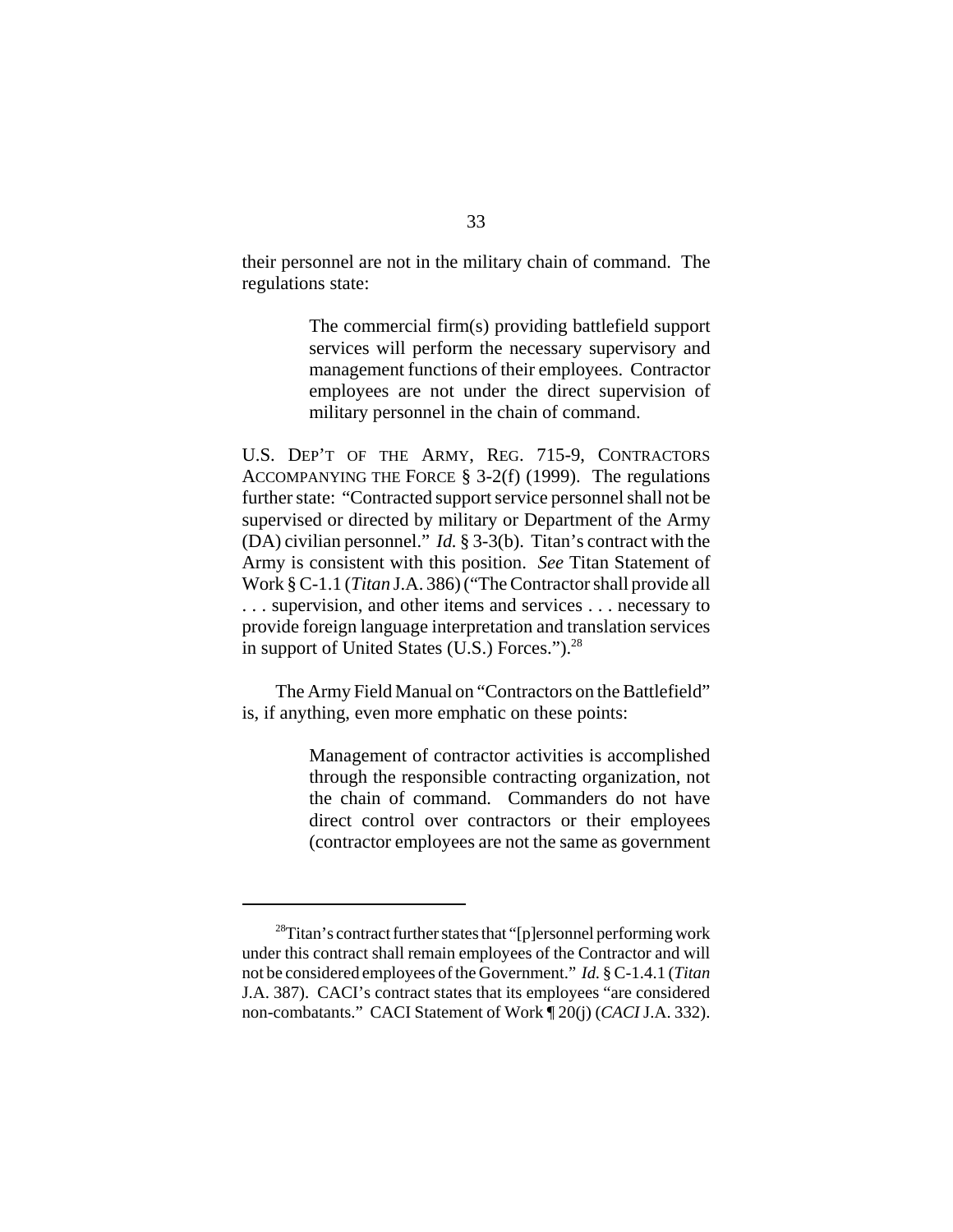their personnel are not in the military chain of command. The regulations state:

> The commercial firm(s) providing battlefield support services will perform the necessary supervisory and management functions of their employees. Contractor employees are not under the direct supervision of military personnel in the chain of command.

U.S. DEP'T OF THE ARMY, REG. 715-9, CONTRACTORS ACCOMPANYING THE FORCE § 3-2(f) (1999). The regulations further state: "Contracted support service personnel shall not be supervised or directed by military or Department of the Army (DA) civilian personnel." *Id.* § 3-3(b). Titan's contract with the Army is consistent with this position. *See* Titan Statement of Work § C-1.1 (*Titan* J.A. 386) ("The Contractor shall provide all . . . supervision, and other items and services . . . necessary to provide foreign language interpretation and translation services in support of United States (U.S.) Forces.").[28]

The Army Field Manual on "Contractors on the Battlefield" is, if anything, even more emphatic on these points:

> Management of contractor activities is accomplished through the responsible contracting organization, not the chain of command. Commanders do not have direct control over contractors or their employees (contractor employees are not the same as government

---

[28] Titan's contract further states that "[p]ersonnel performing work under this contract shall remain employees of the Contractor and will not be considered employees of the Government." *Id.* § C-1.4.1 (*Titan* J.A. 387). CACI's contract states that its employees "are considered non-combatants." CACI Statement of Work ¶ 20(j) (*CACI* J.A. 332).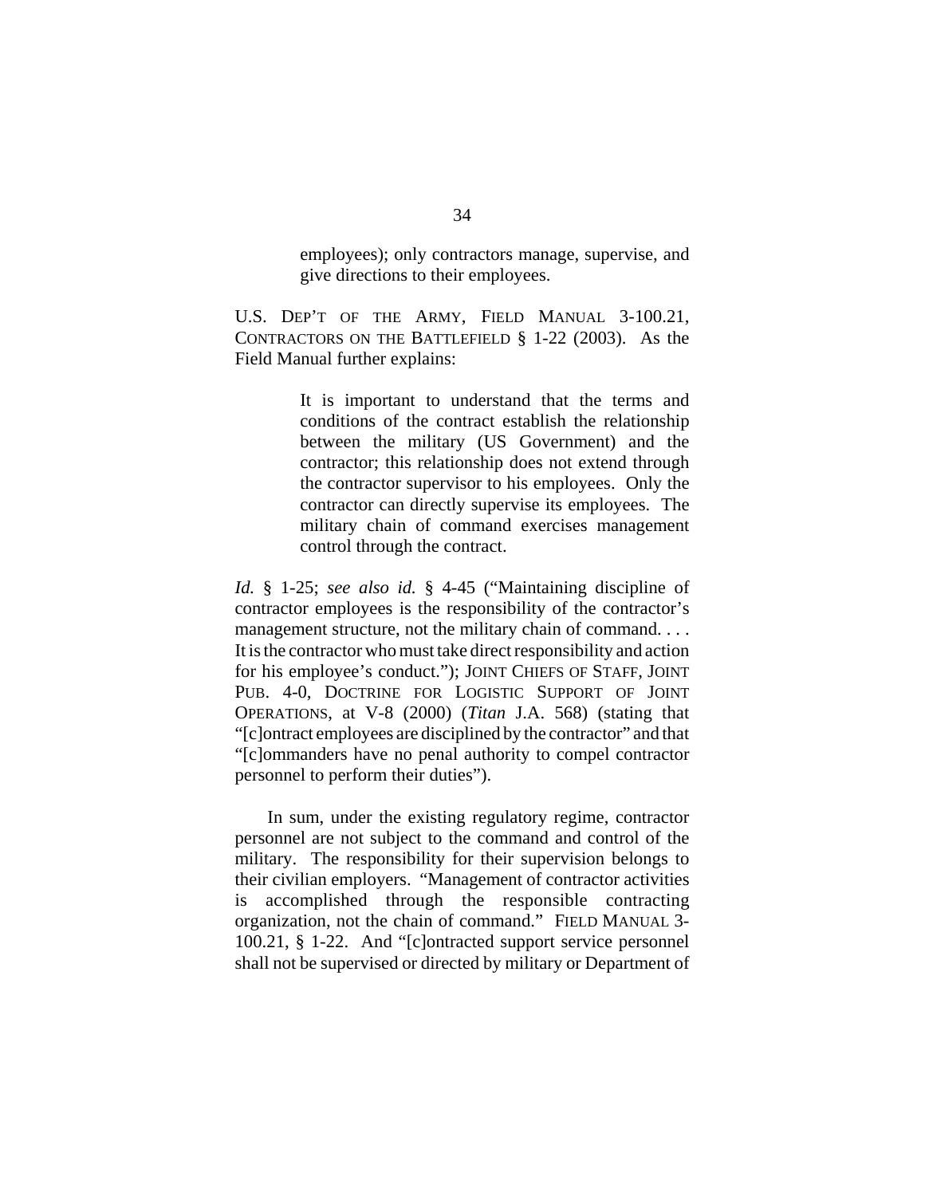> employees); only contractors manage, supervise, and give directions to their employees.

U.S. DEP'T OF THE ARMY, FIELD MANUAL 3-100.21, CONTRACTORS ON THE BATTLEFIELD § 1-22 (2003). As the Field Manual further explains:

> It is important to understand that the terms and conditions of the contract establish the relationship between the military (US Government) and the contractor; this relationship does not extend through the contractor supervisor to his employees. Only the contractor can directly supervise its employees. The military chain of command exercises management control through the contract.

*Id.* § 1-25; *see also id.* § 4-45 ("Maintaining discipline of contractor employees is the responsibility of the contractor's management structure, not the military chain of command. . . . It is the contractor who must take direct responsibility and action for his employee's conduct."); JOINT CHIEFS OF STAFF, JOINT PUB. 4-0, DOCTRINE FOR LOGISTIC SUPPORT OF JOINT OPERATIONS, at V-8 (2000) (*Titan* J.A. 568) (stating that "[c]ontract employees are disciplined by the contractor" and that "[c]ommanders have no penal authority to compel contractor personnel to perform their duties").

In sum, under the existing regulatory regime, contractor personnel are not subject to the command and control of the military. The responsibility for their supervision belongs to their civilian employers. "Management of contractor activities is accomplished through the responsible contracting organization, not the chain of command." FIELD MANUAL 3-100.21, § 1-22. And "[c]ontracted support service personnel shall not be supervised or directed by military or Department of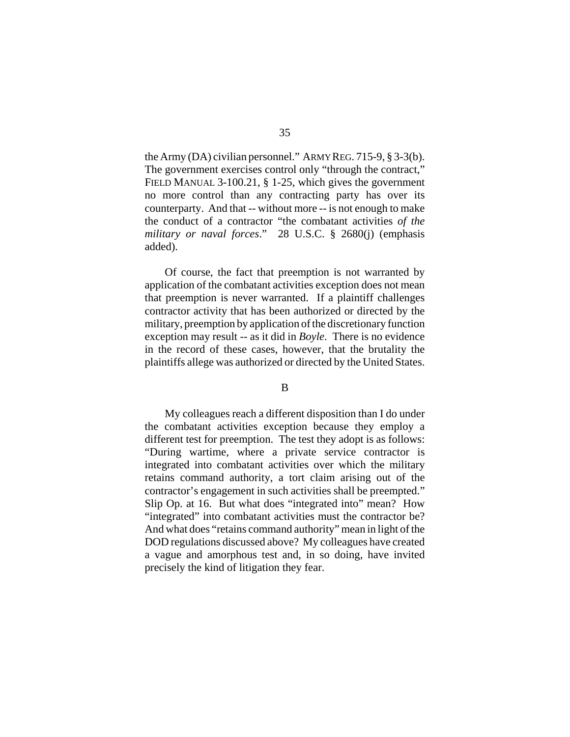the Army (DA) civilian personnel." ARMY REG. 715-9, § 3-3(b). The government exercises control only "through the contract," FIELD MANUAL 3-100.21, § 1-25, which gives the government no more control than any contracting party has over its counterparty. And that -- without more -- is not enough to make the conduct of a contractor "the combatant activities *of the military or naval forces*." 28 U.S.C. § 2680(j) (emphasis added).

Of course, the fact that preemption is not warranted by application of the combatant activities exception does not mean that preemption is never warranted. If a plaintiff challenges contractor activity that has been authorized or directed by the military, preemption by application of the discretionary function exception may result -- as it did in *Boyle*. There is no evidence in the record of these cases, however, that the brutality the plaintiffs allege was authorized or directed by the United States.

B

My colleagues reach a different disposition than I do under the combatant activities exception because they employ a different test for preemption. The test they adopt is as follows: "During wartime, where a private service contractor is integrated into combatant activities over which the military retains command authority, a tort claim arising out of the contractor's engagement in such activities shall be preempted." Slip Op. at 16. But what does "integrated into" mean? How "integrated" into combatant activities must the contractor be? And what does "retains command authority" mean in light of the DOD regulations discussed above? My colleagues have created a vague and amorphous test and, in so doing, have invited precisely the kind of litigation they fear.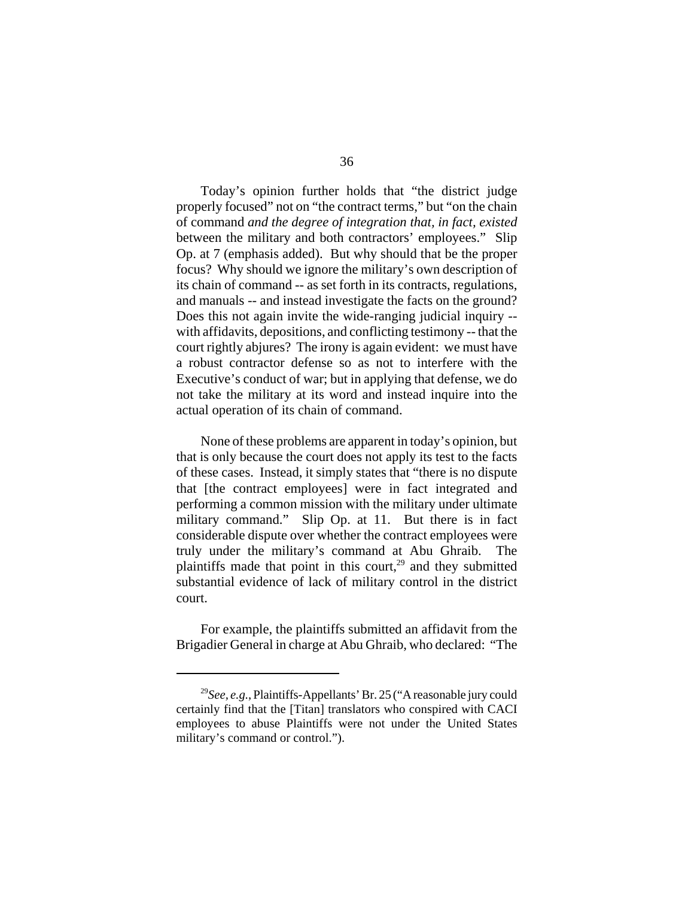Today's opinion further holds that "the district judge properly focused" not on "the contract terms," but "on the chain of command *and the degree of integration that, in fact, existed* between the military and both contractors' employees." Slip Op. at 7 (emphasis added). But why should that be the proper focus? Why should we ignore the military's own description of its chain of command -- as set forth in its contracts, regulations, and manuals -- and instead investigate the facts on the ground? Does this not again invite the wide-ranging judicial inquiry -- with affidavits, depositions, and conflicting testimony -- that the court rightly abjures? The irony is again evident: we must have a robust contractor defense so as not to interfere with the Executive's conduct of war; but in applying that defense, we do not take the military at its word and instead inquire into the actual operation of its chain of command.

None of these problems are apparent in today's opinion, but that is only because the court does not apply its test to the facts of these cases. Instead, it simply states that "there is no dispute that [the contract employees] were in fact integrated and performing a common mission with the military under ultimate military command." Slip Op. at 11. But there is in fact considerable dispute over whether the contract employees were truly under the military's command at Abu Ghraib. The plaintiffs made that point in this court,[29] and they submitted substantial evidence of lack of military control in the district court.

For example, the plaintiffs submitted an affidavit from the Brigadier General in charge at Abu Ghraib, who declared: "The

---

[29] *See, e.g.*, Plaintiffs-Appellants' Br. 25 ("A reasonable jury could certainly find that the [Titan] translators who conspired with CACI employees to abuse Plaintiffs were not under the United States military's command or control.").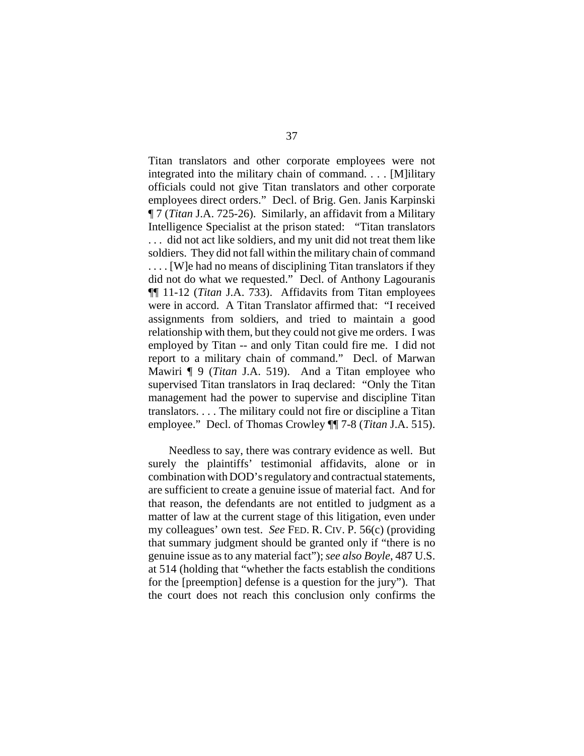Titan translators and other corporate employees were not integrated into the military chain of command. . . . [M]ilitary officials could not give Titan translators and other corporate employees direct orders." Decl. of Brig. Gen. Janis Karpinski ¶ 7 (*Titan* J.A. 725-26). Similarly, an affidavit from a Military Intelligence Specialist at the prison stated: "Titan translators . . . did not act like soldiers, and my unit did not treat them like soldiers. They did not fall within the military chain of command . . . . [W]e had no means of disciplining Titan translators if they did not do what we requested." Decl. of Anthony Lagouranis ¶¶ 11-12 (*Titan* J.A. 733). Affidavits from Titan employees were in accord. A Titan Translator affirmed that: "I received assignments from soldiers, and tried to maintain a good relationship with them, but they could not give me orders. I was employed by Titan -- and only Titan could fire me. I did not report to a military chain of command." Decl. of Marwan Mawiri ¶ 9 (*Titan* J.A. 519). And a Titan employee who supervised Titan translators in Iraq declared: "Only the Titan management had the power to supervise and discipline Titan translators. . . . The military could not fire or discipline a Titan employee." Decl. of Thomas Crowley ¶¶ 7-8 (*Titan* J.A. 515).

Needless to say, there was contrary evidence as well. But surely the plaintiffs' testimonial affidavits, alone or in combination with DOD's regulatory and contractual statements, are sufficient to create a genuine issue of material fact. And for that reason, the defendants are not entitled to judgment as a matter of law at the current stage of this litigation, even under my colleagues' own test. *See* FED. R. CIV. P. 56(c) (providing that summary judgment should be granted only if "there is no genuine issue as to any material fact"); *see also Boyle*, 487 U.S. at 514 (holding that "whether the facts establish the conditions for the [preemption] defense is a question for the jury"). That the court does not reach this conclusion only confirms the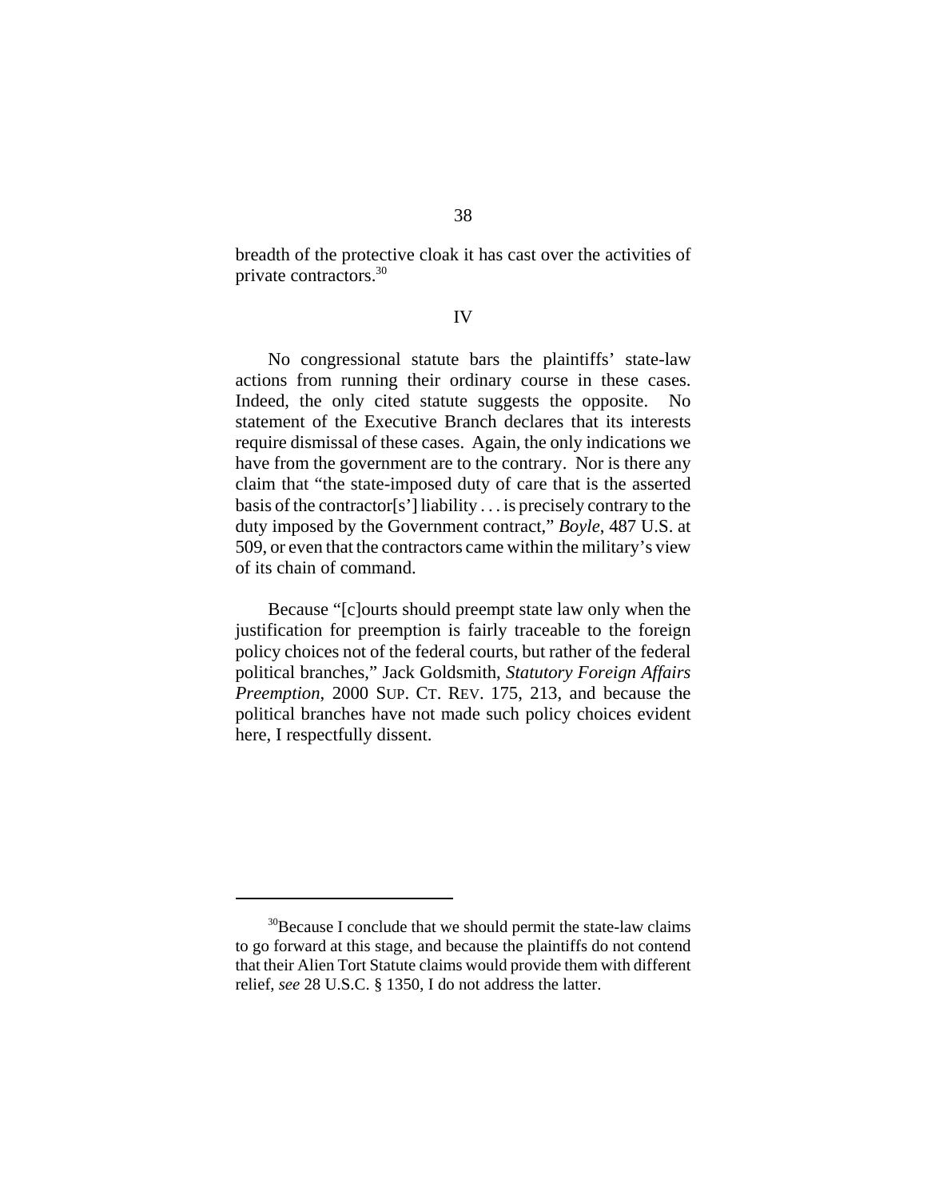breadth of the protective cloak it has cast over the activities of private contractors.[30]

## IV

No congressional statute bars the plaintiffs' state-law actions from running their ordinary course in these cases. Indeed, the only cited statute suggests the opposite. No statement of the Executive Branch declares that its interests require dismissal of these cases. Again, the only indications we have from the government are to the contrary. Nor is there any claim that "the state-imposed duty of care that is the asserted basis of the contractor[s'] liability . . . is precisely contrary to the duty imposed by the Government contract," *Boyle*, 487 U.S. at 509, or even that the contractors came within the military's view of its chain of command.

Because "[c]ourts should preempt state law only when the justification for preemption is fairly traceable to the foreign policy choices not of the federal courts, but rather of the federal political branches," Jack Goldsmith, *Statutory Foreign Affairs Preemption*, 2000 SUP. CT. REV. 175, 213, and because the political branches have not made such policy choices evident here, I respectfully dissent.

---

[30]Because I conclude that we should permit the state-law claims to go forward at this stage, and because the plaintiffs do not contend that their Alien Tort Statute claims would provide them with different relief, *see* 28 U.S.C. § 1350, I do not address the latter.